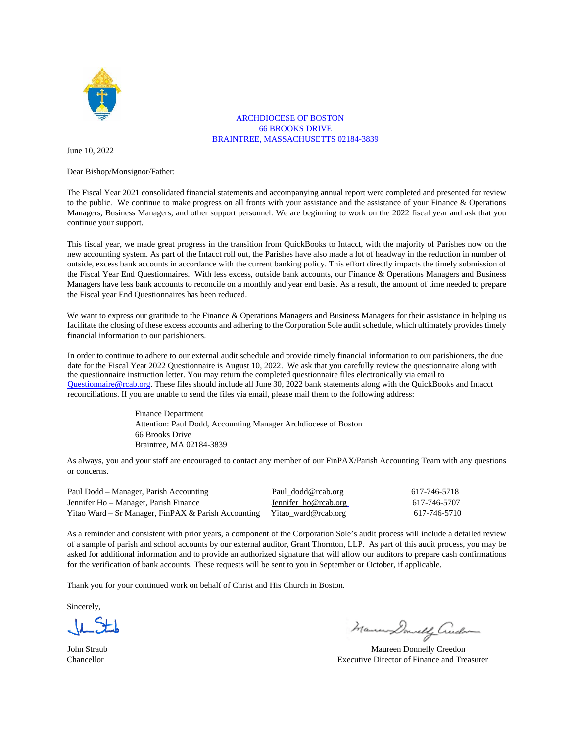ARCHDIOCESE OF BOSTON
66 BROOKS DRIVE
BRAINTREE, MASSACHUSETTS 02184-3839

June 10, 2022

Dear Bishop/Monsignor/Father:

The Fiscal Year 2021 consolidated financial statements and accompanying annual report were completed and presented for review to the public. We continue to make progress on all fronts with your assistance and the assistance of your Finance & Operations Managers, Business Managers, and other support personnel. We are beginning to work on the 2022 fiscal year and ask that you continue your support.

This fiscal year, we made great progress in the transition from QuickBooks to Intacct, with the majority of Parishes now on the new accounting system. As part of the Intacct roll out, the Parishes have also made a lot of headway in the reduction in number of outside, excess bank accounts in accordance with the current banking policy. This effort directly impacts the timely submission of the Fiscal Year End Questionnaires. With less excess, outside bank accounts, our Finance & Operations Managers and Business Managers have less bank accounts to reconcile on a monthly and year end basis. As a result, the amount of time needed to prepare the Fiscal year End Questionnaires has been reduced.

We want to express our gratitude to the Finance & Operations Managers and Business Managers for their assistance in helping us facilitate the closing of these excess accounts and adhering to the Corporation Sole audit schedule, which ultimately provides timely financial information to our parishioners.

In order to continue to adhere to our external audit schedule and provide timely financial information to our parishioners, the due date for the Fiscal Year 2022 Questionnaire is August 10, 2022. We ask that you carefully review the questionnaire along with the questionnaire instruction letter. You may return the completed questionnaire files electronically via email to Questionnaire@rcab.org. These files should include all June 30, 2022 bank statements along with the QuickBooks and Intacct reconciliations. If you are unable to send the files via email, please mail them to the following address:

> Finance Department
> Attention: Paul Dodd, Accounting Manager Archdiocese of Boston
> 66 Brooks Drive
> Braintree, MA 02184-3839

As always, you and your staff are encouraged to contact any member of our FinPAX/Parish Accounting Team with any questions or concerns.

| | | |
|---|---|---|
| Paul Dodd – Manager, Parish Accounting | Paul_dodd@rcab.org | 617-746-5718 |
| Jennifer Ho – Manager, Parish Finance | Jennifer_ho@rcab.org | 617-746-5707 |
| Yitao Ward – Sr Manager, FinPAX & Parish Accounting | Yitao_ward@rcab.org | 617-746-5710 |

As a reminder and consistent with prior years, a component of the Corporation Sole's audit process will include a detailed review of a sample of parish and school accounts by our external auditor, Grant Thornton, LLP. As part of this audit process, you may be asked for additional information and to provide an authorized signature that will allow our auditors to prepare cash confirmations for the verification of bank accounts. These requests will be sent to you in September or October, if applicable.

Thank you for your continued work on behalf of Christ and His Church in Boston.

Sincerely,

John Straub
Chancellor

Maureen Donnelly Creedon
Executive Director of Finance and Treasurer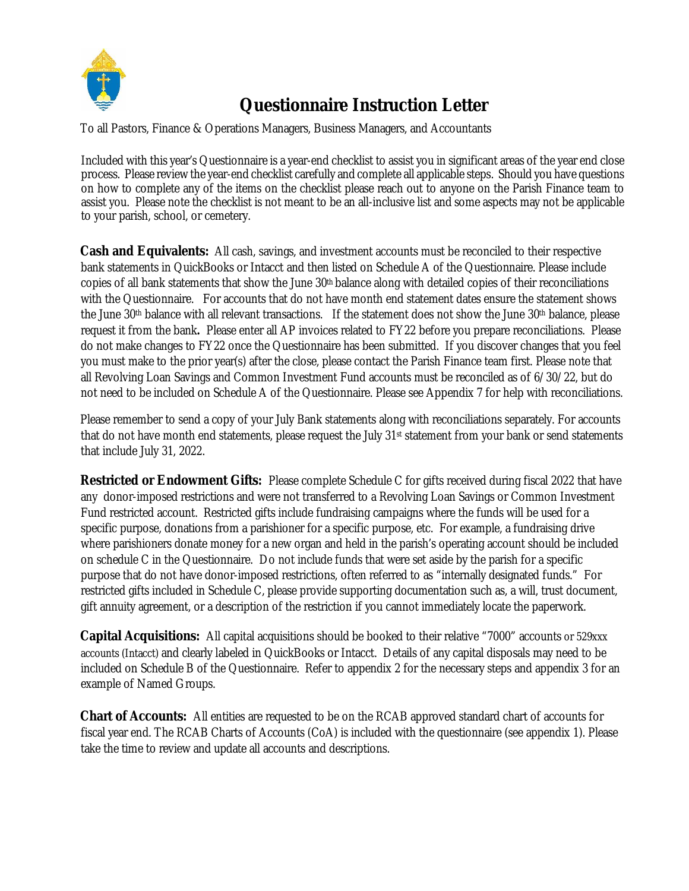# Questionnaire Instruction Letter

To all Pastors, Finance & Operations Managers, Business Managers, and Accountants

Included with this year's Questionnaire is a year-end checklist to assist you in significant areas of the year end close process. Please review the year-end checklist carefully and complete all applicable steps. Should you have questions on how to complete any of the items on the checklist please reach out to anyone on the Parish Finance team to assist you. Please note the checklist is not meant to be an all-inclusive list and some aspects may not be applicable to your parish, school, or cemetery.

**Cash and Equivalents:** All cash, savings, and investment accounts must be reconciled to their respective bank statements in QuickBooks or Intacct and then listed on Schedule A of the Questionnaire. Please include copies of all bank statements that show the June 30th balance along with detailed copies of their reconciliations with the Questionnaire. For accounts that do not have month end statement dates ensure the statement shows the June 30th balance with all relevant transactions. If the statement does not show the June 30th balance, please request it from the bank**.** Please enter all AP invoices related to FY22 before you prepare reconciliations. Please do not make changes to FY22 once the Questionnaire has been submitted. If you discover changes that you feel you must make to the prior year(s) after the close, please contact the Parish Finance team first. Please note that all Revolving Loan Savings and Common Investment Fund accounts must be reconciled as of 6/30/22, but do not need to be included on Schedule A of the Questionnaire. Please see Appendix 7 for help with reconciliations.

Please remember to send a copy of your July Bank statements along with reconciliations separately. For accounts that do not have month end statements, please request the July 31st statement from your bank or send statements that include July 31, 2022.

**Restricted or Endowment Gifts:** Please complete Schedule C for gifts received during fiscal 2022 that have any donor-imposed restrictions and were not transferred to a Revolving Loan Savings or Common Investment Fund restricted account. Restricted gifts include fundraising campaigns where the funds will be used for a specific purpose, donations from a parishioner for a specific purpose, etc. For example, a fundraising drive where parishioners donate money for a new organ and held in the parish's operating account should be included on schedule C in the Questionnaire. Do not include funds that were set aside by the parish for a specific purpose that do not have donor-imposed restrictions, often referred to as "internally designated funds." For restricted gifts included in Schedule C, please provide supporting documentation such as, a will, trust document, gift annuity agreement, or a description of the restriction if you cannot immediately locate the paperwork.

**Capital Acquisitions:** All capital acquisitions should be booked to their relative "7000" accounts or 529xxx accounts (Intacct) and clearly labeled in QuickBooks or Intacct. Details of any capital disposals may need to be included on Schedule B of the Questionnaire. Refer to appendix 2 for the necessary steps and appendix 3 for an example of Named Groups.

**Chart of Accounts:** All entities are requested to be on the RCAB approved standard chart of accounts for fiscal year end. The RCAB Charts of Accounts (CoA) is included with the questionnaire (see appendix 1). Please take the time to review and update all accounts and descriptions.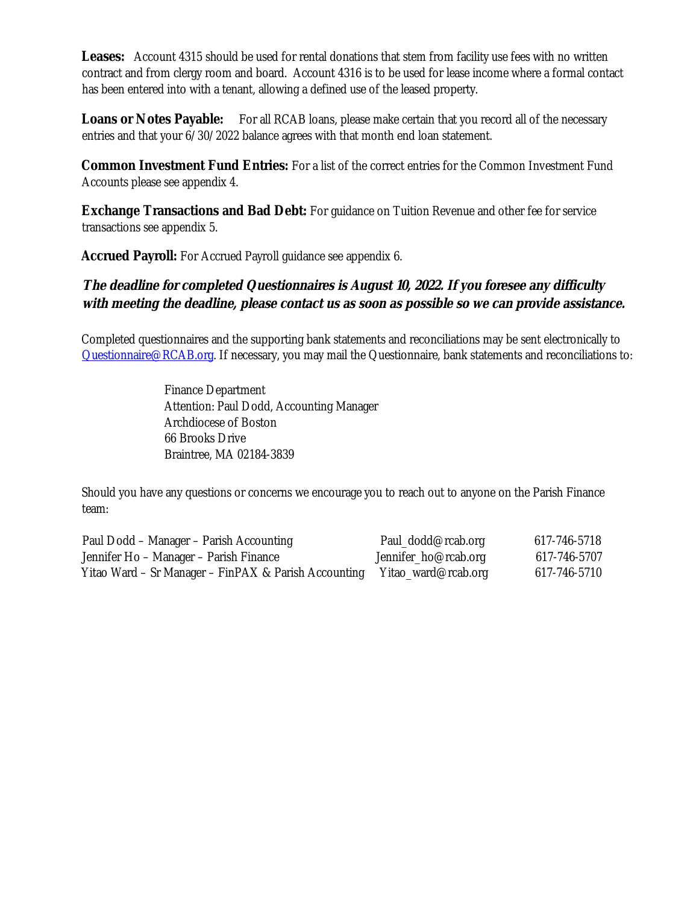**Leases:** Account 4315 should be used for rental donations that stem from facility use fees with no written contract and from clergy room and board. Account 4316 is to be used for lease income where a formal contact has been entered into with a tenant, allowing a defined use of the leased property.

**Loans or Notes Payable:** For all RCAB loans, please make certain that you record all of the necessary entries and that your 6/30/2022 balance agrees with that month end loan statement.

**Common Investment Fund Entries:** For a list of the correct entries for the Common Investment Fund Accounts please see appendix 4.

**Exchange Transactions and Bad Debt:** For guidance on Tuition Revenue and other fee for service transactions see appendix 5.

**Accrued Payroll:** For Accrued Payroll guidance see appendix 6.

***The deadline for completed Questionnaires is August 10, 2022. If you foresee any difficulty with meeting the deadline, please contact us as soon as possible so we can provide assistance.***

Completed questionnaires and the supporting bank statements and reconciliations may be sent electronically to Questionnaire@RCAB.org. If necessary, you may mail the Questionnaire, bank statements and reconciliations to:

Finance Department  
Attention: Paul Dodd, Accounting Manager  
Archdiocese of Boston  
66 Brooks Drive  
Braintree, MA 02184-3839

Should you have any questions or concerns we encourage you to reach out to anyone on the Parish Finance team:

| | | |
|---|---|---|
| Paul Dodd – Manager – Parish Accounting | Paul_dodd@rcab.org | 617-746-5718 |
| Jennifer Ho – Manager – Parish Finance | Jennifer_ho@rcab.org | 617-746-5707 |
| Yitao Ward – Sr Manager – FinPAX & Parish Accounting | Yitao_ward@rcab.org | 617-746-5710 |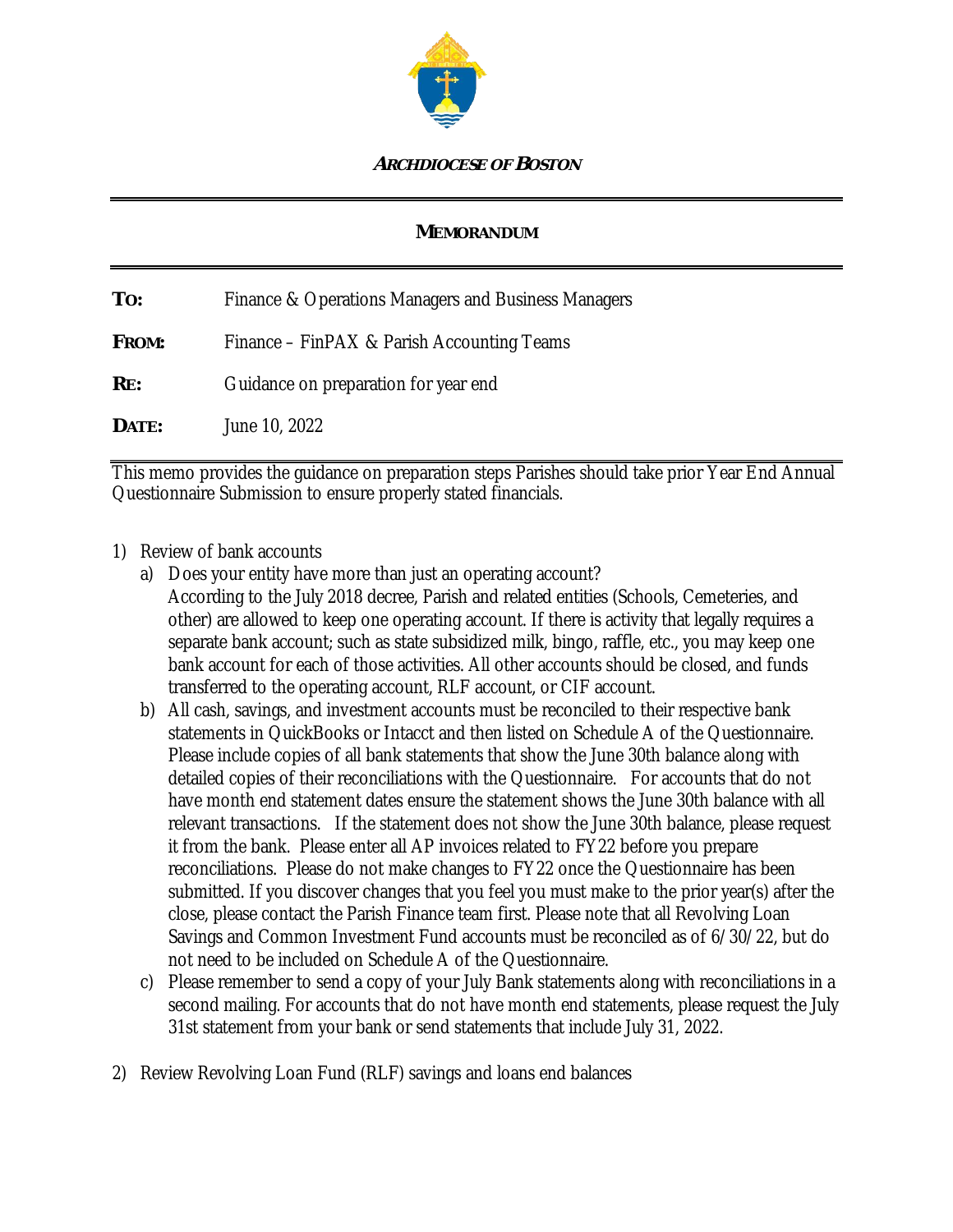**ARCHDIOCESE OF BOSTON**

---

**MEMORANDUM**

---

**TO:** Finance & Operations Managers and Business Managers

**FROM:** Finance – FinPAX & Parish Accounting Teams

**RE:** Guidance on preparation for year end

**DATE:** June 10, 2022

---

This memo provides the guidance on preparation steps Parishes should take prior Year End Annual Questionnaire Submission to ensure properly stated financials.

1) Review of bank accounts
   a) Does your entity have more than just an operating account?
      According to the July 2018 decree, Parish and related entities (Schools, Cemeteries, and other) are allowed to keep one operating account. If there is activity that legally requires a separate bank account; such as state subsidized milk, bingo, raffle, etc., you may keep one bank account for each of those activities. All other accounts should be closed, and funds transferred to the operating account, RLF account, or CIF account.
   b) All cash, savings, and investment accounts must be reconciled to their respective bank statements in QuickBooks or Intacct and then listed on Schedule A of the Questionnaire. Please include copies of all bank statements that show the June 30th balance along with detailed copies of their reconciliations with the Questionnaire. For accounts that do not have month end statement dates ensure the statement shows the June 30th balance with all relevant transactions. If the statement does not show the June 30th balance, please request it from the bank. Please enter all AP invoices related to FY22 before you prepare reconciliations. Please do not make changes to FY22 once the Questionnaire has been submitted. If you discover changes that you feel you must make to the prior year(s) after the close, please contact the Parish Finance team first. Please note that all Revolving Loan Savings and Common Investment Fund accounts must be reconciled as of 6/30/22, but do not need to be included on Schedule A of the Questionnaire.
   c) Please remember to send a copy of your July Bank statements along with reconciliations in a second mailing. For accounts that do not have month end statements, please request the July 31st statement from your bank or send statements that include July 31, 2022.

2) Review Revolving Loan Fund (RLF) savings and loans end balances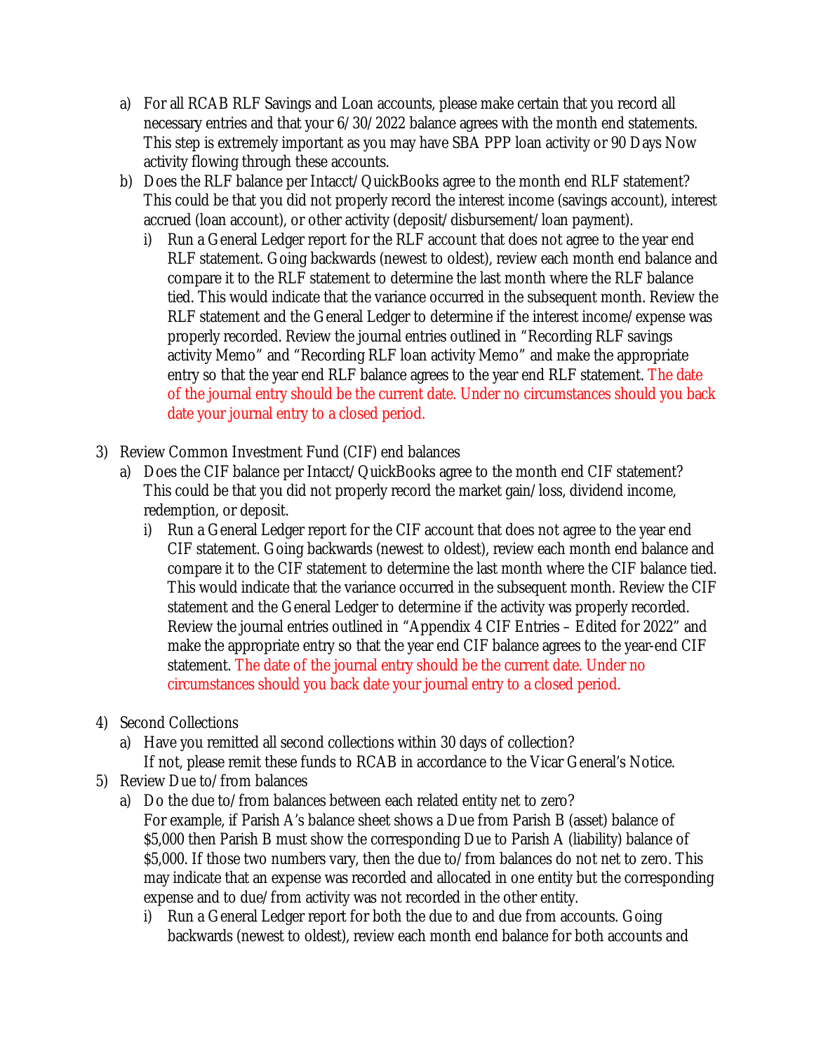a) For all RCAB RLF Savings and Loan accounts, please make certain that you record all necessary entries and that your 6/30/2022 balance agrees with the month end statements. This step is extremely important as you may have SBA PPP loan activity or 90 Days Now activity flowing through these accounts.
   b) Does the RLF balance per Intacct/QuickBooks agree to the month end RLF statement? This could be that you did not properly record the interest income (savings account), interest accrued (loan account), or other activity (deposit/disbursement/loan payment).
      i) Run a General Ledger report for the RLF account that does not agree to the year end RLF statement. Going backwards (newest to oldest), review each month end balance and compare it to the RLF statement to determine the last month where the RLF balance tied. This would indicate that the variance occurred in the subsequent month. Review the RLF statement and the General Ledger to determine if the interest income/expense was properly recorded. Review the journal entries outlined in "Recording RLF savings activity Memo" and "Recording RLF loan activity Memo" and make the appropriate entry so that the year end RLF balance agrees to the year end RLF statement. The date of the journal entry should be the current date. Under no circumstances should you back date your journal entry to a closed period.

3) Review Common Investment Fund (CIF) end balances
   a) Does the CIF balance per Intacct/QuickBooks agree to the month end CIF statement? This could be that you did not properly record the market gain/loss, dividend income, redemption, or deposit.
      i) Run a General Ledger report for the CIF account that does not agree to the year end CIF statement. Going backwards (newest to oldest), review each month end balance and compare it to the CIF statement to determine the last month where the CIF balance tied. This would indicate that the variance occurred in the subsequent month. Review the CIF statement and the General Ledger to determine if the activity was properly recorded. Review the journal entries outlined in "Appendix 4 CIF Entries – Edited for 2022" and make the appropriate entry so that the year end CIF balance agrees to the year-end CIF statement. The date of the journal entry should be the current date. Under no circumstances should you back date your journal entry to a closed period.

4) Second Collections
   a) Have you remitted all second collections within 30 days of collection?
      If not, please remit these funds to RCAB in accordance to the Vicar General's Notice.

5) Review Due to/from balances
   a) Do the due to/from balances between each related entity net to zero?
      For example, if Parish A's balance sheet shows a Due from Parish B (asset) balance of $5,000 then Parish B must show the corresponding Due to Parish A (liability) balance of $5,000. If those two numbers vary, then the due to/from balances do not net to zero. This may indicate that an expense was recorded and allocated in one entity but the corresponding expense and to due/from activity was not recorded in the other entity.
      i) Run a General Ledger report for both the due to and due from accounts. Going backwards (newest to oldest), review each month end balance for both accounts and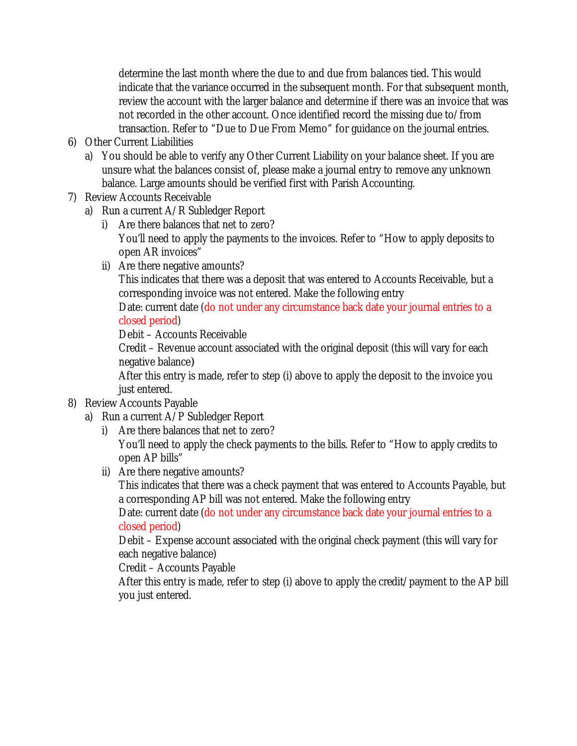determine the last month where the due to and due from balances tied. This would indicate that the variance occurred in the subsequent month. For that subsequent month, review the account with the larger balance and determine if there was an invoice that was not recorded in the other account. Once identified record the missing due to/from transaction. Refer to "Due to Due From Memo" for guidance on the journal entries.

6) Other Current Liabilities
   a) You should be able to verify any Other Current Liability on your balance sheet. If you are unsure what the balances consist of, please make a journal entry to remove any unknown balance. Large amounts should be verified first with Parish Accounting.
7) Review Accounts Receivable
   a) Run a current A/R Subledger Report
      i) Are there balances that net to zero?
         You'll need to apply the payments to the invoices. Refer to "How to apply deposits to open AR invoices"
      ii) Are there negative amounts?
         This indicates that there was a deposit that was entered to Accounts Receivable, but a corresponding invoice was not entered. Make the following entry
         Date: current date (do not under any circumstance back date your journal entries to a closed period)
         Debit – Accounts Receivable
         Credit – Revenue account associated with the original deposit (this will vary for each negative balance)
         After this entry is made, refer to step (i) above to apply the deposit to the invoice you just entered.
8) Review Accounts Payable
   a) Run a current A/P Subledger Report
      i) Are there balances that net to zero?
         You'll need to apply the check payments to the bills. Refer to "How to apply credits to open AP bills"
      ii) Are there negative amounts?
         This indicates that there was a check payment that was entered to Accounts Payable, but a corresponding AP bill was not entered. Make the following entry
         Date: current date (do not under any circumstance back date your journal entries to a closed period)
         Debit – Expense account associated with the original check payment (this will vary for each negative balance)
         Credit – Accounts Payable
         After this entry is made, refer to step (i) above to apply the credit/payment to the AP bill you just entered.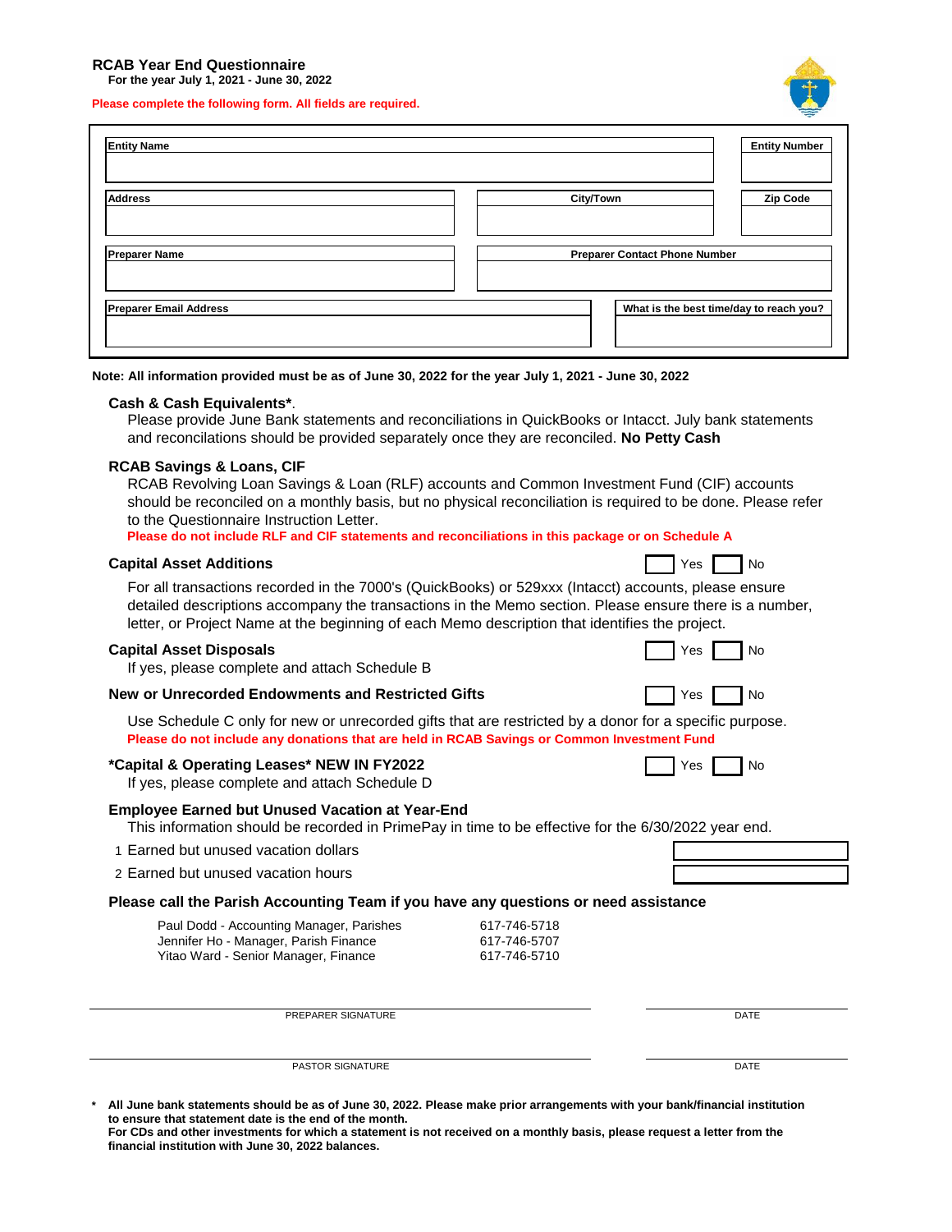**RCAB Year End Questionnaire**
**For the year July 1, 2021 - June 30, 2022**

**Please complete the following form. All fields are required.**

| Entity Name | | Entity Number |
|---|---|---|
| | | |

| Address | City/Town | Zip Code |
|---|---|---|
| | | |

| Preparer Name | Preparer Contact Phone Number |
|---|---|
| | |

| Preparer Email Address | What is the best time/day to reach you? |
|---|---|
| | |

**Note: All information provided must be as of June 30, 2022 for the year July 1, 2021 - June 30, 2022**

**Cash & Cash Equivalents***.

Please provide June Bank statements and reconciliations in QuickBooks or Intacct. July bank statements and reconcilations should be provided separately once they are reconciled. **No Petty Cash**

**RCAB Savings & Loans, CIF**

RCAB Revolving Loan Savings & Loan (RLF) accounts and Common Investment Fund (CIF) accounts should be reconciled on a monthly basis, but no physical reconciliation is required to be done. Please refer to the Questionnaire Instruction Letter.

**Please do not include RLF and CIF statements and reconciliations in this package or on Schedule A**

**Capital Asset Additions** ☐ Yes ☐ No

For all transactions recorded in the 7000's (QuickBooks) or 529xxx (Intacct) accounts, please ensure detailed descriptions accompany the transactions in the Memo section. Please ensure there is a number, letter, or Project Name at the beginning of each Memo description that identifies the project.

**Capital Asset Disposals** ☐ Yes ☐ No

If yes, please complete and attach Schedule B

**New or Unrecorded Endowments and Restricted Gifts** ☐ Yes ☐ No

Use Schedule C only for new or unrecorded gifts that are restricted by a donor for a specific purpose.

**Please do not include any donations that are held in RCAB Savings or Common Investment Fund**

***Capital & Operating Leases* NEW IN FY2022** ☐ Yes ☐ No

If yes, please complete and attach Schedule D

**Employee Earned but Unused Vacation at Year-End**

This information should be recorded in PrimePay in time to be effective for the 6/30/2022 year end.

1. Earned but unused vacation dollars ______
2. Earned but unused vacation hours ______

**Please call the Parish Accounting Team if you have any questions or need assistance**

| | |
|---|---|
| Paul Dodd - Accounting Manager, Parishes | 617-746-5718 |
| Jennifer Ho - Manager, Parish Finance | 617-746-5707 |
| Yitao Ward - Senior Manager, Finance | 617-746-5710 |

______________________________ PREPARER SIGNATURE ______________ DATE

______________________________ PASTOR SIGNATURE ______________ DATE

\* **All June bank statements should be as of June 30, 2022. Please make prior arrangements with your bank/financial institution to ensure that statement date is the end of the month.**
**For CDs and other investments for which a statement is not received on a monthly basis, please request a letter from the financial institution with June 30, 2022 balances.**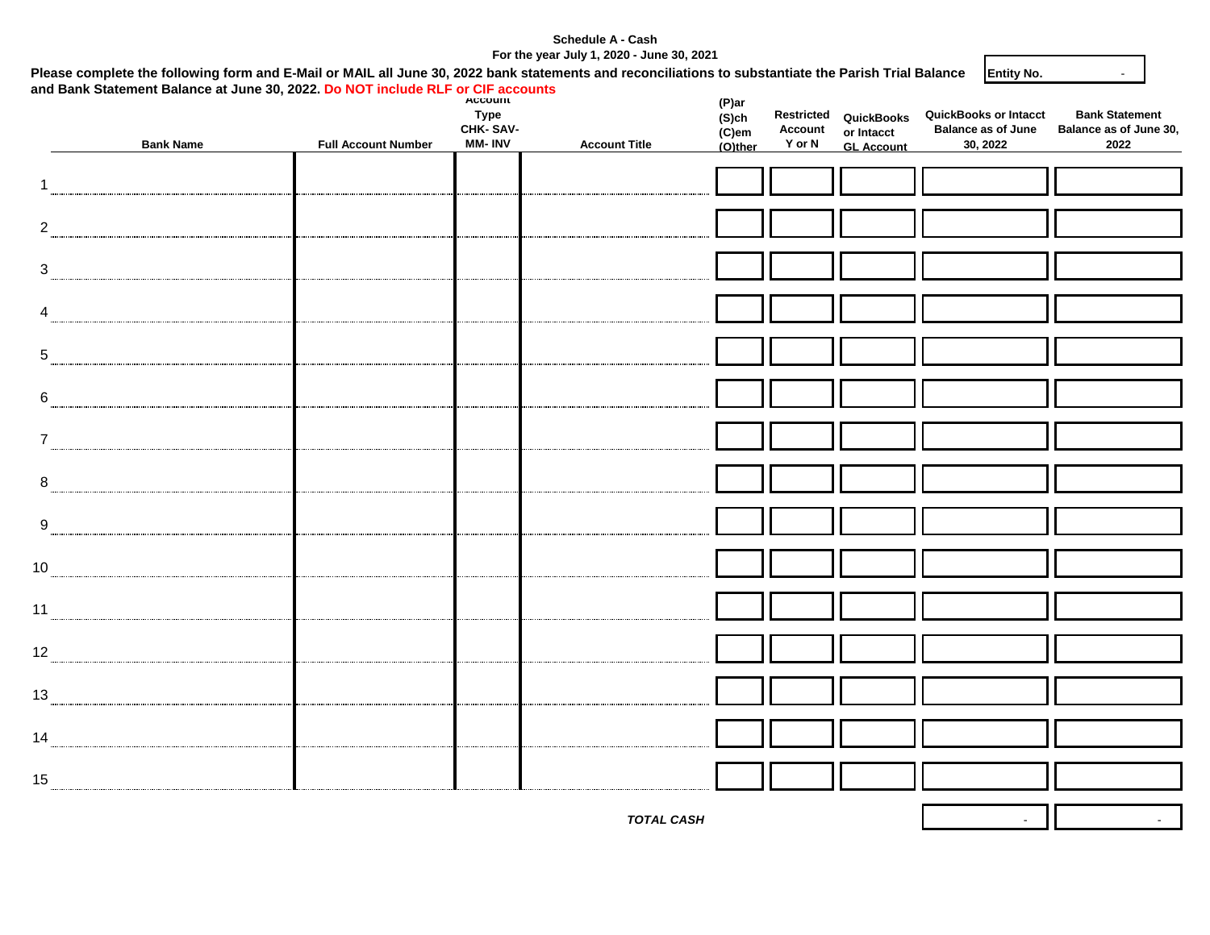**Schedule A - Cash**
**For the year July 1, 2020 - June 30, 2021**

**Please complete the following form and E-Mail or MAIL all June 30, 2022 bank statements and reconciliations to substantiate the Parish Trial Balance and Bank Statement Balance at June 30, 2022. Do NOT include RLF or CIF accounts**

**Entity No.** -

| | Bank Name | Full Account Number | Account Type CHK- SAV- MM- INV | Account Title | (P)ar (S)ch (C)em (O)ther | Restricted Account Y or N | QuickBooks or Intacct GL Account | QuickBooks or Intacct Balance as of June 30, 2022 | Bank Statement Balance as of June 30, 2022 |
|---|---|---|---|---|---|---|---|---|---|
| 1 | | | | | | | | | |
| 2 | | | | | | | | | |
| 3 | | | | | | | | | |
| 4 | | | | | | | | | |
| 5 | | | | | | | | | |
| 6 | | | | | | | | | |
| 7 | | | | | | | | | |
| 8 | | | | | | | | | |
| 9 | | | | | | | | | |
| 10 | | | | | | | | | |
| 11 | | | | | | | | | |
| 12 | | | | | | | | | |
| 13 | | | | | | | | | |
| 14 | | | | | | | | | |
| 15 | | | | | | | | | |
| | | | | ***TOTAL CASH*** | | | | - | - |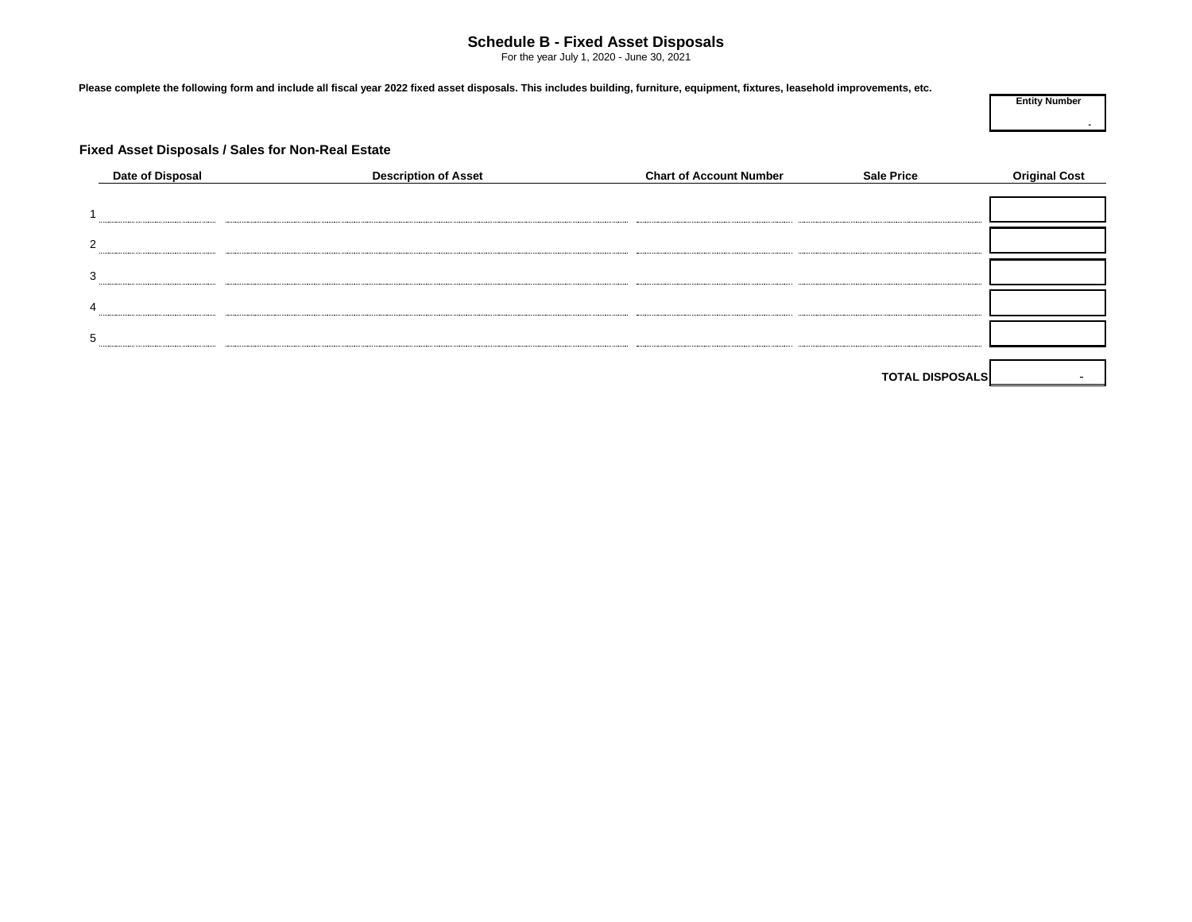# Schedule B - Fixed Asset Disposals

For the year July 1, 2020 - June 30, 2021

**Please complete the following form and include all fiscal year 2022 fixed asset disposals. This includes building, furniture, equipment, fixtures, leasehold improvements, etc.**

| Entity Number |
| --- |
| - |

## Fixed Asset Disposals / Sales for Non-Real Estate

| | Date of Disposal | Description of Asset | Chart of Account Number | Sale Price | Original Cost |
| --- | --- | --- | --- | --- | --- |
| 1 | | | | | |
| 2 | | | | | |
| 3 | | | | | |
| 4 | | | | | |
| 5 | | | | | |
| | | | | **TOTAL DISPOSALS** | - |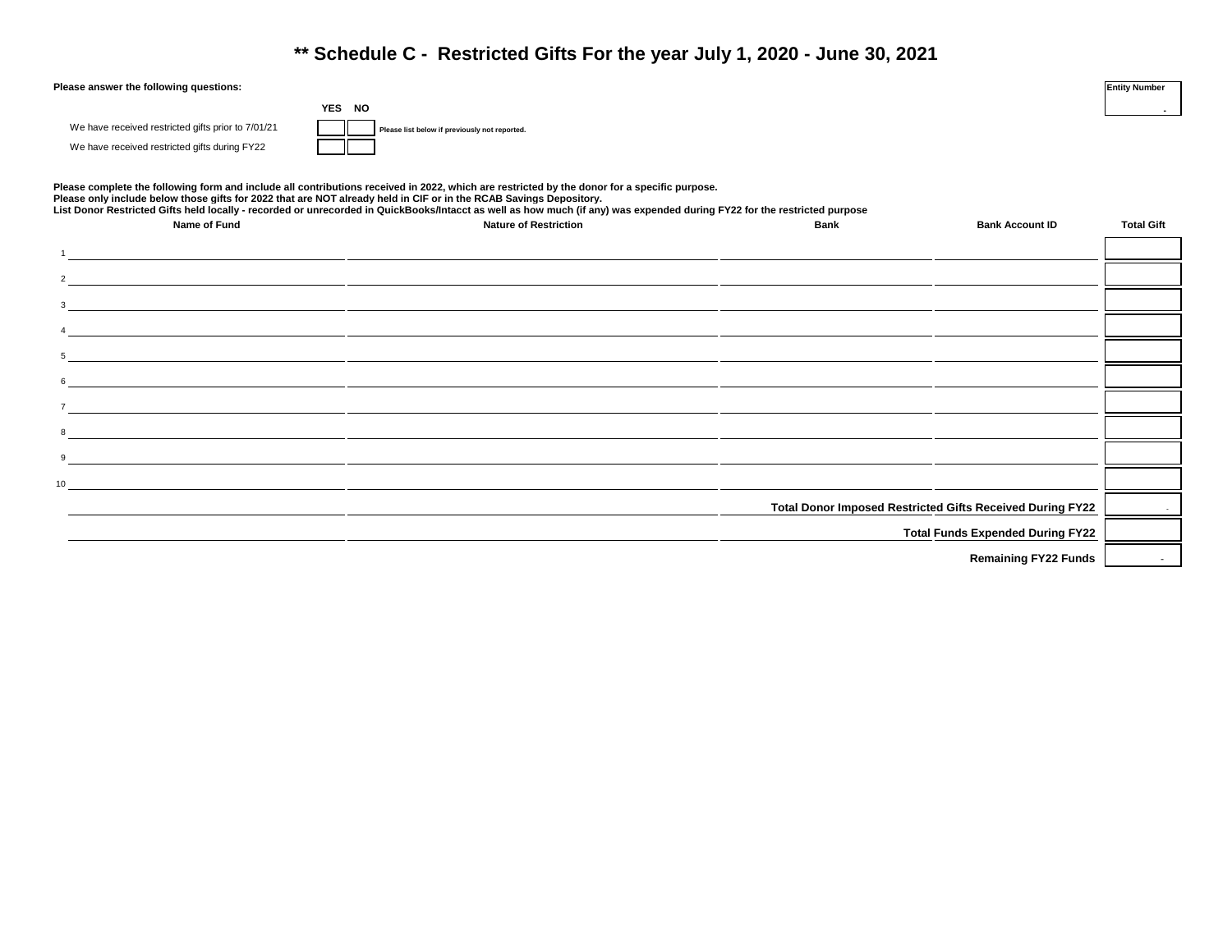# ** Schedule C - Restricted Gifts For the year July 1, 2020 - June 30, 2021

**Please answer the following questions:**

| Entity Number |
|---|
| - |

| | YES | NO | |
|---|---|---|---|
| We have received restricted gifts prior to 7/01/21 | | | **Please list below if previously not reported.** |
| We have received restricted gifts during FY22 | | | |

**Please complete the following form and include all contributions received in 2022, which are restricted by the donor for a specific purpose.**
**Please only include below those gifts for 2022 that are NOT already held in CIF or in the RCAB Savings Depository.**
**List Donor Restricted Gifts held locally - recorded or unrecorded in QuickBooks/Intacct as well as how much (if any) was expended during FY22 for the restricted purpose**

| | Name of Fund | Nature of Restriction | Bank | Bank Account ID | Total Gift |
|---|---|---|---|---|---|
| 1 | | | | | |
| 2 | | | | | |
| 3 | | | | | |
| 4 | | | | | |
| 5 | | | | | |
| 6 | | | | | |
| 7 | | | | | |
| 8 | | | | | |
| 9 | | | | | |
| 10 | | | | | |
| | | | **Total Donor Imposed Restricted Gifts Received During FY22** | | - |
| | | | **Total Funds Expended During FY22** | | |
| | | | **Remaining FY22 Funds** | | - |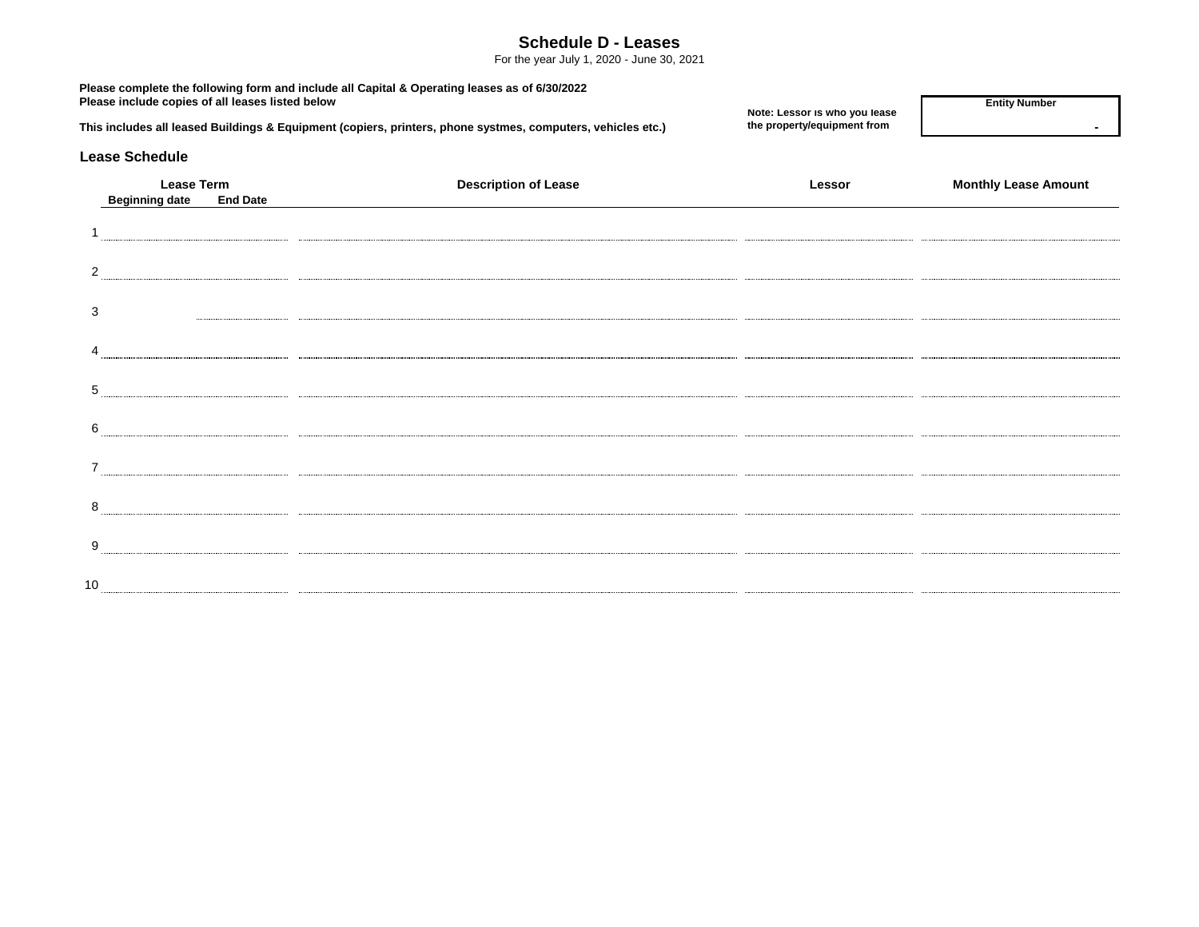# Schedule D - Leases

For the year July 1, 2020 - June 30, 2021

**Please complete the following form and include all Capital & Operating leases as of 6/30/2022**
**Please include copies of all leases listed below**

**This includes all leased Buildings & Equipment (copiers, printers, phone systmes, computers, vehicles etc.)**

**Note: Lessor is who you lease the property/equipment from**

| Entity Number |
|---|
| - |

## Lease Schedule

| | Lease Term | | Description of Lease | Lessor | Monthly Lease Amount |
|---|---|---|---|---|---|
| | **Beginning date** | **End Date** | | | |
| 1 | | | | | |
| 2 | | | | | |
| 3 | | | | | |
| 4 | | | | | |
| 5 | | | | | |
| 6 | | | | | |
| 7 | | | | | |
| 8 | | | | | |
| 9 | | | | | |
| 10 | | | | | |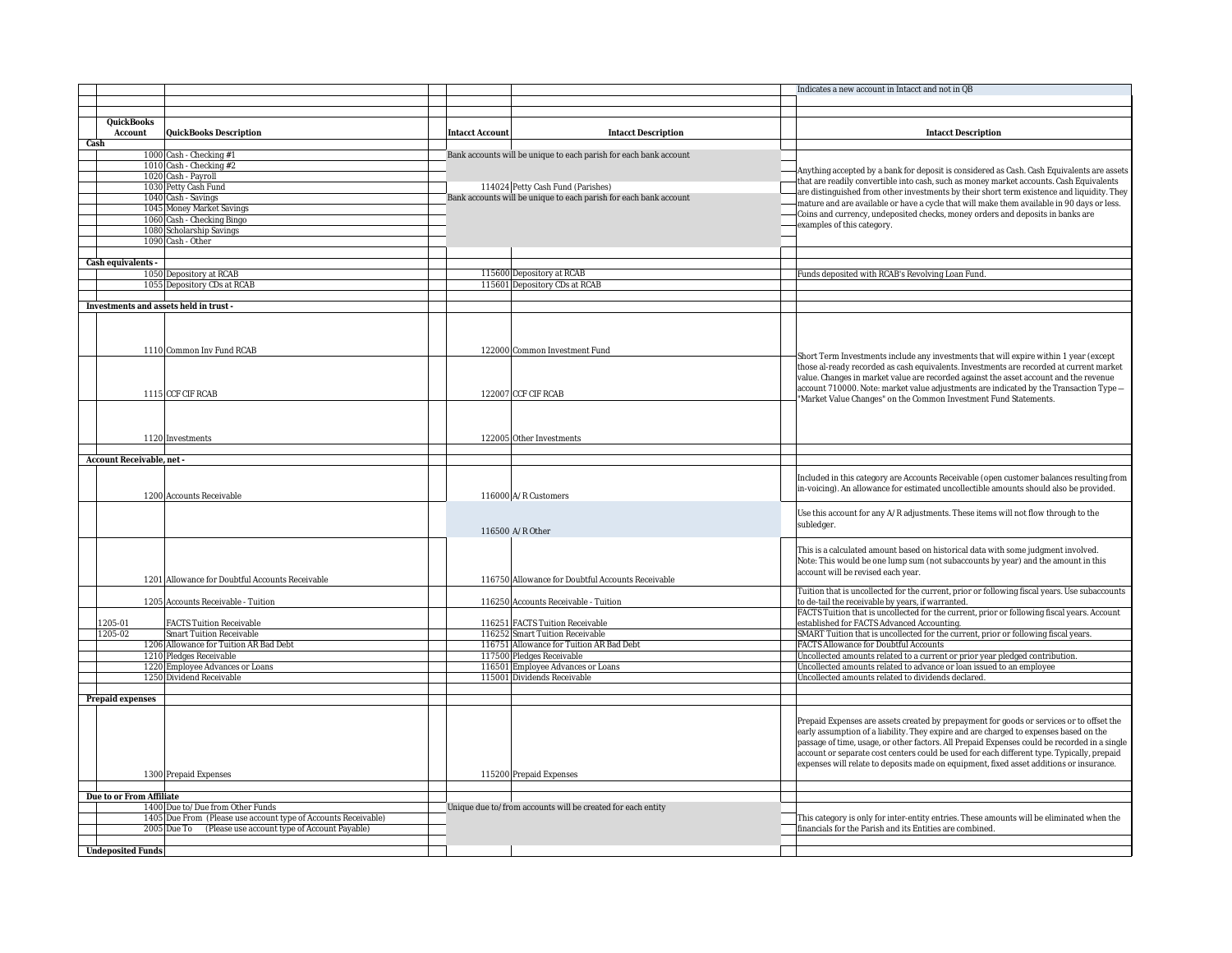Indicates a new account in Intacct and not in QB

| QuickBooks Account | QuickBooks Description | Intacct Account | Intacct Description | Intacct Description |
|---|---|---|---|---|
| **Cash** | | | | |
| 1000 | Cash - Checking #1 | Bank accounts will be unique to each parish for each bank account | | Anything accepted by a bank for deposit is considered as Cash. Cash Equivalents are assets that are readily convertible into cash, such as money market accounts. Cash Equivalents are distinguished from other investments by their short term existence and liquidity. They mature and are available or have a cycle that will make them available in 90 days or less. Coins and currency, undeposited checks, money orders and deposits in banks are examples of this category. |
| 1010 | Cash - Checking #2 | | | |
| 1020 | Cash - Payroll | | | |
| 1030 | Petty Cash Fund | 114024 | Petty Cash Fund (Parishes) | |
| 1040 | Cash - Savings | Bank accounts will be unique to each parish for each bank account | | |
| 1045 | Money Market Savings | | | |
| 1060 | Cash - Checking Bingo | | | |
| 1080 | Scholarship Savings | | | |
| 1090 | Cash - Other | | | |
| **Cash equivalents -** | | | | |
| 1050 | Depository at RCAB | 115600 | Depository at RCAB | Funds deposited with RCAB's Revolving Loan Fund. |
| 1055 | Depository CDs at RCAB | 115601 | Depository CDs at RCAB | |
| **Investments and assets held in trust -** | | | | |
| 1110 | Common Inv Fund RCAB | 122000 | Common Investment Fund | Short Term Investments include any investments that will expire within 1 year (except those al-ready recorded as cash equivalents. Investments are recorded at current market value. Changes in market value are recorded against the asset account and the revenue account 710000. Note: market value adjustments are indicated by the Transaction Type -- "Market Value Changes" on the Common Investment Fund Statements. |
| 1115 | CCF CIF RCAB | 122007 | CCF CIF RCAB | |
| 1120 | Investments | 122005 | Other Investments | |
| **Account Receivable, net -** | | | | |
| 1200 | Accounts Receivable | 116000 | A/R Customers | Included in this category are Accounts Receivable (open customer balances resulting from in-voicing). An allowance for estimated uncollectible amounts should also be provided. |
| | | 116500 | A/R Other | Use this account for any A/R adjustments. These items will not flow through to the subledger. |
| 1201 | Allowance for Doubtful Accounts Receivable | 116750 | Allowance for Doubtful Accounts Receivable | This is a calculated amount based on historical data with some judgment involved. Note: This would be one lump sum (not subaccounts by year) and the amount in this account will be revised each year. |
| 1205 | Accounts Receivable - Tuition | 116250 | Accounts Receivable - Tuition | Tuition that is uncollected for the current, prior or following fiscal years. Use subaccounts to de-tail the receivable by years, if warranted. |
| 1205-01 | FACTS Tuition Receivable | 116251 | FACTS Tuition Receivable | FACTS Tuition that is uncollected for the current, prior or following fiscal years. Account established for FACTS Advanced Accounting. |
| 1205-02 | Smart Tuition Receivable | 116252 | Smart Tuition Receivable | SMART Tuition that is uncollected for the current, prior or following fiscal years. |
| 1206 | Allowance for Tuition AR Bad Debt | 116751 | Allowance for Tuition AR Bad Debt | FACTS Allowance for Doubtful Accounts |
| 1210 | Pledges Receivable | 117500 | Pledges Receivable | Uncollected amounts related to a current or prior year pledged contribution. |
| 1220 | Employee Advances or Loans | 116501 | Employee Advances or Loans | Uncollected amounts related to advance or loan issued to an employee |
| 1250 | Dividend Receivable | 115001 | Dividends Receivable | Uncollected amounts related to dividends declared. |
| **Prepaid expenses** | | | | |
| 1300 | Prepaid Expenses | 115200 | Prepaid Expenses | Prepaid Expenses are assets created by prepayment for goods or services or to offset the early assumption of a liability. They expire and are charged to expenses based on the passage of time, usage, or other factors. All Prepaid Expenses could be recorded in a single account or separate cost centers could be used for each different type. Typically, prepaid expenses will relate to deposits made on equipment, fixed asset additions or insurance. |
| **Due to or From Affiliate** | | | | |
| 1400 | Due to/ Due from Other Funds | Unique due to/from accounts will be created for each entity | | This category is only for inter-entity entries. These amounts will be eliminated when the financials for the Parish and its Entities are combined. |
| 1405 | Due From (Please use account type of Accounts Receivable) | | | |
| 2005 | Due To (Please use account type of Account Payable) | | | |
| **Undeposited Funds** | | | | |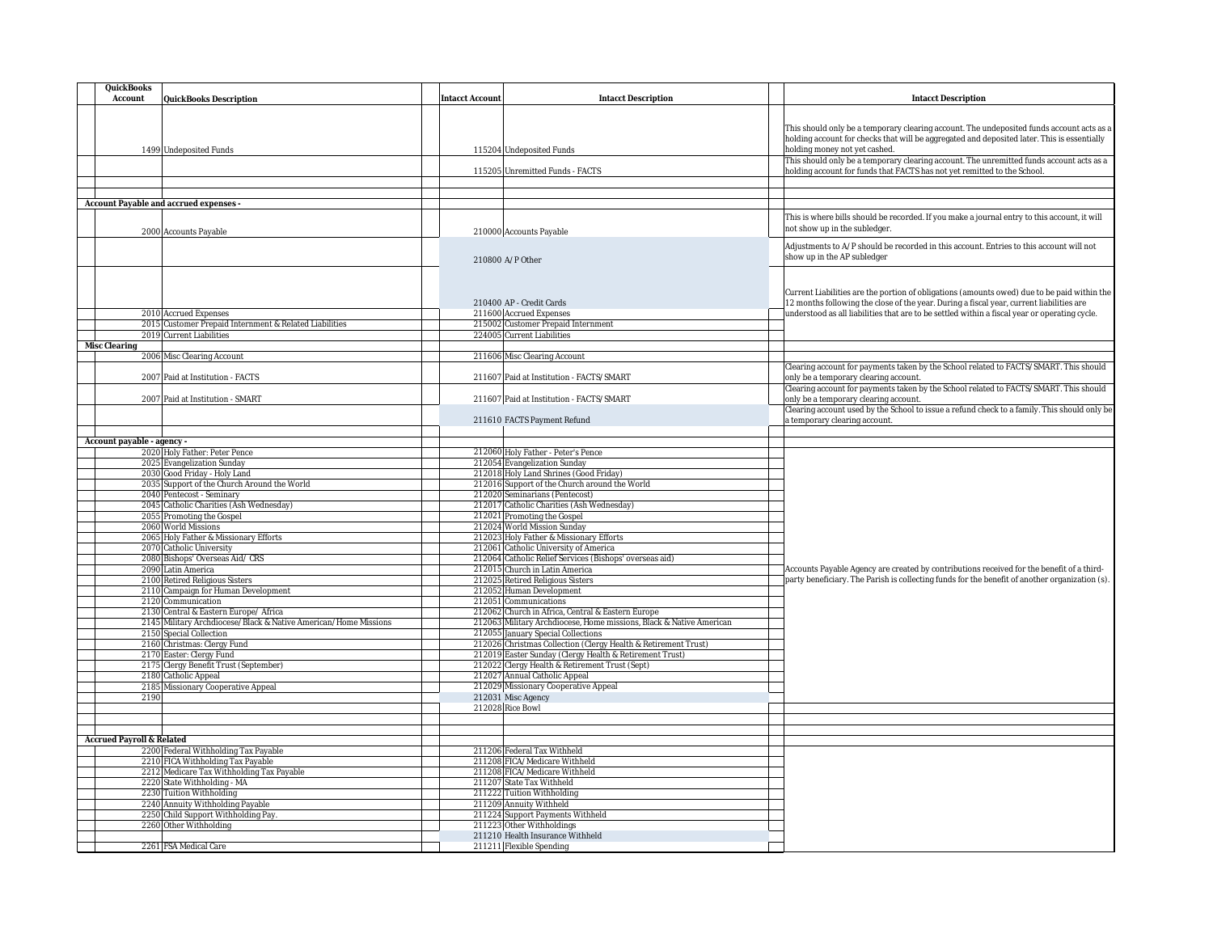| QuickBooks Account | QuickBooks Description | Intacct Account | Intacct Description | Intacct Description |
|---|---|---|---|---|
| 1499 | Undeposited Funds | 115204 | Undeposited Funds | This should only be a temporary clearing account. The undeposited funds account acts as a holding account for checks that will be aggregated and deposited later. This is essentially holding money not yet cashed. |
| | | 115205 | Unremitted Funds - FACTS | This should only be a temporary clearing account. The unremitted funds account acts as a holding account for funds that FACTS has not yet remitted to the School. |
| | | | | |
| | | | | |
| **Account Payable and accrued expenses -** | | | | |
| 2000 | Accounts Payable | 210000 | Accounts Payable | This is where bills should be recorded. If you make a journal entry to this account, it will not show up in the subledger. |
| | | 210800 | A/P Other | Adjustments to A/P should be recorded in this account. Entries to this account will not show up in the AP subledger |
| | | 210400 | AP - Credit Cards | Current Liabilities are the portion of obligations (amounts owed) due to be paid within the 12 months following the close of the year. During a fiscal year, current liabilities are understood as all liabilities that are to be settled within a fiscal year or operating cycle. |
| 2010 | Accrued Expenses | 211600 | Accrued Expenses | |
| 2015 | Customer Prepaid Internment & Related Liabilities | 215002 | Customer Prepaid Internment | |
| 2019 | Current Liabilities | 224005 | Current Liabilities | |
| **Misc Clearing** | | | | |
| 2006 | Misc Clearing Account | 211606 | Misc Clearing Account | |
| 2007 | Paid at Institution - FACTS | 211607 | Paid at Institution - FACTS/SMART | Clearing account for payments taken by the School related to FACTS/SMART. This should only be a temporary clearing account. |
| 2007 | Paid at Institution - SMART | 211607 | Paid at Institution - FACTS/SMART | Clearing account for payments taken by the School related to FACTS/SMART. This should only be a temporary clearing account. |
| | | 211610 | FACTS Payment Refund | Clearing account used by the School to issue a refund check to a family. This should only be a temporary clearing account. |
| | | | | |
| **Account payable - agency -** | | | | |
| 2020 | Holy Father: Peter Pence | 212060 | Holy Father - Peter's Pence | Accounts Payable Agency are created by contributions received for the benefit of a third-party beneficiary. The Parish is collecting funds for the benefit of another organization (s). |
| 2025 | Evangelization Sunday | 212054 | Evangelization Sunday | |
| 2030 | Good Friday - Holy Land | 212018 | Holy Land Shrines (Good Friday) | |
| 2035 | Support of the Church Around the World | 212016 | Support of the Church around the World | |
| 2040 | Pentecost - Seminary | 212020 | Seminarians (Pentecost) | |
| 2045 | Catholic Charities (Ash Wednesday) | 212017 | Catholic Charities (Ash Wednesday) | |
| 2055 | Promoting the Gospel | 212021 | Promoting the Gospel | |
| 2060 | World Missions | 212024 | World Mission Sunday | |
| 2065 | Holy Father & Missionary Efforts | 212023 | Holy Father & Missionary Efforts | |
| 2070 | Catholic University | 212061 | Catholic University of America | |
| 2080 | Bishops' Overseas Aid/ CRS | 212064 | Catholic Relief Services (Bishops' overseas aid) | |
| 2090 | Latin America | 212015 | Church in Latin America | |
| 2100 | Retired Religious Sisters | 212025 | Retired Religious Sisters | |
| 2110 | Campaign for Human Development | 212052 | Human Development | |
| 2120 | Communication | 212051 | Communications | |
| 2130 | Central & Eastern Europe/ Africa | 212062 | Church in Africa, Central & Eastern Europe | |
| 2145 | Military Archdiocese/ Black & Native American/ Home Missions | 212063 | Military Archdiocese, Home missions, Black & Native American | |
| 2150 | Special Collection | 212055 | January Special Collections | |
| 2160 | Christmas: Clergy Fund | 212026 | Christmas Collection (Clergy Health & Retirement Trust) | |
| 2170 | Easter: Clergy Fund | 212019 | Easter Sunday (Clergy Health & Retirement Trust) | |
| 2175 | Clergy Benefit Trust (September) | 212022 | Clergy Health & Retirement Trust (Sept) | |
| 2180 | Catholic Appeal | 212027 | Annual Catholic Appeal | |
| 2185 | Missionary Cooperative Appeal | 212029 | Missionary Cooperative Appeal | |
| 2190 | | 212031 | Misc Agency | |
| | | 212028 | Rice Bowl | |
| | | | | |
| | | | | |
| **Accrued Payroll & Related** | | | | |
| 2200 | Federal Withholding Tax Payable | 211206 | Federal Tax Withheld | |
| 2210 | FICA Withholding Tax Payable | 211208 | FICA/Medicare Withheld | |
| 2212 | Medicare Tax Withholding Tax Payable | 211208 | FICA/Medicare Withheld | |
| 2220 | State Withholding - MA | 211207 | State Tax Withheld | |
| 2230 | Tuition Withholding | 211222 | Tuition Withholding | |
| 2240 | Annuity Withholding Payable | 211209 | Annuity Withheld | |
| 2250 | Child Support Withholding Pay. | 211224 | Support Payments Withheld | |
| 2260 | Other Withholding | 211223 | Other Withholdings | |
| | | 211210 | Health Insurance Withheld | |
| 2261 | FSA Medical Care | 211211 | Flexible Spending | |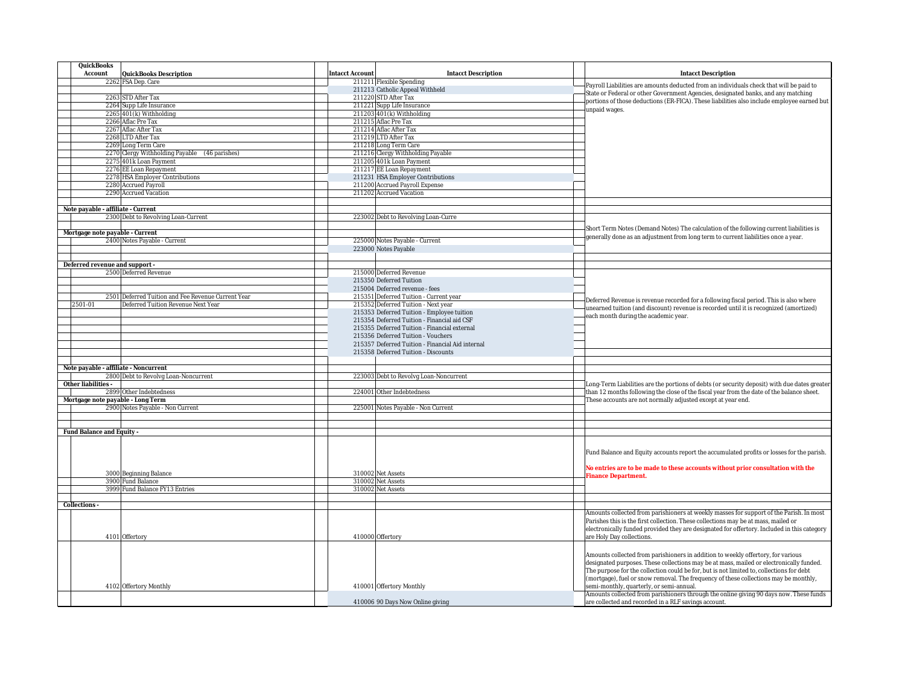| QuickBooks Account | QuickBooks Description | Intacct Account | Intacct Description | Intacct Description |
|---|---|---|---|---|
| 2262 | FSA Dep. Care | 211211 | Flexible Spending | Payroll Liabilities are amounts deducted from an individuals check that will be paid to State or Federal or other Government Agencies, designated banks, and any matching portions of those deductions (ER-FICA). These liabilities also include employee earned but unpaid wages. |
| | | 211213 | Catholic Appeal Withheld | |
| 2263 | STD After Tax | 211220 | STD After Tax | |
| 2264 | Supp Life Insurance | 211221 | Supp Life Insurance | |
| 2265 | 401(k) Withholding | 211203 | 401(k) Withholding | |
| 2266 | Aflac Pre Tax | 211215 | Aflac Pre Tax | |
| 2267 | Aflac After Tax | 211214 | Aflac After Tax | |
| 2268 | LTD After Tax | 211219 | LTD After Tax | |
| 2269 | Long Term Care | 211218 | Long Term Care | |
| 2270 | Clergy Withholding Payable (46 parishes) | 211216 | Clergy Withholding Payable | |
| 2275 | 401k Loan Payment | 211205 | 401k Loan Payment | |
| 2276 | EE Loan Repayment | 211217 | EE Loan Repayment | |
| 2278 | HSA Employer Contributions | 211231 | HSA Employer Contributions | |
| 2280 | Accrued Payroll | 211200 | Accrued Payroll Expense | |
| 2290 | Accrued Vacation | 211202 | Accrued Vacation | |
| | | | | |
| **Note payable - affiliate - Current** | | | | |
| 2300 | Debt to Revolving Loan-Current | 223002 | Debt to Revolving Loan-Curre | Short Term Notes (Demand Notes) The calculation of the following current liabilities is generally done as an adjustment from long term to current liabilities once a year. |
| **Mortgage note payable - Current** | | | | |
| 2400 | Notes Payable - Current | 225000 | Notes Payable - Current | |
| | | 223000 | Notes Payable | |
| | | | | |
| **Deferred revenue and support -** | | | | |
| 2500 | Deferred Revenue | 215000 | Deferred Revenue | Deferred Revenue is revenue recorded for a following fiscal period. This is also where unearned tuition (and discount) revenue is recorded until it is recognized (amortized) each month during the academic year. |
| | | 215350 | Deferred Tuition | |
| | | 215004 | Deferred revenue - fees | |
| 2501 | Deferred Tuition and Fee Revenue Current Year | 215351 | Deferred Tuition - Current year | |
| 2501-01 | Deferred Tuition Revenue Next Year | 215352 | Deferred Tuition - Next year | |
| | | 215353 | Deferred Tuition - Employee tuition | |
| | | 215354 | Deferred Tuition - Financial aid CSF | |
| | | 215355 | Deferred Tuition - Financial external | |
| | | 215356 | Deferred Tuition - Vouchers | |
| | | 215357 | Deferred Tuition - Financial Aid internal | |
| | | 215358 | Deferred Tuition - Discounts | |
| | | | | |
| **Note payable - affiliate - Noncurrent** | | | | |
| 2800 | Debt to Revolvg Loan-Noncurrent | 223003 | Debt to Revolvg Loan-Noncurrent | Long-Term Liabilities are the portions of debts (or security deposit) with due dates greater than 12 months following the close of the fiscal year from the date of the balance sheet. These accounts are not normally adjusted except at year end. |
| **Other liabilities -** | | | | |
| 2899 | Other Indebtedness | 224001 | Other Indebtedness | |
| **Mortgage note payable - Long Term** | | | | |
| 2900 | Notes Payable - Non Current | 225001 | Notes Payable - Non Current | |
| | | | | |
| | | | | |
| **Fund Balance and Equity -** | | | | |
| 3000 | Beginning Balance | 310002 | Net Assets | Fund Balance and Equity accounts report the accumulated profits or losses for the parish. **No entries are to be made to these accounts without prior consultation with the Finance Department.** |
| 3900 | Fund Balance | 310002 | Net Assets | |
| 3999 | Fund Balance FY13 Entries | 310002 | Net Assets | |
| | | | | |
| **Collections -** | | | | |
| 4101 | Offertory | 410000 | Offertory | Amounts collected from parishioners at weekly masses for support of the Parish. In most Parishes this is the first collection. These collections may be at mass, mailed or electronically funded provided they are designated for offertory. Included in this category are Holy Day collections. |
| 4102 | Offertory Monthly | 410001 | Offertory Monthly | Amounts collected from parishioners in addition to weekly offertory, for various designated purposes. These collections may be at mass, mailed or electronically funded. The purpose for the collection could be for, but is not limited to, collections for debt (mortgage), fuel or snow removal. The frequency of these collections may be monthly, semi-monthly, quarterly, or semi-annual. |
| | | 410006 | 90 Days Now Online giving | Amounts collected from parishioners through the online giving 90 days now. These funds are collected and recorded in a RLF savings account. |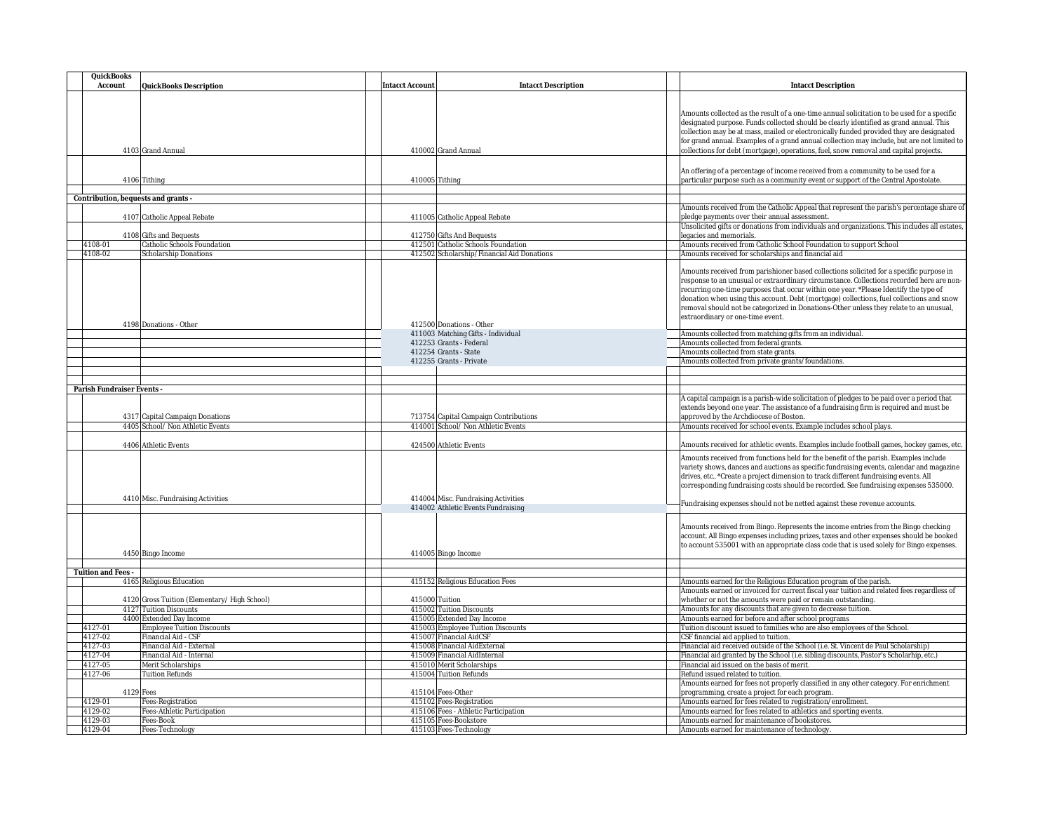| QuickBooks Account | QuickBooks Description | Intacct Account | Intacct Description | Intacct Description |
|---|---|---|---|---|
| 4103 | Grand Annual | 410002 | Grand Annual | Amounts collected as the result of a one-time annual solicitation to be used for a specific designated purpose. Funds collected should be clearly identified as grand annual. This collection may be at mass, mailed or electronically funded provided they are designated for grand annual. Examples of a grand annual collection may include, but are not limited to collections for debt (mortgage), operations, fuel, snow removal and capital projects. |
| 4106 | Tithing | 410005 | Tithing | An offering of a percentage of income received from a community to be used for a particular purpose such as a community event or support of the Central Apostolate. |
| | | | | |
| **Contribution, bequests and grants -** | | | | |
| 4107 | Catholic Appeal Rebate | 411005 | Catholic Appeal Rebate | Amounts received from the Catholic Appeal that represent the parish's percentage share of pledge payments over their annual assessment. |
| 4108 | Gifts and Bequests | 412750 | Gifts And Bequests | Unsolicited gifts or donations from individuals and organizations. This includes all estates, legacies and memorials. |
| 4108-01 | Catholic Schools Foundation | 412501 | Catholic Schools Foundation | Amounts received from Catholic School Foundation to support School |
| 4108-02 | Scholarship Donations | 412502 | Scholarship/Financial Aid Donations | Amounts received for scholarships and financial aid |
| 4198 | Donations - Other | 412500 | Donations - Other | Amounts received from parishioner based collections solicited for a specific purpose in response to an unusual or extraordinary circumstance. Collections recorded here are non-recurring one-time purposes that occur within one year. *Please Identify the type of donation when using this account. Debt (mortgage) collections, fuel collections and snow removal should not be categorized in Donations-Other unless they relate to an unusual, extraordinary or one-time event. |
| | | 411003 | Matching Gifts - Individual | Amounts collected from matching gifts from an individual. |
| | | 412253 | Grants - Federal | Amounts collected from federal grants. |
| | | 412254 | Grants - State | Amounts collected from state grants. |
| | | 412255 | Grants - Private | Amounts collected from private grants/foundations. |
| | | | | |
| | | | | |
| **Parish Fundraiser Events -** | | | | |
| 4317 | Capital Campaign Donations | 713754 | Capital Campaign Contributions | A capital campaign is a parish-wide solicitation of pledges to be paid over a period that extends beyond one year. The assistance of a fundraising firm is required and must be approved by the Archdiocese of Boston. |
| 4405 | School/ Non Athletic Events | 414001 | School/ Non Athletic Events | Amounts received for school events. Example includes school plays. |
| 4406 | Athletic Events | 424500 | Athletic Events | Amounts received for athletic events. Examples include football games, hockey games, etc. |
| 4410 | Misc. Fundraising Activities | 414004 | Misc. Fundraising Activities | Amounts received from functions held for the benefit of the parish. Examples include variety shows, dances and auctions as specific fundraising events, calendar and magazine drives, etc.. *Create a project dimension to track different fundraising events. All corresponding fundraising costs should be recorded. See fundraising expenses 535000. |
| | | 414002 | Athletic Events Fundraising | Fundraising expenses should not be netted against these revenue accounts. |
| 4450 | Bingo Income | 414005 | Bingo Income | Amounts received from Bingo. Represents the income entries from the Bingo checking account. All Bingo expenses including prizes, taxes and other expenses should be booked to account 535001 with an appropriate class code that is used solely for Bingo expenses. |
| | | | | |
| **Tuition and Fees -** | | | | |
| 4165 | Religious Education | 415152 | Religious Education Fees | Amounts earned for the Religious Education program of the parish. |
| 4120 | Gross Tuition (Elementary/ High School) | 415000 | Tuition | Amounts earned or invoiced for current fiscal year tuition and related fees regardless of whether or not the amounts were paid or remain outstanding. |
| 4127 | Tuition Discounts | 415002 | Tuition Discounts | Amounts for any discounts that are given to decrease tuition. |
| 4400 | Extended Day Income | 415005 | Extended Day Income | Amounts earned for before and after school programs |
| 4127-01 | Employee Tuition Discounts | 415003 | Employee Tuition Discounts | Tuition discount issued to families who are also employees of the School. |
| 4127-02 | Financial Aid - CSF | 415007 | Financial AidCSF | CSF financial aid applied to tuition. |
| 4127-03 | Financial Aid - External | 415008 | Financial AidExternal | Financial aid received outside of the School (i.e. St. Vincent de Paul Scholarship) |
| 4127-04 | Financial Aid - Internal | 415009 | Financial AidInternal | Financial aid granted by the School (i.e. sibling discounts, Pastor's Scholarhip, etc.) |
| 4127-05 | Merit Scholarships | 415010 | Merit Scholarships | Financial aid issued on the basis of merit. |
| 4127-06 | Tuition Refunds | 415004 | Tuition Refunds | Refund issued related to tuition. |
| 4129 | Fees | 415104 | Fees-Other | Amounts earned for fees not properly classified in any other category. For enrichment programming, create a project for each program. |
| 4129-01 | Fees-Registration | 415102 | Fees-Registration | Amounts earned for fees related to registration/enrollment. |
| 4129-02 | Fees-Athletic Participation | 415106 | Fees - Athletic Participation | Amounts earned for fees related to athletics and sporting events. |
| 4129-03 | Fees-Book | 415105 | Fees-Bookstore | Amounts earned for maintenance of bookstores. |
| 4129-04 | Fees-Technology | 415103 | Fees-Technology | Amounts earned for maintenance of technology. |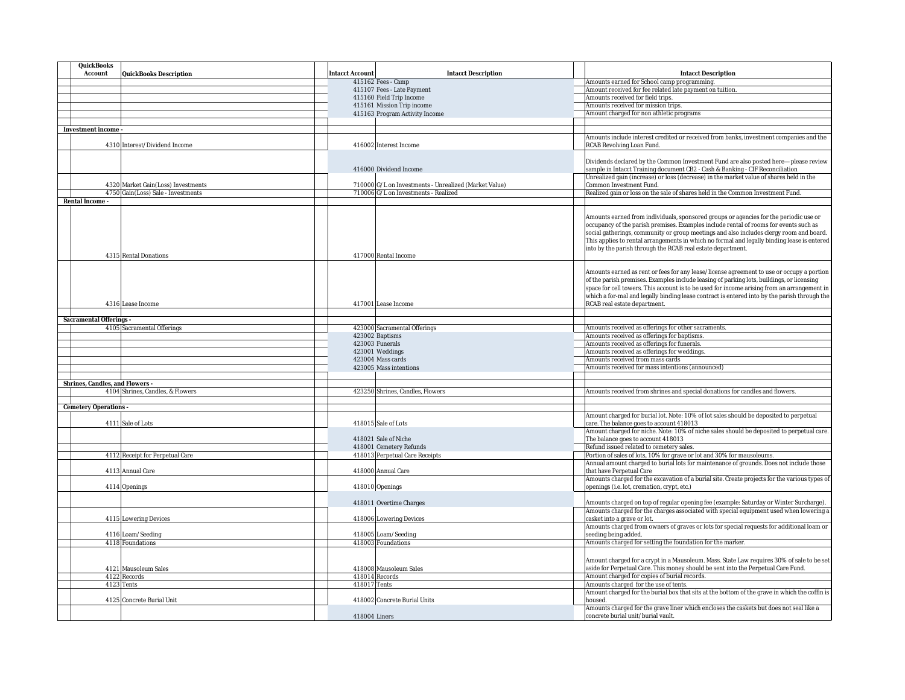| QuickBooks Account | QuickBooks Description | Intacct Account | Intacct Description | Intacct Description |
|---|---|---|---|---|
| | | 415162 | Fees - Camp | Amounts earned for School camp programming. |
| | | 415107 | Fees - Late Payment | Amount received for fee related late payment on tuition. |
| | | 415160 | Field Trip Income | Amounts received for field trips. |
| | | 415161 | Mission Trip income | Amounts received for mission trips. |
| | | 415163 | Program Activity Income | Amount charged for non athletic programs |
| | | | | |
| **Investment income -** | | | | |
| 4310 | Interest/Dividend Income | 416002 | Interest Income | Amounts include interest credited or received from banks, investment companies and the RCAB Revolving Loan Fund. |
| | | 416000 | Dividend Income | Dividends declared by the Common Investment Fund are also posted here— please review sample in Intacct Training document CB2 - Cash & Banking - CIF Reconciliation |
| 4320 | Market Gain(Loss) Investments | 710000 | G/L on Investments - Unrealized (Market Value) | Unrealized gain (increase) or loss (decrease) in the market value of shares held in the Common Investment Fund. |
| 4750 | Gain(Loss) Sale - Investments | 710006 | G/L on Investments - Realized | Realized gain or loss on the sale of shares held in the Common Investment Fund. |
| **Rental Income -** | | | | |
| 4315 | Rental Donations | 417000 | Rental Income | Amounts earned from individuals, sponsored groups or agencies for the periodic use or occupancy of the parish premises. Examples include rental of rooms for events such as social gatherings, community or group meetings and also includes clergy room and board. This applies to rental arrangements in which no formal and legally binding lease is entered into by the parish through the RCAB real estate department. |
| 4316 | Lease Income | 417001 | Lease Income | Amounts earned as rent or fees for any lease/license agreement to use or occupy a portion of the parish premises. Examples include leasing of parking lots, buildings, or licensing space for cell towers. This account is to be used for income arising from an arrangement in which a for-mal and legally binding lease contract is entered into by the parish through the RCAB real estate department. |
| | | | | |
| **Sacramental Offerings -** | | | | |
| 4105 | Sacramental Offerings | 423000 | Sacramental Offerings | Amounts received as offerings for other sacraments. |
| | | 423002 | Baptisms | Amounts received as offerings for baptisms. |
| | | 423003 | Funerals | Amounts received as offerings for funerals. |
| | | 423001 | Weddings | Amounts received as offerings for weddings. |
| | | 423004 | Mass cards | Amounts received from mass cards |
| | | 423005 | Mass intentions | Amounts received for mass intentions (announced) |
| | | | | |
| **Shrines, Candles, and Flowers -** | | | | |
| 4104 | Shrines, Candles, & Flowers | 423250 | Shrines, Candles, Flowers | Amounts received from shrines and special donations for candles and flowers. |
| | | | | |
| **Cemetery Operations -** | | | | |
| 4111 | Sale of Lots | 418015 | Sale of Lots | Amount charged for burial lot. Note: 10% of lot sales should be deposited to perpetual care. The balance goes to account 418013 |
| | | 418021 | Sale of Niche | Amount charged for niche. Note: 10% of niche sales should be deposited to perpetual care. The balance goes to account 418013 |
| | | 418001 | Cemetery Refunds | Refund issued related to cemetery sales. |
| 4112 | Receipt for Perpetual Care | 418013 | Perpetual Care Receipts | Portion of sales of lots, 10% for grave or lot and 30% for mausoleums. |
| 4113 | Annual Care | 418000 | Annual Care | Annual amount charged to burial lots for maintenance of grounds. Does not include those that have Perpetual Care |
| 4114 | Openings | 418010 | Openings | Amounts charged for the excavation of a burial site. Create projects for the various types of openings (i.e. lot, cremation, crypt, etc.) |
| | | 418011 | Overtime Charges | Amounts charged on top of regular opening fee (example: Saturday or Winter Surcharge). |
| 4115 | Lowering Devices | 418006 | Lowering Devices | Amounts charged for the charges associated with special equipment used when lowering a casket into a grave or lot. |
| 4116 | Loam/Seeding | 418005 | Loam/Seeding | Amounts charged from owners of graves or lots for special requests for additional loam or seeding being added. |
| 4118 | Foundations | 418003 | Foundations | Amounts charged for setting the foundation for the marker. |
| 4121 | Mausoleum Sales | 418008 | Mausoleum Sales | Amount charged for a crypt in a Mausoleum. Mass. State Law requires 30% of sale to be set aside for Perpetual Care. This money should be sent into the Perpetual Care Fund. |
| 4122 | Records | 418014 | Records | Amount charged for copies of burial records. |
| 4123 | Tents | 418017 | Tents | Amounts charged for the use of tents. |
| 4125 | Concrete Burial Unit | 418002 | Concrete Burial Units | Amount charged for the burial box that sits at the bottom of the grave in which the coffin is housed. |
| | | 418004 | Liners | Amounts charged for the grave liner which encloses the caskets but does not seal like a concrete burial unit/burial vault. |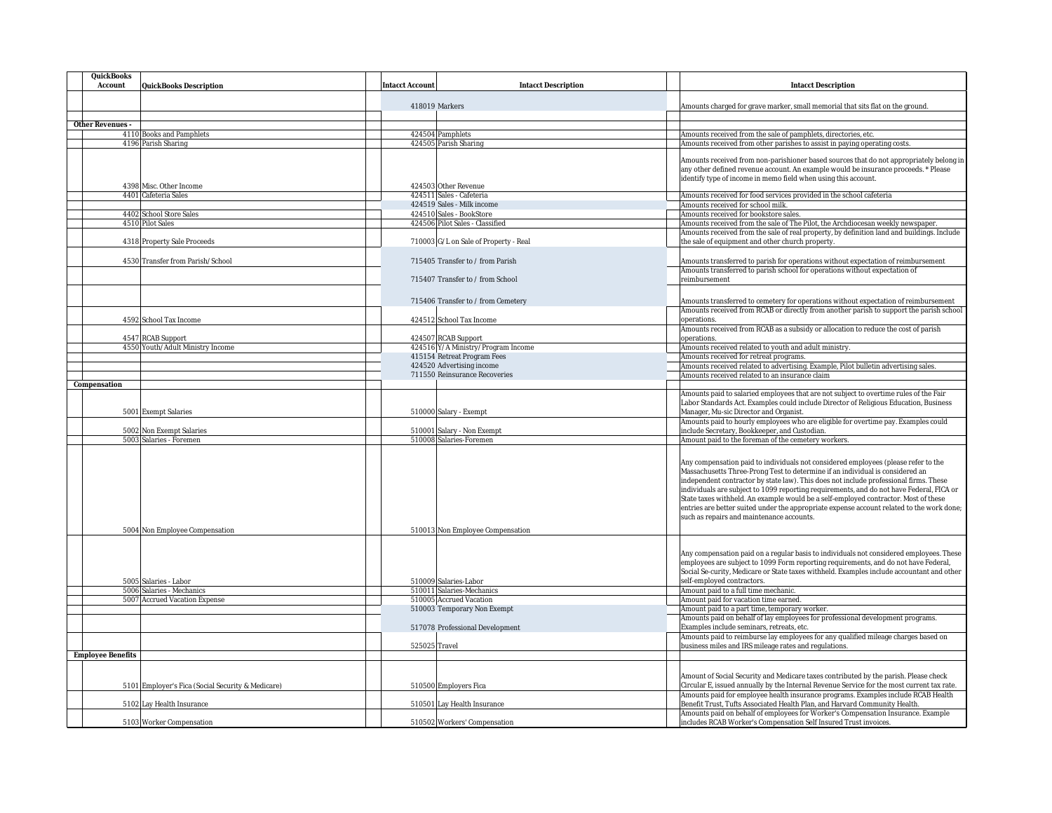| QuickBooks Account | QuickBooks Description | Intacct Account | Intacct Description | Intacct Description |
|---|---|---|---|---|
| | | 418019 | Markers | Amounts charged for grave marker, small memorial that sits flat on the ground. |
| | | | | |
| **Other Revenues -** | | | | |
| 4110 | Books and Pamphlets | 424504 | Pamphlets | Amounts received from the sale of pamphlets, directories, etc. |
| 4196 | Parish Sharing | 424505 | Parish Sharing | Amounts received from other parishes to assist in paying operating costs. |
| 4398 | Misc. Other Income | 424503 | Other Revenue | Amounts received from non-parishioner based sources that do not appropriately belong in any other defined revenue account. An example would be insurance proceeds. * Please identify type of income in memo field when using this account. |
| 4401 | Cafeteria Sales | 424511 | Sales - Cafeteria | Amounts received for food services provided in the school cafeteria |
| | | 424519 | Sales - Milk income | Amounts received for school milk. |
| 4402 | School Store Sales | 424510 | Sales - BookStore | Amounts received for bookstore sales. |
| 4510 | Pilot Sales | 424506 | Pilot Sales - Classified | Amounts received from the sale of The Pilot, the Archdiocesan weekly newspaper. |
| 4318 | Property Sale Proceeds | 710003 | G/L on Sale of Property - Real | Amounts received from the sale of real property, by definition land and buildings. Include the sale of equipment and other church property. |
| 4530 | Transfer from Parish/School | 715405 | Transfer to / from Parish | Amounts transferred to parish for operations without expectation of reimbursement |
| | | 715407 | Transfer to / from School | Amounts transferred to parish school for operations without expectation of reimbursement |
| | | 715406 | Transfer to / from Cemetery | Amounts transferred to cemetery for operations without expectation of reimbursement |
| 4592 | School Tax Income | 424512 | School Tax Income | Amounts received from RCAB or directly from another parish to support the parish school operations. |
| 4547 | RCAB Support | 424507 | RCAB Support | Amounts received from RCAB as a subsidy or allocation to reduce the cost of parish operations. |
| 4550 | Youth/Adult Ministry Income | 424516 | Y/A Ministry/Program Income | Amounts received related to youth and adult ministry. |
| | | 415154 | Retreat Program Fees | Amounts received for retreat programs. |
| | | 424520 | Advertising income | Amounts received related to advertising. Example, Pilot bulletin advertising sales. |
| | | 711550 | Reinsurance Recoveries | Amounts received related to an insurance claim |
| **Compensation** | | | | |
| 5001 | Exempt Salaries | 510000 | Salary - Exempt | Amounts paid to salaried employees that are not subject to overtime rules of the Fair Labor Standards Act. Examples could include Director of Religious Education, Business Manager, Mu-sic Director and Organist. |
| 5002 | Non Exempt Salaries | 510001 | Salary - Non Exempt | Amounts paid to hourly employees who are eligible for overtime pay. Examples could include Secretary, Bookkeeper, and Custodian. |
| 5003 | Salaries - Foremen | 510008 | Salaries-Foremen | Amount paid to the foreman of the cemetery workers. |
| 5004 | Non Employee Compensation | 510013 | Non Employee Compensation | Any compensation paid to individuals not considered employees (please refer to the Massachusetts Three-Prong Test to determine if an individual is considered an independent contractor by state law). This does not include professional firms. These individuals are subject to 1099 reporting requirements, and do not have Federal, FICA or State taxes withheld. An example would be a self-employed contractor. Most of these entries are better suited under the appropriate expense account related to the work done; such as repairs and maintenance accounts. |
| 5005 | Salaries - Labor | 510009 | Salaries-Labor | Any compensation paid on a regular basis to individuals not considered employees. These employees are subject to 1099 Form reporting requirements, and do not have Federal, Social Se-curity, Medicare or State taxes withheld. Examples include accountant and other self-employed contractors. |
| 5006 | Salaries - Mechanics | 510011 | Salaries-Mechanics | Amount paid to a full time mechanic. |
| 5007 | Accrued Vacation Expense | 510005 | Accrued Vacation | Amount paid for vacation time earned. |
| | | 510003 | Temporary Non Exempt | Amount paid to a part time, temporary worker. |
| | | 517078 | Professional Development | Amounts paid on behalf of lay employees for professional development programs. Examples include seminars, retreats, etc. |
| | | 525025 | Travel | Amounts paid to reimburse lay employees for any qualified mileage charges based on business miles and IRS mileage rates and regulations. |
| **Employee Benefits** | | | | |
| 5101 | Employer's Fica (Social Security & Medicare) | 510500 | Employers Fica | Amount of Social Security and Medicare taxes contributed by the parish. Please check Circular E, issued annually by the Internal Revenue Service for the most current tax rate. |
| 5102 | Lay Health Insurance | 510501 | Lay Health Insurance | Amounts paid for employee health insurance programs. Examples include RCAB Health Benefit Trust, Tufts Associated Health Plan, and Harvard Community Health. |
| 5103 | Worker Compensation | 510502 | Workers' Compensation | Amounts paid on behalf of employees for Worker's Compensation Insurance. Example includes RCAB Worker's Compensation Self Insured Trust invoices. |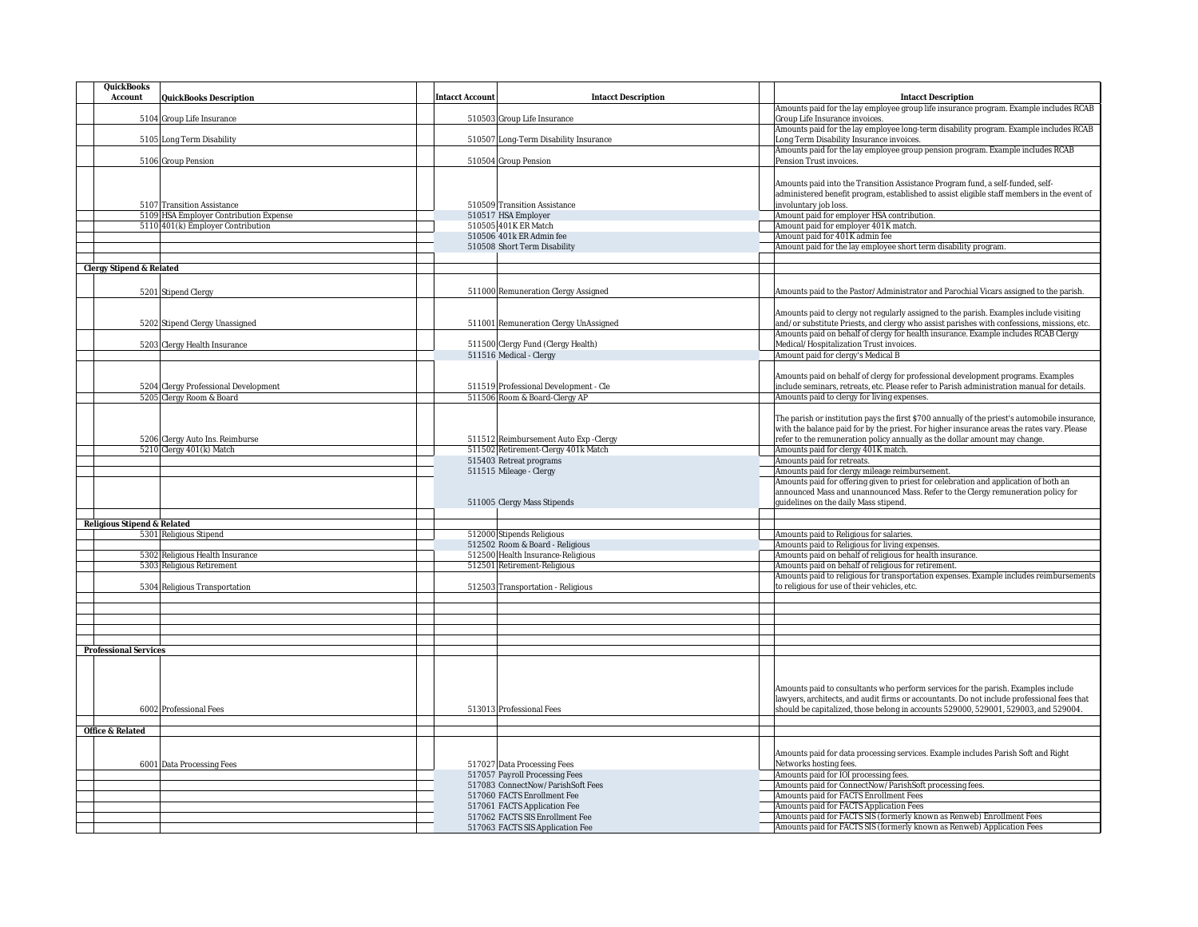| QuickBooks Account | QuickBooks Description | Intacct Account | Intacct Description | Intacct Description |
|---|---|---|---|---|
| 5104 | Group Life Insurance | 510503 | Group Life Insurance | Amounts paid for the lay employee group life insurance program. Example includes RCAB Group Life Insurance invoices. |
| 5105 | Long Term Disability | 510507 | Long-Term Disability Insurance | Amounts paid for the lay employee long-term disability program. Example includes RCAB Long Term Disability Insurance invoices. |
| 5106 | Group Pension | 510504 | Group Pension | Amounts paid for the lay employee group pension program. Example includes RCAB Pension Trust invoices. |
| 5107 | Transition Assistance | 510509 | Transition Assistance | Amounts paid into the Transition Assistance Program fund, a self-funded, self-administered benefit program, established to assist eligible staff members in the event of involuntary job loss. |
| 5109 | HSA Employer Contribution Expense | 510517 | HSA Employer | Amount paid for employer HSA contribution. |
| 5110 | 401(k) Employer Contribution | 510505 | 401K ER Match | Amount paid for employer 401K match. |
| | | 510506 | 401k ER Admin fee | Amount paid for 401K admin fee |
| | | 510508 | Short Term Disability | Amount paid for the lay employee short term disability program. |
| | | | | |
| **Clergy Stipend & Related** | | | | |
| 5201 | Stipend Clergy | 511000 | Remuneration Clergy Assigned | Amounts paid to the Pastor/Administrator and Parochial Vicars assigned to the parish. |
| 5202 | Stipend Clergy Unassigned | 511001 | Remuneration Clergy UnAssigned | Amounts paid to clergy not regularly assigned to the parish. Examples include visiting and/or substitute Priests, and clergy who assist parishes with confessions, missions, etc. |
| 5203 | Clergy Health Insurance | 511500 | Clergy Fund (Clergy Health) | Amounts paid on behalf of clergy for health insurance. Example includes RCAB Clergy Medical/Hospitalization Trust invoices. |
| | | 511516 | Medical - Clergy | Amount paid for clergy's Medical B |
| 5204 | Clergy Professional Development | 511519 | Professional Development - Cle | Amounts paid on behalf of clergy for professional development programs. Examples include seminars, retreats, etc. Please refer to Parish administration manual for details. |
| 5205 | Clergy Room & Board | 511506 | Room & Board-Clergy AP | Amounts paid to clergy for living expenses. |
| 5206 | Clergy Auto Ins. Reimburse | 511512 | Reimbursement Auto Exp -Clergy | The parish or institution pays the first $700 annually of the priest's automobile insurance, with the balance paid for by the priest. For higher insurance areas the rates vary. Please refer to the remuneration policy annually as the dollar amount may change. |
| 5210 | Clergy 401(k) Match | 511502 | Retirement-Clergy 401k Match | Amounts paid for clergy 401K match. |
| | | 515403 | Retreat programs | Amounts paid for retreats. |
| | | 511515 | Mileage - Clergy | Amounts paid for clergy mileage reimbursement. |
| | | 511005 | Clergy Mass Stipends | Amounts paid for offering given to priest for celebration and application of both an announced Mass and unannounced Mass. Refer to the Clergy remuneration policy for guidelines on the daily Mass stipend. |
| | | | | |
| **Religious Stipend & Related** | | | | |
| 5301 | Religious Stipend | 512000 | Stipends Religious | Amounts paid to Religious for salaries. |
| | | 512502 | Room & Board - Religious | Amounts paid to Religious for living expenses. |
| 5302 | Religious Health Insurance | 512500 | Health Insurance-Religious | Amounts paid on behalf of religious for health insurance. |
| 5303 | Religious Retirement | 512501 | Retirement-Religious | Amounts paid on behalf of religious for retirement. |
| 5304 | Religious Transportation | 512503 | Transportation - Religious | Amounts paid to religious for transportation expenses. Example includes reimbursements to religious for use of their vehicles, etc. |
| | | | | |
| | | | | |
| | | | | |
| | | | | |
| **Professional Services** | | | | |
| 6002 | Professional Fees | 513013 | Professional Fees | Amounts paid to consultants who perform services for the parish. Examples include lawyers, architects, and audit firms or accountants. Do not include professional fees that should be capitalized, those belong in accounts 529000, 529001, 529003, and 529004. |
| | | | | |
| **Office & Related** | | | | |
| 6001 | Data Processing Fees | 517027 | Data Processing Fees | Amounts paid for data processing services. Example includes Parish Soft and Right Networks hosting fees. |
| | | 517057 | Payroll Processing Fees | Amounts paid for IOI processing fees. |
| | | 517083 | ConnectNow/ParishSoft Fees | Amounts paid for ConnectNow/ParishSoft processing fees. |
| | | 517060 | FACTS Enrollment Fee | Amounts paid for FACTS Enrollment Fees |
| | | 517061 | FACTS Application Fee | Amounts paid for FACTS Application Fees |
| | | 517062 | FACTS SIS Enrollment Fee | Amounts paid for FACTS SIS (formerly known as Renweb) Enrollment Fees |
| | | 517063 | FACTS SIS Application Fee | Amounts paid for FACTS SIS (formerly known as Renweb) Application Fees |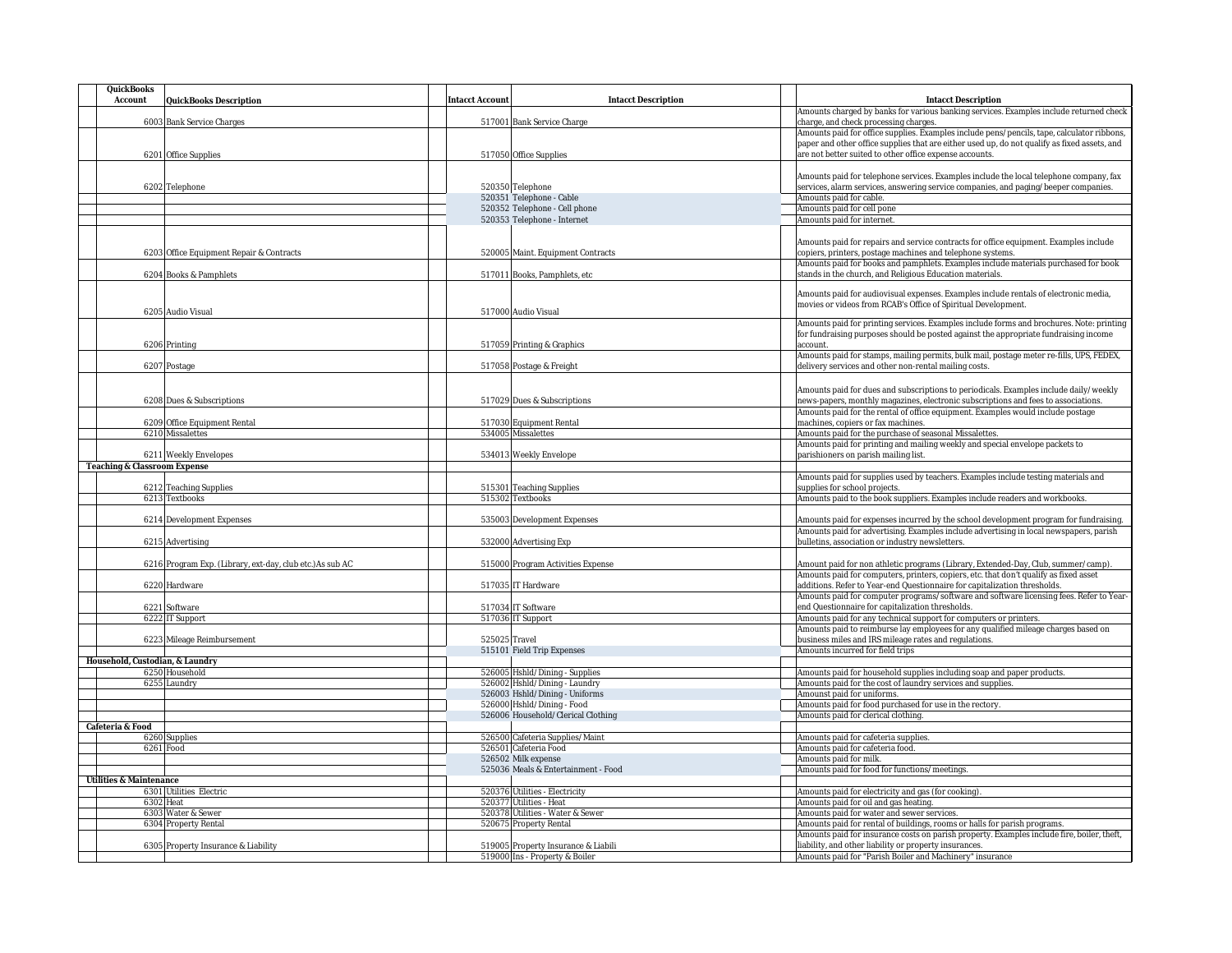| QuickBooks Account | QuickBooks Description | Intacct Account | Intacct Description | Intacct Description |
|---|---|---|---|---|
| 6003 | Bank Service Charges | 517001 | Bank Service Charge | Amounts charged by banks for various banking services. Examples include returned check charge, and check processing charges. |
| 6201 | Office Supplies | 517050 | Office Supplies | Amounts paid for office supplies. Examples include pens/pencils, tape, calculator ribbons, paper and other office supplies that are either used up, do not qualify as fixed assets, and are not better suited to other office expense accounts. |
| 6202 | Telephone | 520350 | Telephone | Amounts paid for telephone services. Examples include the local telephone company, fax services, alarm services, answering service companies, and paging/beeper companies. |
| | | 520351 | Telephone - Cable | Amounts paid for cable. |
| | | 520352 | Telephone - Cell phone | Amounts paid for cell pone |
| | | 520353 | Telephone - Internet | Amounts paid for internet. |
| 6203 | Office Equipment Repair & Contracts | 520005 | Maint. Equipment Contracts | Amounts paid for repairs and service contracts for office equipment. Examples include copiers, printers, postage machines and telephone systems. |
| 6204 | Books & Pamphlets | 517011 | Books, Pamphlets, etc | Amounts paid for books and pamphlets. Examples include materials purchased for book stands in the church, and Religious Education materials. |
| 6205 | Audio Visual | 517000 | Audio Visual | Amounts paid for audiovisual expenses. Examples include rentals of electronic media, movies or videos from RCAB's Office of Spiritual Development. |
| 6206 | Printing | 517059 | Printing & Graphics | Amounts paid for printing services. Examples include forms and brochures. Note: printing for fundraising purposes should be posted against the appropriate fundraising income account. |
| 6207 | Postage | 517058 | Postage & Freight | Amounts paid for stamps, mailing permits, bulk mail, postage meter re-fills, UPS, FEDEX, delivery services and other non-rental mailing costs. |
| 6208 | Dues & Subscriptions | 517029 | Dues & Subscriptions | Amounts paid for dues and subscriptions to periodicals. Examples include daily/weekly news-papers, monthly magazines, electronic subscriptions and fees to associations. |
| 6209 | Office Equipment Rental | 517030 | Equipment Rental | Amounts paid for the rental of office equipment. Examples would include postage machines, copiers or fax machines. |
| 6210 | Missalettes | 534005 | Missalettes | Amounts paid for the purchase of seasonal Missalettes. |
| 6211 | Weekly Envelopes | 534013 | Weekly Envelope | Amounts paid for printing and mailing weekly and special envelope packets to parishioners on parish mailing list. |
| **Teaching & Classroom Expense** | | | | |
| 6212 | Teaching Supplies | 515301 | Teaching Supplies | Amounts paid for supplies used by teachers. Examples include testing materials and supplies for school projects. |
| 6213 | Textbooks | 515302 | Textbooks | Amounts paid to the book suppliers. Examples include readers and workbooks. |
| 6214 | Development Expenses | 535003 | Development Expenses | Amounts paid for expenses incurred by the school development program for fundraising. |
| 6215 | Advertising | 532000 | Advertising Exp | Amounts paid for advertising. Examples include advertising in local newspapers, parish bulletins, association or industry newsletters. |
| 6216 | Program Exp. (Library, ext-day, club etc.)As sub AC | 515000 | Program Activities Expense | Amount paid for non athletic programs (Library, Extended-Day, Club, summer/camp). |
| 6220 | Hardware | 517035 | IT Hardware | Amounts paid for computers, printers, copiers, etc. that don't qualify as fixed asset additions. Refer to Year-end Questionnaire for capitalization thresholds. |
| 6221 | Software | 517034 | IT Software | Amounts paid for computer programs/software and software licensing fees. Refer to Year-end Questionnaire for capitalization thresholds. |
| 6222 | IT Support | 517036 | IT Support | Amounts paid for any technical support for computers or printers. |
| 6223 | Mileage Reimbursement | 525025 | Travel | Amounts paid to reimburse lay employees for any qualified mileage charges based on business miles and IRS mileage rates and regulations. |
| | | 515101 | Field Trip Expenses | Amounts incurred for field trips |
| **Household, Custodian, & Laundry** | | | | |
| 6250 | Household | 526005 | Hshld/Dining - Supplies | Amounts paid for household supplies including soap and paper products. |
| 6255 | Laundry | 526002 | Hshld/Dining - Laundry | Amounts paid for the cost of laundry services and supplies. |
| | | 526003 | Hshld/Dining - Uniforms | Amounst paid for uniforms. |
| | | 526000 | Hshld/Dining - Food | Amounts paid for food purchased for use in the rectory. |
| | | 526006 | Household/Clerical Clothing | Amounts paid for clerical clothing. |
| **Cafeteria & Food** | | | | |
| 6260 | Supplies | 526500 | Cafeteria Supplies/Maint | Amounts paid for cafeteria supplies. |
| 6261 | Food | 526501 | Cafeteria Food | Amounts paid for cafeteria food. |
| | | 526502 | Milk expense | Amounts paid for milk. |
| | | 525036 | Meals & Entertainment - Food | Amounts paid for food for functions/meetings. |
| **Utilities & Maintenance** | | | | |
| 6301 | Utilities Electric | 520376 | Utilities - Electricity | Amounts paid for electricity and gas (for cooking). |
| 6302 | Heat | 520377 | Utilities - Heat | Amounts paid for oil and gas heating. |
| 6303 | Water & Sewer | 520378 | Utilities - Water & Sewer | Amounts paid for water and sewer services. |
| 6304 | Property Rental | 520675 | Property Rental | Amounts paid for rental of buildings, rooms or halls for parish programs. |
| 6305 | Property Insurance & Liability | 519005 | Property Insurance & Liabili | Amounts paid for insurance costs on parish property. Examples include fire, boiler, theft, liability, and other liability or property insurances. |
| | | 519000 | Ins - Property & Boiler | Amounts paid for "Parish Boiler and Machinery" insurance |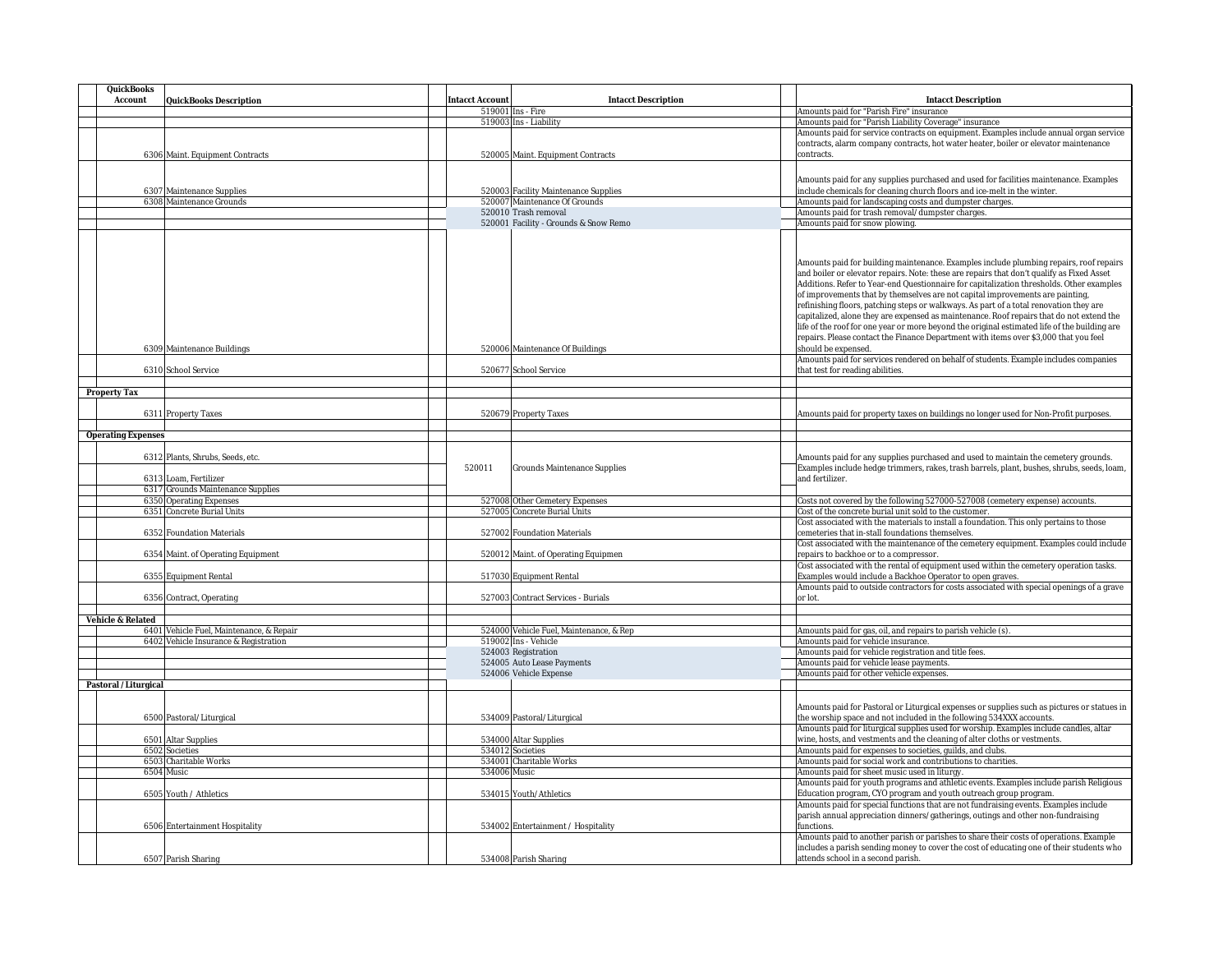| QuickBooks Account | QuickBooks Description | Intacct Account | Intacct Description | Intacct Description |
|---|---|---|---|---|
| | | 519001 | Ins - Fire | Amounts paid for "Parish Fire" insurance |
| | | 519003 | Ins - Liability | Amounts paid for "Parish Liability Coverage" insurance |
| 6306 | Maint. Equipment Contracts | 520005 | Maint. Equipment Contracts | Amounts paid for service contracts on equipment. Examples include annual organ service contracts, alarm company contracts, hot water heater, boiler or elevator maintenance contracts. |
| 6307 | Maintenance Supplies | 520003 | Facility Maintenance Supplies | Amounts paid for any supplies purchased and used for facilities maintenance. Examples include chemicals for cleaning church floors and ice-melt in the winter. |
| 6308 | Maintenance Grounds | 520007 | Maintenance Of Grounds | Amounts paid for landscaping costs and dumpster charges. |
| | | 520010 | Trash removal | Amounts paid for trash removal/dumpster charges. |
| | | 520001 | Facility - Grounds & Snow Remo | Amounts paid for snow plowing. |
| 6309 | Maintenance Buildings | 520006 | Maintenance Of Buildings | Amounts paid for building maintenance. Examples include plumbing repairs, roof repairs and boiler or elevator repairs. Note: these are repairs that don't qualify as Fixed Asset Additions. Refer to Year-end Questionnaire for capitalization thresholds. Other examples of improvements that by themselves are not capital improvements are painting, refinishing floors, patching steps or walkways. As part of a total renovation they are capitalized, alone they are expensed as maintenance. Roof repairs that do not extend the life of the roof for one year or more beyond the original estimated life of the building are repairs. Please contact the Finance Department with items over $3,000 that you feel should be expensed. |
| 6310 | School Service | 520677 | School Service | Amounts paid for services rendered on behalf of students. Example includes companies that test for reading abilities. |
| | | | | |
| **Property Tax** | | | | |
| 6311 | Property Taxes | 520679 | Property Taxes | Amounts paid for property taxes on buildings no longer used for Non-Profit purposes. |
| | | | | |
| **Operating Expenses** | | | | |
| 6312 | Plants, Shrubs, Seeds, etc. | 520011 | Grounds Maintenance Supplies | Amounts paid for any supplies purchased and used to maintain the cemetery grounds. Examples include hedge trimmers, rakes, trash barrels, plant, bushes, shrubs, seeds, loam, and fertilizer. |
| 6313 | Loam, Fertilizer | | | |
| 6317 | Grounds Maintenance Supplies | | | |
| 6350 | Operating Expenses | 527008 | Other Cemetery Expenses | Costs not covered by the following 527000-527008 (cemetery expense) accounts. |
| 6351 | Concrete Burial Units | 527005 | Concrete Burial Units | Cost of the concrete burial unit sold to the customer. |
| 6352 | Foundation Materials | 527002 | Foundation Materials | Cost associated with the materials to install a foundation. This only pertains to those cemeteries that in-stall foundations themselves. |
| 6354 | Maint. of Operating Equipment | 520012 | Maint. of Operating Equipmen | Cost associated with the maintenance of the cemetery equipment. Examples could include repairs to backhoe or to a compressor. |
| 6355 | Equipment Rental | 517030 | Equipment Rental | Cost associated with the rental of equipment used within the cemetery operation tasks. Examples would include a Backhoe Operator to open graves. |
| 6356 | Contract, Operating | 527003 | Contract Services - Burials | Amounts paid to outside contractors for costs associated with special openings of a grave or lot. |
| | | | | |
| **Vehicle & Related** | | | | |
| 6401 | Vehicle Fuel, Maintenance, & Repair | 524000 | Vehicle Fuel, Maintenance, & Rep | Amounts paid for gas, oil, and repairs to parish vehicle (s). |
| 6402 | Vehicle Insurance & Registration | 519002 | Ins - Vehicle | Amounts paid for vehicle insurance. |
| | | 524003 | Registration | Amounts paid for vehicle registration and title fees. |
| | | 524005 | Auto Lease Payments | Amounts paid for vehicle lease payments. |
| | | 524006 | Vehicle Expense | Amounts paid for other vehicle expenses. |
| **Pastoral / Liturgical** | | | | |
| 6500 | Pastoral/ Liturgical | 534009 | Pastoral/Liturgical | Amounts paid for Pastoral or Liturgical expenses or supplies such as pictures or statues in the worship space and not included in the following 534XXX accounts. |
| 6501 | Altar Supplies | 534000 | Altar Supplies | Amounts paid for liturgical supplies used for worship. Examples include candles, altar wine, hosts, and vestments and the cleaning of alter cloths or vestments. |
| 6502 | Societies | 534012 | Societies | Amounts paid for expenses to societies, guilds, and clubs. |
| 6503 | Charitable Works | 534001 | Charitable Works | Amounts paid for social work and contributions to charities. |
| 6504 | Music | 534006 | Music | Amounts paid for sheet music used in liturgy. |
| 6505 | Youth / Athletics | 534015 | Youth/Athletics | Amounts paid for youth programs and athletic events. Examples include parish Religious Education program, CYO program and youth outreach group program. |
| 6506 | Entertainment Hospitality | 534002 | Entertainment / Hospitality | Amounts paid for special functions that are not fundraising events. Examples include parish annual appreciation dinners/gatherings, outings and other non-fundraising functions. |
| 6507 | Parish Sharing | 534008 | Parish Sharing | Amounts paid to another parish or parishes to share their costs of operations. Example includes a parish sending money to cover the cost of educating one of their students who attends school in a second parish. |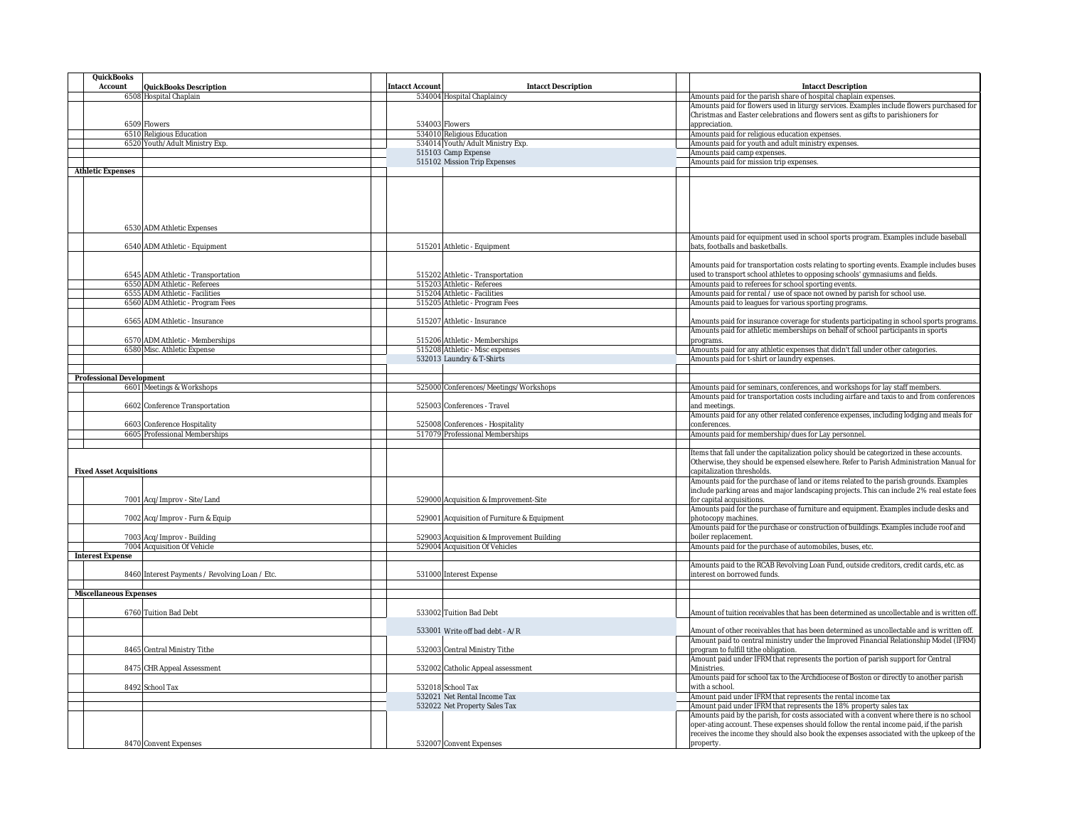| QuickBooks Account | QuickBooks Description | Intacct Account | Intacct Description | Intacct Description |
|---|---|---|---|---|
| 6508 | Hospital Chaplain | 534004 | Hospital Chaplaincy | Amounts paid for the parish share of hospital chaplain expenses. |
| 6509 | Flowers | 534003 | Flowers | Amounts paid for flowers used in liturgy services. Examples include flowers purchased for Christmas and Easter celebrations and flowers sent as gifts to parishioners for appreciation. |
| 6510 | Religious Education | 534010 | Religious Education | Amounts paid for religious education expenses. |
| 6520 | Youth/Adult Ministry Exp. | 534014 | Youth/Adult Ministry Exp. | Amounts paid for youth and adult ministry expenses. |
| | | 515103 | Camp Expense | Amounts paid camp expenses. |
| | | 515102 | Mission Trip Expenses | Amounts paid for mission trip expenses. |
| **Athletic Expenses** | | | | |
| 6530 | ADM Athletic Expenses | | | |
| 6540 | ADM Athletic - Equipment | 515201 | Athletic - Equipment | Amounts paid for equipment used in school sports program. Examples include baseball bats, footballs and basketballs. |
| 6545 | ADM Athletic - Transportation | 515202 | Athletic - Transportation | Amounts paid for transportation costs relating to sporting events. Example includes buses used to transport school athletes to opposing schools' gymnasiums and fields. |
| 6550 | ADM Athletic - Referees | 515203 | Athletic - Referees | Amounts paid to referees for school sporting events. |
| 6555 | ADM Athletic - Facilities | 515204 | Athletic - Facilities | Amounts paid for rental / use of space not owned by parish for school use. |
| 6560 | ADM Athletic - Program Fees | 515205 | Athletic - Program Fees | Amounts paid to leagues for various sporting programs. |
| 6565 | ADM Athletic - Insurance | 515207 | Athletic - Insurance | Amounts paid for insurance coverage for students participating in school sports programs. |
| 6570 | ADM Athletic - Memberships | 515206 | Athletic - Memberships | Amounts paid for athletic memberships on behalf of school participants in sports programs. |
| 6580 | Misc. Athletic Expense | 515208 | Athletic - Misc expenses | Amounts paid for any athletic expenses that didn't fall under other categories. |
| | | 532013 | Laundry & T-Shirts | Amounts paid for t-shirt or laundry expenses. |
| **Professional Development** | | | | |
| 6601 | Meetings & Workshops | 525000 | Conferences/Meetings/Workshops | Amounts paid for seminars, conferences, and workshops for lay staff members. |
| 6602 | Conference Transportation | 525003 | Conferences - Travel | Amounts paid for transportation costs including airfare and taxis to and from conferences and meetings. |
| 6603 | Conference Hospitality | 525008 | Conferences - Hospitality | Amounts paid for any other related conference expenses, including lodging and meals for conferences. |
| 6605 | Professional Memberships | 517079 | Professional Memberships | Amounts paid for membership/dues for Lay personnel. |
| **Fixed Asset Acquisitions** | | | | Items that fall under the capitalization policy should be categorized in these accounts. Otherwise, they should be expensed elsewhere. Refer to Parish Administration Manual for capitalization thresholds. |
| 7001 | Acq/Improv - Site/Land | 529000 | Acquisition & Improvement-Site | Amounts paid for the purchase of land or items related to the parish grounds. Examples include parking areas and major landscaping projects. This can include 2% real estate fees for capital acquisitions. |
| 7002 | Acq/Improv - Furn & Equip | 529001 | Acquisition of Furniture & Equipment | Amounts paid for the purchase of furniture and equipment. Examples include desks and photocopy machines. |
| 7003 | Acq/Improv - Building | 529003 | Acquisition & Improvement Building | Amounts paid for the purchase or construction of buildings. Examples include roof and boiler replacement. |
| 7004 | Acquisition Of Vehicle | 529004 | Acquisition Of Vehicles | Amounts paid for the purchase of automobiles, buses, etc. |
| **Interest Expense** | | | | |
| 8460 | Interest Payments / Revolving Loan / Etc. | 531000 | Interest Expense | Amounts paid to the RCAB Revolving Loan Fund, outside creditors, credit cards, etc. as interest on borrowed funds. |
| **Miscellaneous Expenses** | | | | |
| 6760 | Tuition Bad Debt | 533002 | Tuition Bad Debt | Amount of tuition receivables that has been determined as uncollectable and is written off. |
| | | 533001 | Write off bad debt - A/R | Amount of other receivables that has been determined as uncollectable and is written off. |
| 8465 | Central Ministry Tithe | 532003 | Central Ministry Tithe | Amount paid to central ministry under the Improved Financial Relationship Model (IFRM) program to fulfill tithe obligation. |
| 8475 | CHR Appeal Assessment | 532002 | Catholic Appeal assessment | Amount paid under IFRM that represents the portion of parish support for Central Ministries. |
| 8492 | School Tax | 532018 | School Tax | Amounts paid for school tax to the Archdiocese of Boston or directly to another parish with a school. |
| | | 532021 | Net Rental Income Tax | Amount paid under IFRM that represents the rental income tax |
| | | 532022 | Net Property Sales Tax | Amount paid under IFRM that represents the 18% property sales tax |
| 8470 | Convent Expenses | 532007 | Convent Expenses | Amounts paid by the parish, for costs associated with a convent where there is no school oper-ating account. These expenses should follow the rental income paid, if the parish receives the income they should also book the expenses associated with the upkeep of the property. |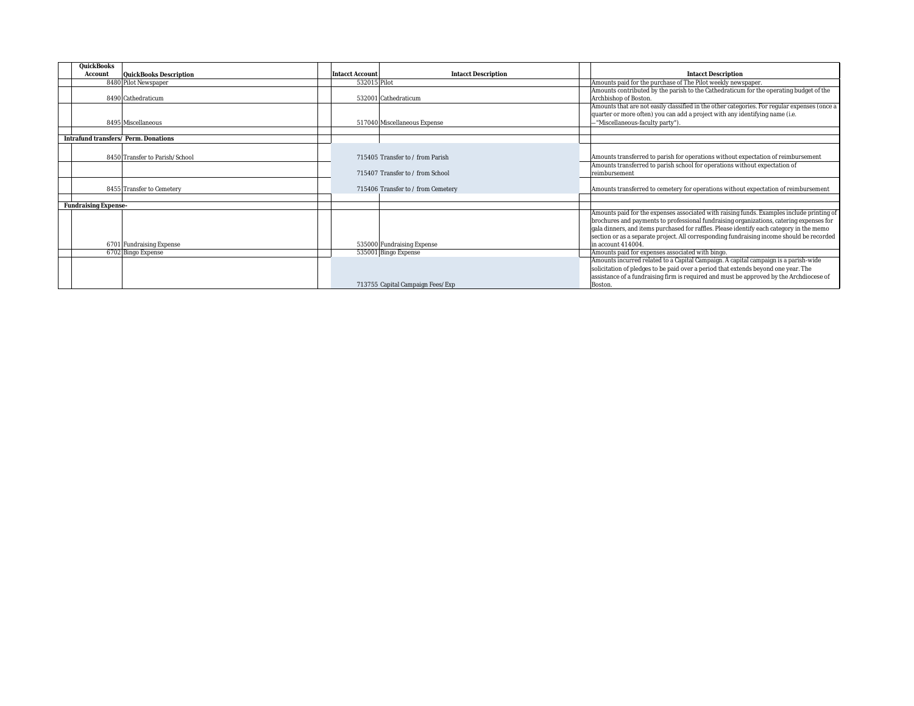| QuickBooks Account | QuickBooks Description | Intacct Account | Intacct Description | Intacct Description |
|---|---|---|---|---|
| 8480 | Pilot Newspaper | 532015 | Pilot | Amounts paid for the purchase of The Pilot weekly newspaper. |
| 8490 | Cathedraticum | 532001 | Cathedraticum | Amounts contributed by the parish to the Cathedraticum for the operating budget of the Archbishop of Boston. |
| 8495 | Miscellaneous | 517040 | Miscellaneous Expense | Amounts that are not easily classified in the other categories. For regular expenses (once a quarter or more often) you can add a project with any identifying name (i.e. —"Miscellaneous-faculty party"). |
| | | | | |
| **Intrafund transfers/ Perm. Donations** | | | | |
| 8450 | Transfer to Parish/School | 715405 | Transfer to / from Parish | Amounts transferred to parish for operations without expectation of reimbursement |
| | | 715407 | Transfer to / from School | Amounts transferred to parish school for operations without expectation of reimbursement |
| 8455 | Transfer to Cemetery | 715406 | Transfer to / from Cemetery | Amounts transferred to cemetery for operations without expectation of reimbursement |
| | | | | |
| **Fundraising Expense-** | | | | |
| 6701 | Fundraising Expense | 535000 | Fundraising Expense | Amounts paid for the expenses associated with raising funds. Examples include printing of brochures and payments to professional fundraising organizations, catering expenses for gala dinners, and items purchased for raffles. Please identify each category in the memo section or as a separate project. All corresponding fundraising income should be recorded in account 414004. |
| 6702 | Bingo Expense | 535001 | Bingo Expense | Amounts paid for expenses associated with bingo. |
| | | 713755 | Capital Campaign Fees/Exp | Amounts incurred related to a Capital Campaign. A capital campaign is a parish-wide solicitation of pledges to be paid over a period that extends beyond one year. The assistance of a fundraising firm is required and must be approved by the Archdiocese of Boston. |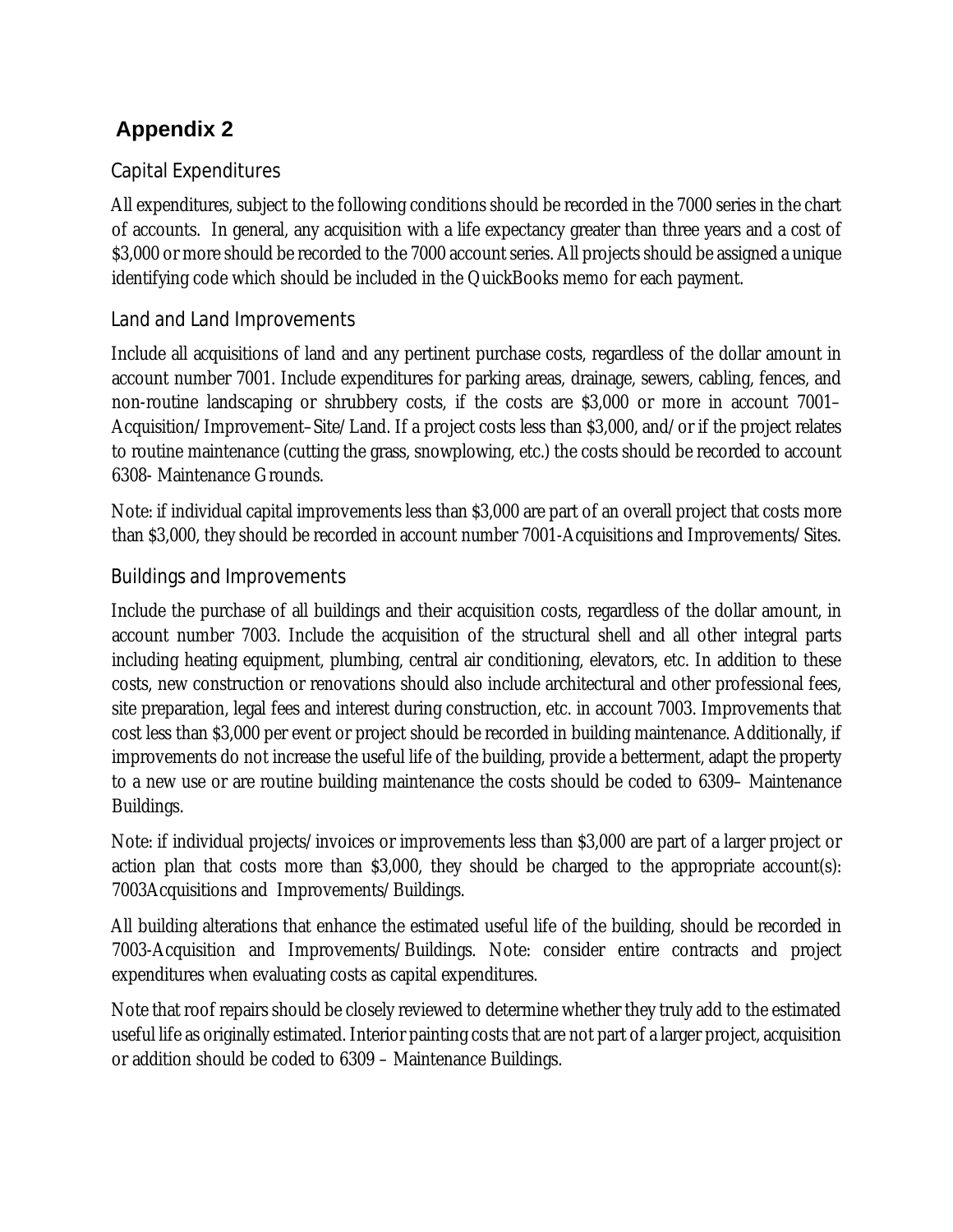# Appendix 2

## Capital Expenditures

All expenditures, subject to the following conditions should be recorded in the 7000 series in the chart of accounts. In general, any acquisition with a life expectancy greater than three years and a cost of $3,000 or more should be recorded to the 7000 account series. All projects should be assigned a unique identifying code which should be included in the QuickBooks memo for each payment.

## Land and Land Improvements

Include all acquisitions of land and any pertinent purchase costs, regardless of the dollar amount in account number 7001. Include expenditures for parking areas, drainage, sewers, cabling, fences, and non-routine landscaping or shrubbery costs, if the costs are $3,000 or more in account 7001–Acquisition/Improvement–Site/Land. If a project costs less than $3,000, and/or if the project relates to routine maintenance (cutting the grass, snowplowing, etc.) the costs should be recorded to account 6308- Maintenance Grounds.

Note: if individual capital improvements less than $3,000 are part of an overall project that costs more than $3,000, they should be recorded in account number 7001-Acquisitions and Improvements/Sites.

## Buildings and Improvements

Include the purchase of all buildings and their acquisition costs, regardless of the dollar amount, in account number 7003. Include the acquisition of the structural shell and all other integral parts including heating equipment, plumbing, central air conditioning, elevators, etc. In addition to these costs, new construction or renovations should also include architectural and other professional fees, site preparation, legal fees and interest during construction, etc. in account 7003. Improvements that cost less than $3,000 per event or project should be recorded in building maintenance. Additionally, if improvements do not increase the useful life of the building, provide a betterment, adapt the property to a new use or are routine building maintenance the costs should be coded to 6309– Maintenance Buildings.

Note: if individual projects/invoices or improvements less than $3,000 are part of a larger project or action plan that costs more than $3,000, they should be charged to the appropriate account(s): 7003Acquisitions and Improvements/Buildings.

All building alterations that enhance the estimated useful life of the building, should be recorded in 7003-Acquisition and Improvements/Buildings. Note: consider entire contracts and project expenditures when evaluating costs as capital expenditures.

Note that roof repairs should be closely reviewed to determine whether they truly add to the estimated useful life as originally estimated. Interior painting costs that are not part of a larger project, acquisition or addition should be coded to 6309 – Maintenance Buildings.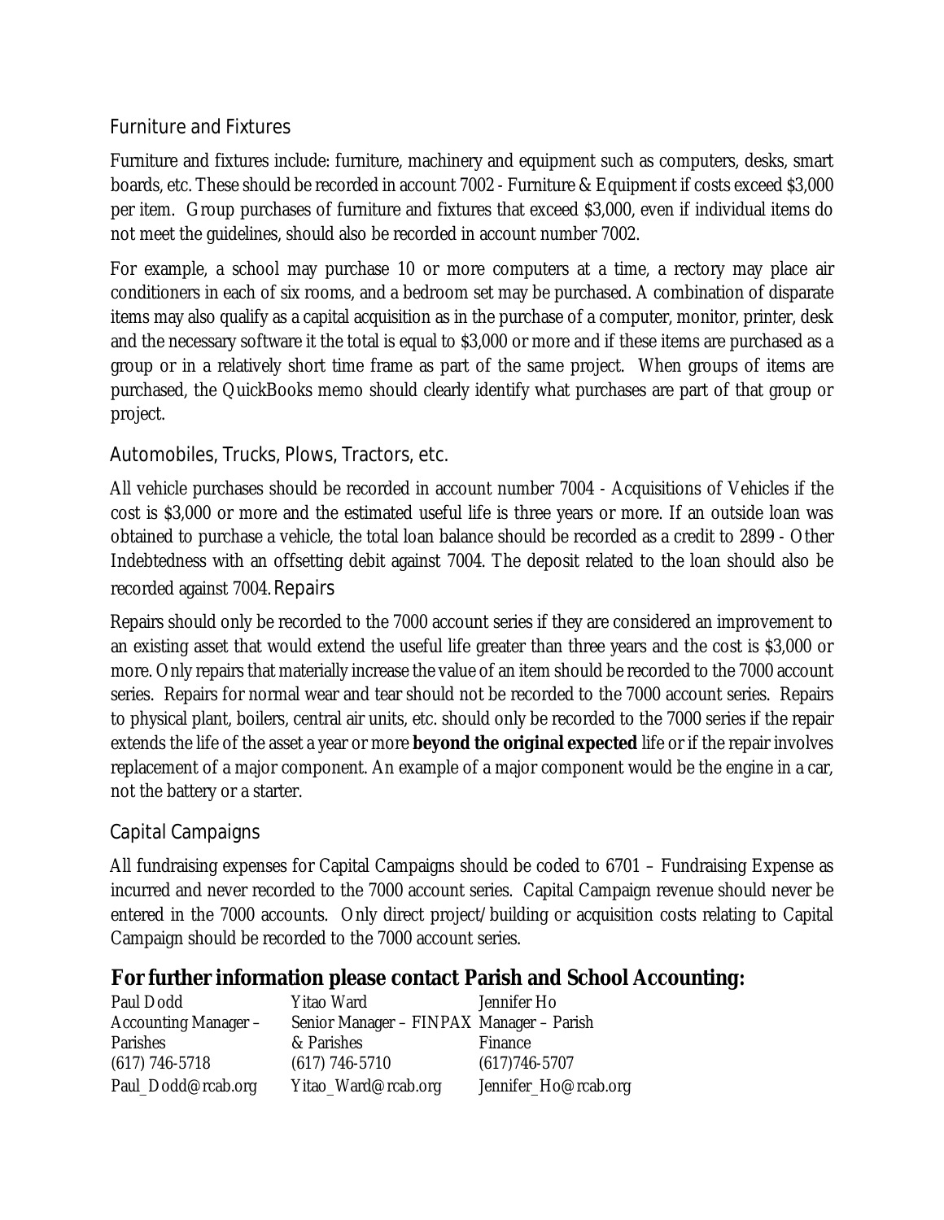## Furniture and Fixtures

Furniture and fixtures include: furniture, machinery and equipment such as computers, desks, smart boards, etc. These should be recorded in account 7002 - Furniture & Equipment if costs exceed $3,000 per item. Group purchases of furniture and fixtures that exceed $3,000, even if individual items do not meet the guidelines, should also be recorded in account number 7002.

For example, a school may purchase 10 or more computers at a time, a rectory may place air conditioners in each of six rooms, and a bedroom set may be purchased. A combination of disparate items may also qualify as a capital acquisition as in the purchase of a computer, monitor, printer, desk and the necessary software it the total is equal to $3,000 or more and if these items are purchased as a group or in a relatively short time frame as part of the same project. When groups of items are purchased, the QuickBooks memo should clearly identify what purchases are part of that group or project.

## Automobiles, Trucks, Plows, Tractors, etc.

All vehicle purchases should be recorded in account number 7004 - Acquisitions of Vehicles if the cost is $3,000 or more and the estimated useful life is three years or more. If an outside loan was obtained to purchase a vehicle, the total loan balance should be recorded as a credit to 2899 - Other Indebtedness with an offsetting debit against 7004. The deposit related to the loan should also be recorded against 7004.

## Repairs

Repairs should only be recorded to the 7000 account series if they are considered an improvement to an existing asset that would extend the useful life greater than three years and the cost is $3,000 or more. Only repairs that materially increase the value of an item should be recorded to the 7000 account series. Repairs for normal wear and tear should not be recorded to the 7000 account series. Repairs to physical plant, boilers, central air units, etc. should only be recorded to the 7000 series if the repair extends the life of the asset a year or more **beyond the original expected** life or if the repair involves replacement of a major component. An example of a major component would be the engine in a car, not the battery or a starter.

## Capital Campaigns

All fundraising expenses for Capital Campaigns should be coded to 6701 – Fundraising Expense as incurred and never recorded to the 7000 account series. Capital Campaign revenue should never be entered in the 7000 accounts. Only direct project/building or acquisition costs relating to Capital Campaign should be recorded to the 7000 account series.

## For further information please contact Parish and School Accounting:

| Paul Dodd | Yitao Ward | Jennifer Ho |
|---|---|---|
| Accounting Manager – Parishes | Senior Manager – FINPAX & Parishes | Manager – Parish Finance |
| (617) 746-5718 | (617) 746-5710 | (617)746-5707 |
| Paul_Dodd@rcab.org | Yitao_Ward@rcab.org | Jennifer_Ho@rcab.org |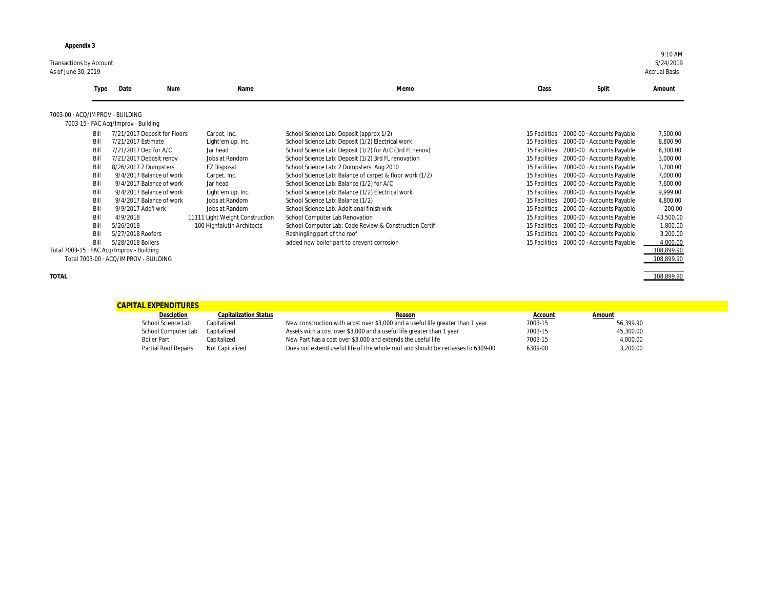**Appendix 3**

Transactions by Account
As of June 30, 2019

9:10 AM
5/24/2019
Accrual Basis

| Type | Date | Num | Name | Memo | Class | Split | Amount |
|---|---|---|---|---|---|---|---|
| 7003-00 · ACQ/IMPROV - BUILDING | | | | | | | |
| 7003-15 · FAC Acq/Improv - Building | | | | | | | |
| Bill | 7/21/2017 | Deposit for Floors | Carpet, Inc. | School Science Lab: Deposit (approx 1/2) | 15 Facilities | 2000-00 · Accounts Payable | 7,500.00 |
| Bill | 7/21/2017 | Estimate | Light'em up, Inc. | School Science Lab: Deposit (1/2) Electrical work | 15 Facilities | 2000-00 · Accounts Payable | 8,800.90 |
| Bill | 7/21/2017 | Dep for A/C | Jar head | School Science Lab: Deposit (1/2) for A/C (3rd FL renov) | 15 Facilities | 2000-00 · Accounts Payable | 6,300.00 |
| Bill | 7/21/2017 | Deposit renov | Jobs at Random | School Science Lab: Deposit (1/2) 3rd FL renovation | 15 Facilities | 2000-00 · Accounts Payable | 3,000.00 |
| Bill | 8/26/2017 | 2 Dumpsters | EZ Disposal | School Science Lab: 2 Dumpsters: Aug 2010 | 15 Facilities | 2000-00 · Accounts Payable | 1,200.00 |
| Bill | 9/4/2017 | Balance of work | Carpet, Inc. | School Science Lab: Balance of carpet & floor work (1/2) | 15 Facilities | 2000-00 · Accounts Payable | 7,000.00 |
| Bill | 9/4/2017 | Balance of work | Jar head | School Science Lab: Balance (1/2) for A/C | 15 Facilities | 2000-00 · Accounts Payable | 7,600.00 |
| Bill | 9/4/2017 | Balance of work | Light'em up, Inc. | School Science Lab: Balance (1/2) Electrical work | 15 Facilities | 2000-00 · Accounts Payable | 9,999.00 |
| Bill | 9/4/2017 | Balance of work | Jobs at Random | School Science Lab: Balance (1/2) | 15 Facilities | 2000-00 · Accounts Payable | 4,800.00 |
| Bill | 9/9/2017 | Add'l wrk | Jobs at Random | School Science Lab: Additional finish wrk | 15 Facilities | 2000-00 · Accounts Payable | 200.00 |
| Bill | 4/9/2018 | 11111 | Light Weight Construction | School Computer Lab Renovation | 15 Facilities | 2000-00 · Accounts Payable | 43,500.00 |
| Bill | 5/26/2018 | 100 | Highfalutin Architects | School Computer Lab: Code Review & Construction Certif | 15 Facilities | 2000-00 · Accounts Payable | 1,800.00 |
| Bill | 5/27/2018 | Roofers | | Reshingling part of the roof | 15 Facilities | 2000-00 · Accounts Payable | 3,200.00 |
| Bill | 5/28/2018 | Boilers | | added new boiler part to prevent corrosion | 15 Facilities | 2000-00 · Accounts Payable | 4,000.00 |
| Total 7003-15 · FAC Acq/Improv - Building | | | | | | | 108,899.90 |
| Total 7003-00 · ACQ/IMPROV - BUILDING | | | | | | | 108,899.90 |
| **TOTAL** | | | | | | | 108,899.90 |

**CAPITAL EXPENDITURES**

| Desciption | Capitalization Status | Reason | Account | Amount |
|---|---|---|---|---|
| School Science Lab | Capitalized | New construction with acost over $3,000 and a useful life greater than 1 year | 7003-15 | 56,399.90 |
| School Computer Lab | Capitalized | Assets with a cost over $3,000 and a useful life greater than 1 year | 7003-15 | 45,300.00 |
| Boiler Part | Capitalized | New Part has a cost over $3,000 and extends the useful life | 7003-15 | 4,000.00 |
| Partial Roof Repairs | Not Capitalized | Does not extend useful life of the whole roof and should be reclasses to 6309-00 | 6309-00 | 3,200.00 |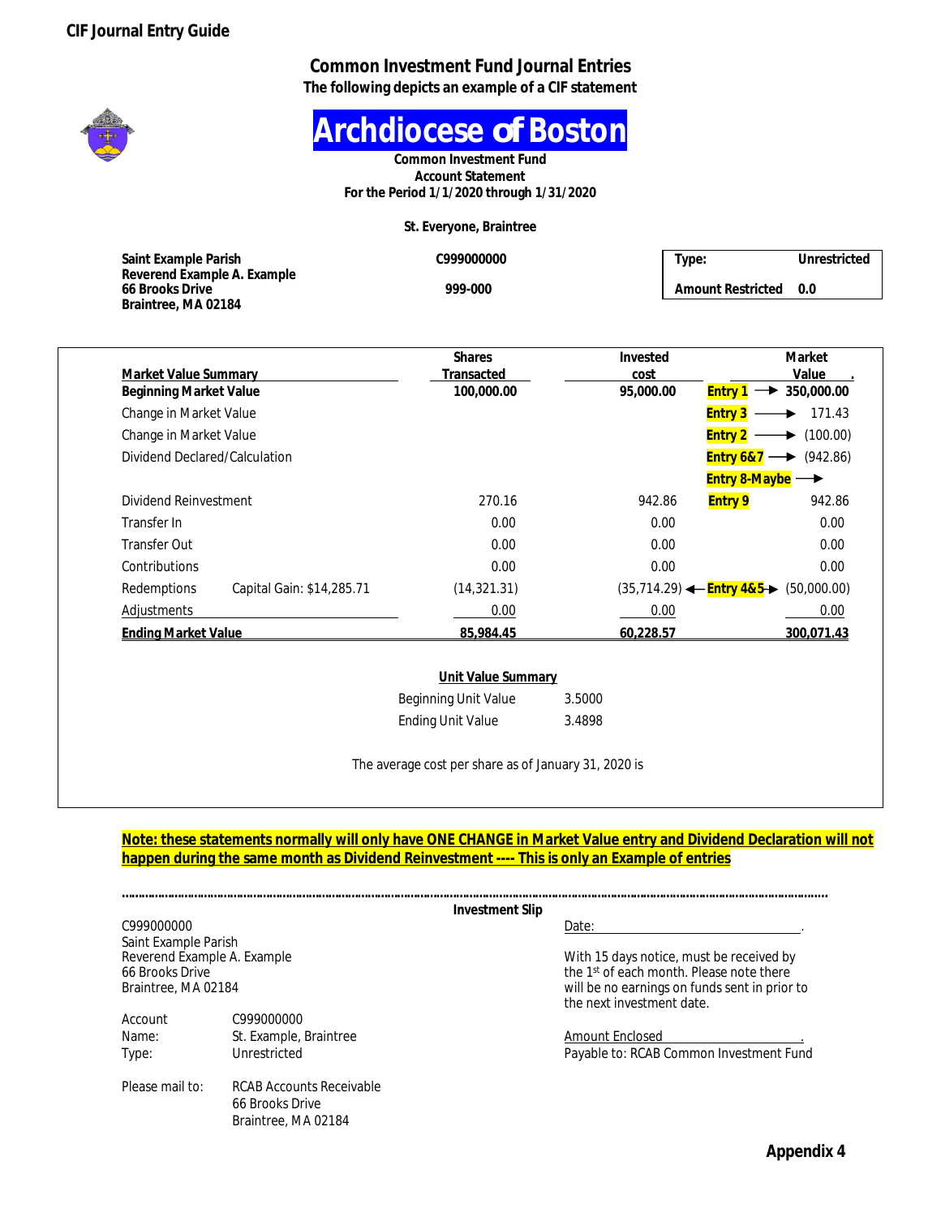CIF Journal Entry Guide

## Common Investment Fund Journal Entries

**The following depicts an example of a CIF statement**

# Archdiocese of Boston

**Common Investment Fund**
**Account Statement**
**For the Period 1/1/2020 through 1/31/2020**

**St. Everyone, Braintree**

**Saint Example Parish**
**Reverend Example A. Example**
**66 Brooks Drive**
**Braintree, MA 02184**

**C999000000**

**999-000**

| **Type:** | **Unrestricted** |
|---|---|
| **Amount Restricted** | **0.0** |

| Market Value Summary | | Shares Transacted | Invested cost | | Market Value |
|---|---|---|---|---|---|
| **Beginning Market Value** | | **100,000.00** | **95,000.00** | Entry 1 → | **350,000.00** |
| Change in Market Value | | | | Entry 3 → | 171.43 |
| Change in Market Value | | | | Entry 2 → | (100.00) |
| Dividend Declared/Calculation | | | | Entry 6&7 → | (942.86) |
| | | | | Entry 8-Maybe → | |
| Dividend Reinvestment | | 270.16 | 942.86 | Entry 9 | 942.86 |
| Transfer In | | 0.00 | 0.00 | | 0.00 |
| Transfer Out | | 0.00 | 0.00 | | 0.00 |
| Contributions | | 0.00 | 0.00 | | 0.00 |
| Redemptions | Capital Gain: $14,285.71 | (14,321.31) | (35,714.29) ← | Entry 4&5 → | (50,000.00) |
| Adjustments | | 0.00 | 0.00 | | 0.00 |
| **Ending Market Value** | | **85,984.45** | **60,228.57** | | **300,071.43** |

**Unit Value Summary**

| | |
|---|---|
| Beginning Unit Value | 3.5000 |
| Ending Unit Value | 3.4898 |

The average cost per share as of January 31, 2020 is

**Note: these statements normally will only have ONE CHANGE in Market Value entry and Dividend Declaration will not happen during the same month as Dividend Reinvestment ---- This is only an Example of entries**

---

**Investment Slip**

C999000000
Saint Example Parish
Reverend Example A. Example
66 Brooks Drive
Braintree, MA 02184

Date: ______________________.

With 15 days notice, must be received by the 1st of each month. Please note there will be no earnings on funds sent in prior to the next investment date.

| | |
|---|---|
| Account | C999000000 |
| Name: | St. Example, Braintree |
| Type: | Unrestricted |

Amount Enclosed ______________________.
Payable to: RCAB Common Investment Fund

Please mail to: RCAB Accounts Receivable
66 Brooks Drive
Braintree, MA 02184

**Appendix 4**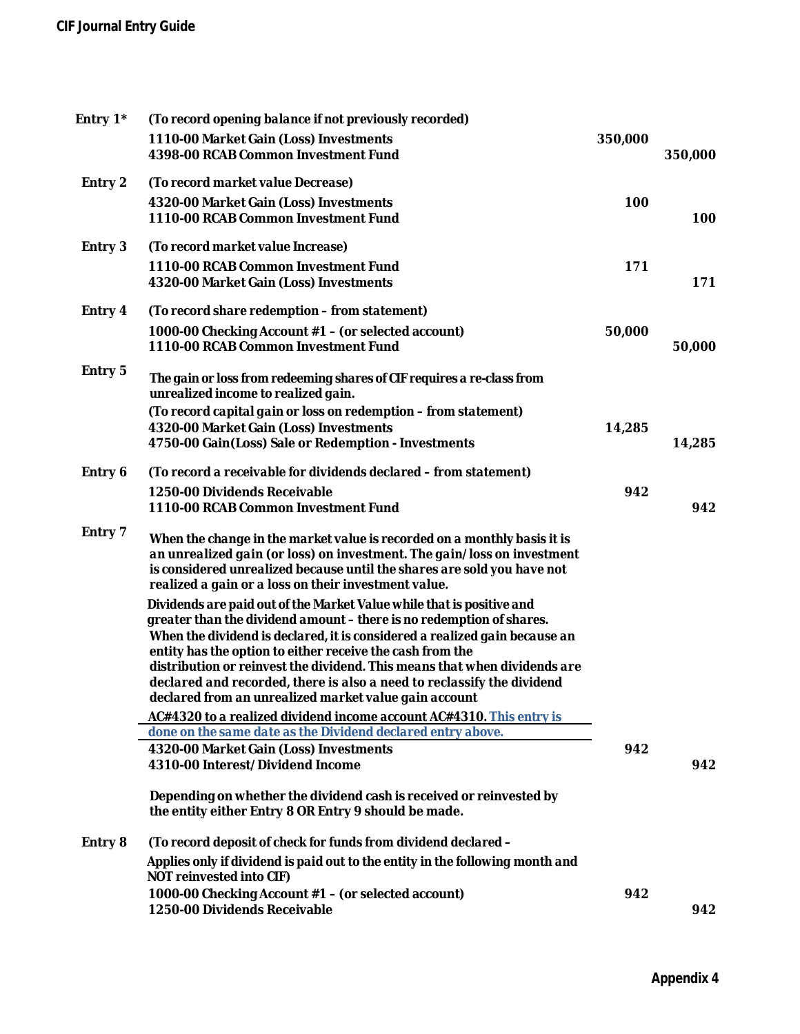| Entry | Description | Debit | Credit |
|---|---|---|---|
| Entry 1* | (To record opening balance if not previously recorded) | | |
| | 1110-00 Market Gain (Loss) Investments | 350,000 | |
| | 4398-00 RCAB Common Investment Fund | | 350,000 |
| Entry 2 | (To record market value Decrease) | | |
| | 4320-00 Market Gain (Loss) Investments | 100 | |
| | 1110-00 RCAB Common Investment Fund | | 100 |
| Entry 3 | (To record market value Increase) | | |
| | 1110-00 RCAB Common Investment Fund | 171 | |
| | 4320-00 Market Gain (Loss) Investments | | 171 |
| Entry 4 | (To record share redemption – from statement) | | |
| | 1000-00 Checking Account #1 – (or selected account) | 50,000 | |
| | 1110-00 RCAB Common Investment Fund | | 50,000 |
| Entry 5 | The gain or loss from redeeming shares of CIF requires a re-class from unrealized income to realized gain. | | |
| | (To record capital gain or loss on redemption – from statement) | | |
| | 4320-00 Market Gain (Loss) Investments | 14,285 | |
| | 4750-00 Gain(Loss) Sale or Redemption - Investments | | 14,285 |
| Entry 6 | (To record a receivable for dividends declared – from statement) | | |
| | 1250-00 Dividends Receivable | 942 | |
| | 1110-00 RCAB Common Investment Fund | | 942 |
| Entry 7 | When the change in the market value is recorded on a monthly basis it is an unrealized gain (or loss) on investment. The gain/loss on investment is considered unrealized because until the shares are sold you have not realized a gain or a loss on their investment value. | | |
| | Dividends are paid out of the Market Value while that is positive and greater than the dividend amount – there is no redemption of shares. When the dividend is declared, it is considered a realized gain because an entity has the option to either receive the cash from the distribution or reinvest the dividend. This means that when dividends are declared and recorded, there is also a need to reclassify the dividend declared from an unrealized market value gain account AC#4320 to a realized dividend income account AC#4310. This entry is done on the same date as the Dividend declared entry above. | | |
| | 4320-00 Market Gain (Loss) Investments | 942 | |
| | 4310-00 Interest/Dividend Income | | 942 |
| | Depending on whether the dividend cash is received or reinvested by the entity either Entry 8 OR Entry 9 should be made. | | |
| Entry 8 | (To record deposit of check for funds from dividend declared – Applies only if dividend is paid out to the entity in the following month and NOT reinvested into CIF) | | |
| | 1000-00 Checking Account #1 – (or selected account) | 942 | |
| | 1250-00 Dividends Receivable | | 942 |

Appendix 4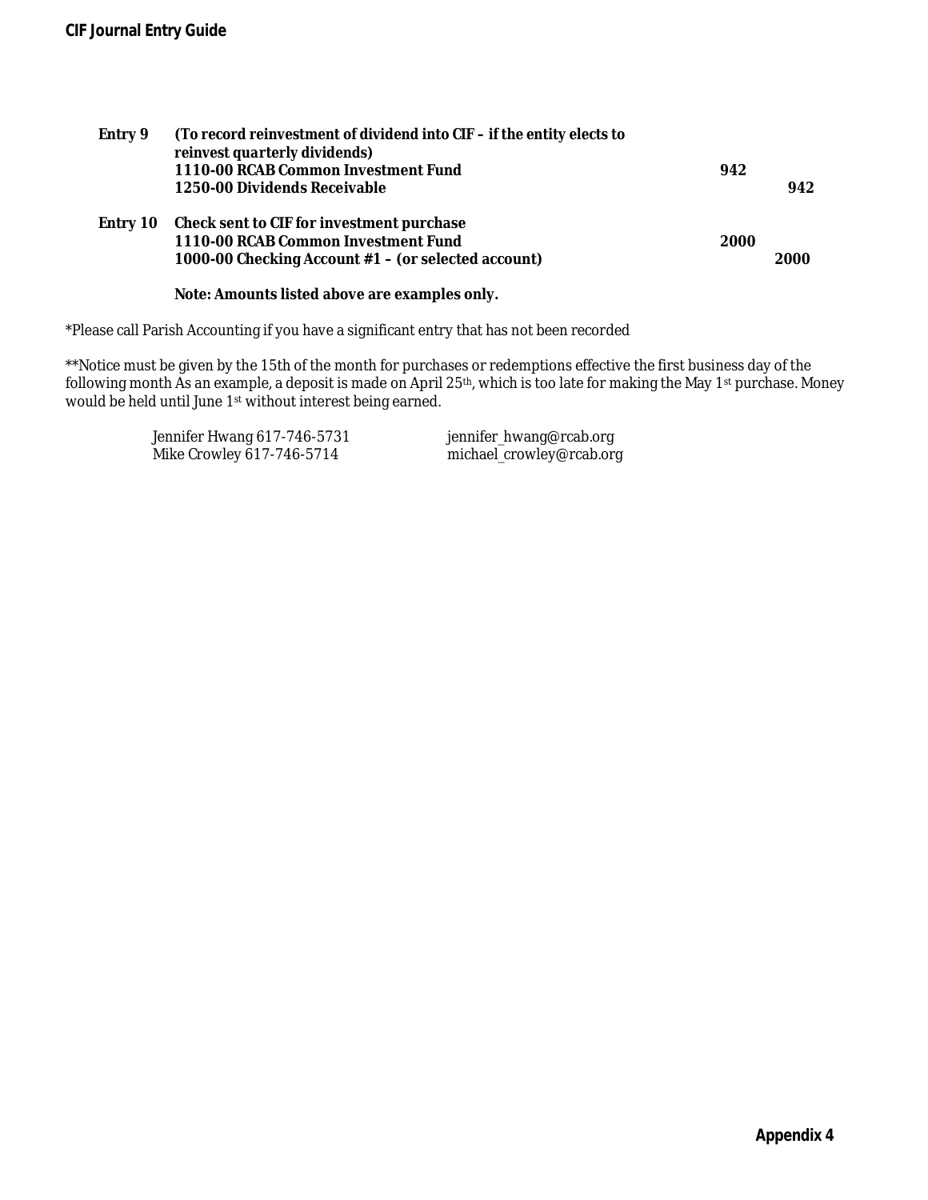**Entry 9** **(To record reinvestment of dividend into CIF – if the entity elects to reinvest quarterly dividends)**

| | Debit | Credit |
|---|---|---|
| **1110-00 RCAB Common Investment Fund** | **942** | |
| **1250-00 Dividends Receivable** | | **942** |

**Entry 10** **Check sent to CIF for investment purchase**

| | Debit | Credit |
|---|---|---|
| **1110-00 RCAB Common Investment Fund** | **2000** | |
| **1000-00 Checking Account #1 – (or selected account)** | | **2000** |

**Note: Amounts listed above are examples only.**

*Please call Parish Accounting if you have a significant entry that has not been recorded

**Notice must be given by the 15th of the month for purchases or redemptions effective the first business day of the following month As an example, a deposit is made on April 25th, which is too late for making the May 1st purchase. Money would be held until June 1st without interest being earned.

Jennifer Hwang 617-746-5731 jennifer_hwang@rcab.org
Mike Crowley 617-746-5714 michael_crowley@rcab.org

Appendix 4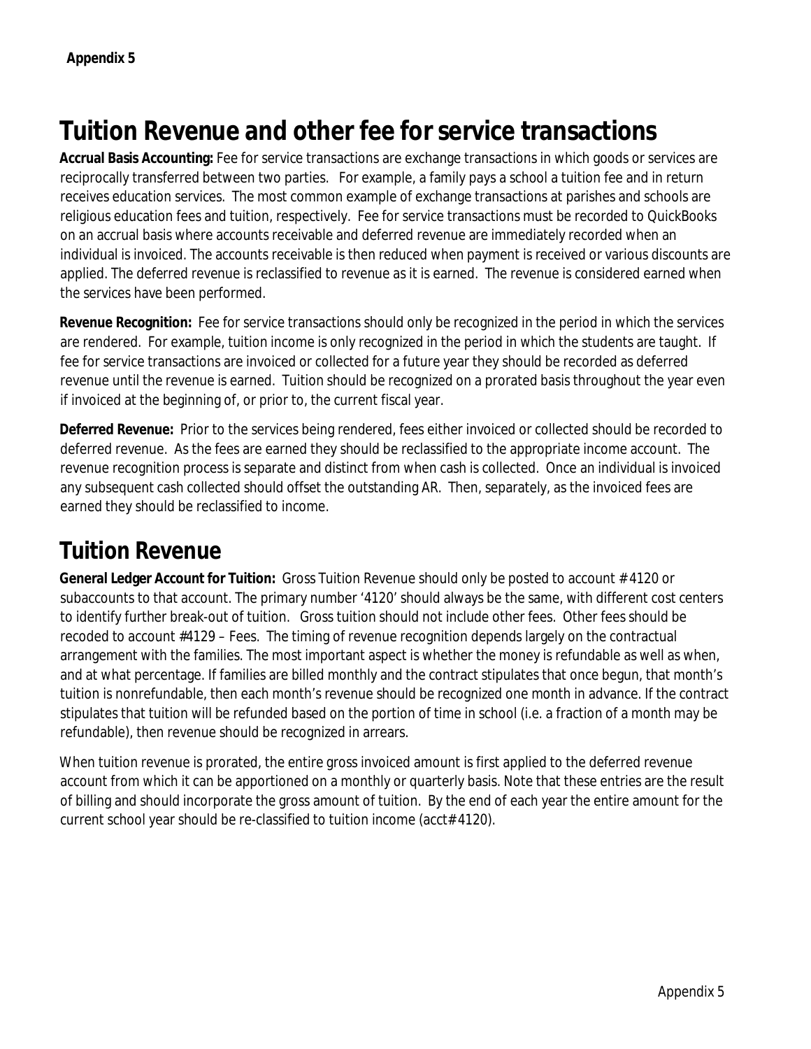**Appendix 5**

# Tuition Revenue and other fee for service transactions

**Accrual Basis Accounting:** Fee for service transactions are exchange transactions in which goods or services are reciprocally transferred between two parties. For example, a family pays a school a tuition fee and in return receives education services. The most common example of exchange transactions at parishes and schools are religious education fees and tuition, respectively. Fee for service transactions must be recorded to QuickBooks on an accrual basis where accounts receivable and deferred revenue are immediately recorded when an individual is invoiced. The accounts receivable is then reduced when payment is received or various discounts are applied. The deferred revenue is reclassified to revenue as it is earned. The revenue is considered earned when the services have been performed.

**Revenue Recognition:** Fee for service transactions should only be recognized in the period in which the services are rendered. For example, tuition income is only recognized in the period in which the students are taught. If fee for service transactions are invoiced or collected for a future year they should be recorded as deferred revenue until the revenue is earned. Tuition should be recognized on a prorated basis throughout the year even if invoiced at the beginning of, or prior to, the current fiscal year.

**Deferred Revenue:** Prior to the services being rendered, fees either invoiced or collected should be recorded to deferred revenue. As the fees are earned they should be reclassified to the appropriate income account. The revenue recognition process is separate and distinct from when cash is collected. Once an individual is invoiced any subsequent cash collected should offset the outstanding AR. Then, separately, as the invoiced fees are earned they should be reclassified to income.

# Tuition Revenue

**General Ledger Account for Tuition:** Gross Tuition Revenue should only be posted to account # 4120 or subaccounts to that account. The primary number '4120' should always be the same, with different cost centers to identify further break-out of tuition. Gross tuition should not include other fees. Other fees should be recoded to account #4129 – Fees. The timing of revenue recognition depends largely on the contractual arrangement with the families. The most important aspect is whether the money is refundable as well as when, and at what percentage. If families are billed monthly and the contract stipulates that once begun, that month's tuition is nonrefundable, then each month's revenue should be recognized one month in advance. If the contract stipulates that tuition will be refunded based on the portion of time in school (i.e. a fraction of a month may be refundable), then revenue should be recognized in arrears.

When tuition revenue is prorated, the entire gross invoiced amount is first applied to the deferred revenue account from which it can be apportioned on a monthly or quarterly basis. Note that these entries are the result of billing and should incorporate the gross amount of tuition. By the end of each year the entire amount for the current school year should be re-classified to tuition income (acct# 4120).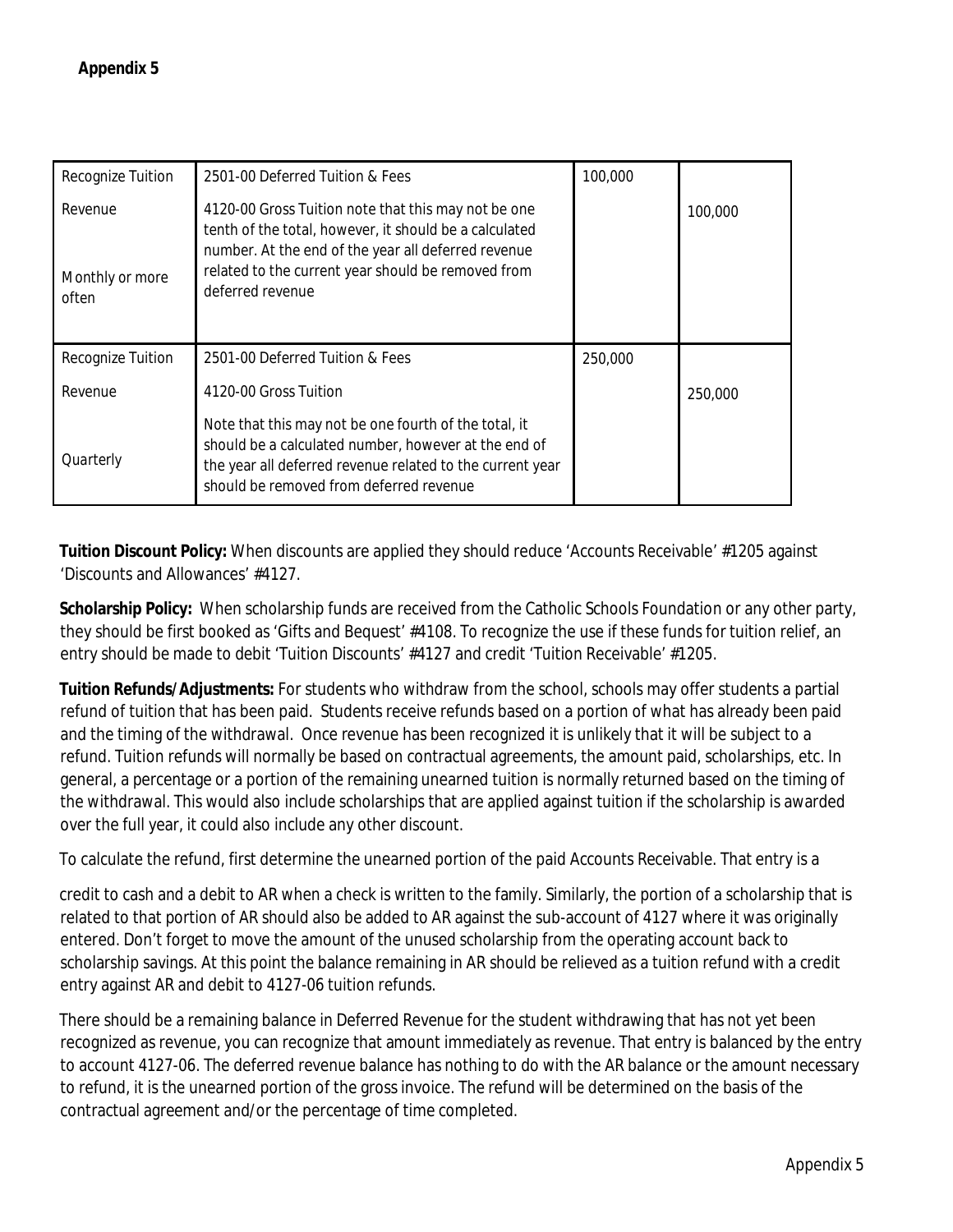**Appendix 5**

| | | | |
|---|---|---|---|
| Recognize Tuition Revenue<br><br>Monthly or more often | 2501-00 Deferred Tuition & Fees<br><br>4120-00 Gross Tuition note that this may not be one tenth of the total, however, it should be a calculated number. At the end of the year all deferred revenue related to the current year should be removed from deferred revenue | 100,000 | <br><br>100,000 |
| Recognize Tuition Revenue<br><br>Quarterly | 2501-00 Deferred Tuition & Fees<br><br>4120-00 Gross Tuition<br><br>Note that this may not be one fourth of the total, it should be a calculated number, however at the end of the year all deferred revenue related to the current year should be removed from deferred revenue | 250,000 | <br><br>250,000 |

**Tuition Discount Policy:** When discounts are applied they should reduce 'Accounts Receivable' #1205 against 'Discounts and Allowances' #4127.

**Scholarship Policy:** When scholarship funds are received from the Catholic Schools Foundation or any other party, they should be first booked as 'Gifts and Bequest' #4108. To recognize the use if these funds for tuition relief, an entry should be made to debit 'Tuition Discounts' #4127 and credit 'Tuition Receivable' #1205.

**Tuition Refunds/Adjustments:** For students who withdraw from the school, schools may offer students a partial refund of tuition that has been paid. Students receive refunds based on a portion of what has already been paid and the timing of the withdrawal. Once revenue has been recognized it is unlikely that it will be subject to a refund. Tuition refunds will normally be based on contractual agreements, the amount paid, scholarships, etc. In general, a percentage or a portion of the remaining unearned tuition is normally returned based on the timing of the withdrawal. This would also include scholarships that are applied against tuition if the scholarship is awarded over the full year, it could also include any other discount.

To calculate the refund, first determine the unearned portion of the paid Accounts Receivable. That entry is a credit to cash and a debit to AR when a check is written to the family. Similarly, the portion of a scholarship that is related to that portion of AR should also be added to AR against the sub-account of 4127 where it was originally entered. Don't forget to move the amount of the unused scholarship from the operating account back to scholarship savings. At this point the balance remaining in AR should be relieved as a tuition refund with a credit entry against AR and debit to 4127-06 tuition refunds.

There should be a remaining balance in Deferred Revenue for the student withdrawing that has not yet been recognized as revenue, you can recognize that amount immediately as revenue. That entry is balanced by the entry to account 4127-06. The deferred revenue balance has nothing to do with the AR balance or the amount necessary to refund, it is the unearned portion of the gross invoice. The refund will be determined on the basis of the contractual agreement and/or the percentage of time completed.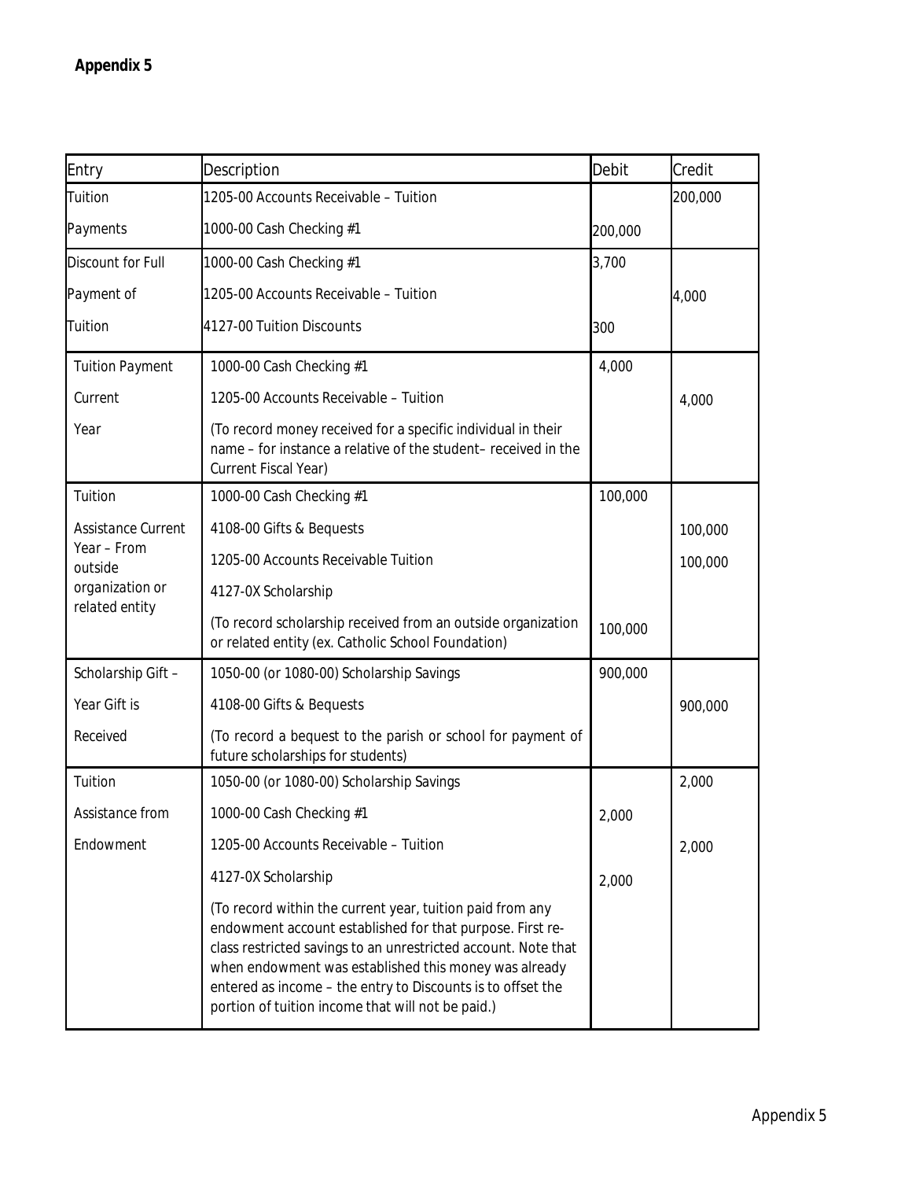**Appendix 5**

| Entry | Description | Debit | Credit |
|---|---|---|---|
| Tuition | 1205-00 Accounts Receivable – Tuition | | 200,000 |
| Payments | 1000-00 Cash Checking #1 | 200,000 | |
| Discount for Full | 1000-00 Cash Checking #1 | 3,700 | |
| Payment of | 1205-00 Accounts Receivable – Tuition | | 4,000 |
| Tuition | 4127-00 Tuition Discounts | 300 | |
| Tuition Payment | 1000-00 Cash Checking #1 | 4,000 | |
| Current | 1205-00 Accounts Receivable – Tuition | | 4,000 |
| Year | (To record money received for a specific individual in their name – for instance a relative of the student– received in the Current Fiscal Year) | | |
| Tuition | 1000-00 Cash Checking #1 | 100,000 | |
| Assistance Current | 4108-00 Gifts & Bequests | | 100,000 |
| Year – From outside | 1205-00 Accounts Receivable Tuition | | 100,000 |
| organization or related entity | 4127-0X Scholarship | | |
| | (To record scholarship received from an outside organization or related entity (ex. Catholic School Foundation) | 100,000 | |
| Scholarship Gift – | 1050-00 (or 1080-00) Scholarship Savings | 900,000 | |
| Year Gift is | 4108-00 Gifts & Bequests | | 900,000 |
| Received | (To record a bequest to the parish or school for payment of future scholarships for students) | | |
| Tuition | 1050-00 (or 1080-00) Scholarship Savings | | 2,000 |
| Assistance from | 1000-00 Cash Checking #1 | 2,000 | |
| Endowment | 1205-00 Accounts Receivable – Tuition | | 2,000 |
| | 4127-0X Scholarship | 2,000 | |
| | (To record within the current year, tuition paid from any endowment account established for that purpose. First re-class restricted savings to an unrestricted account. Note that when endowment was established this money was already entered as income – the entry to Discounts is to offset the portion of tuition income that will not be paid.) | | |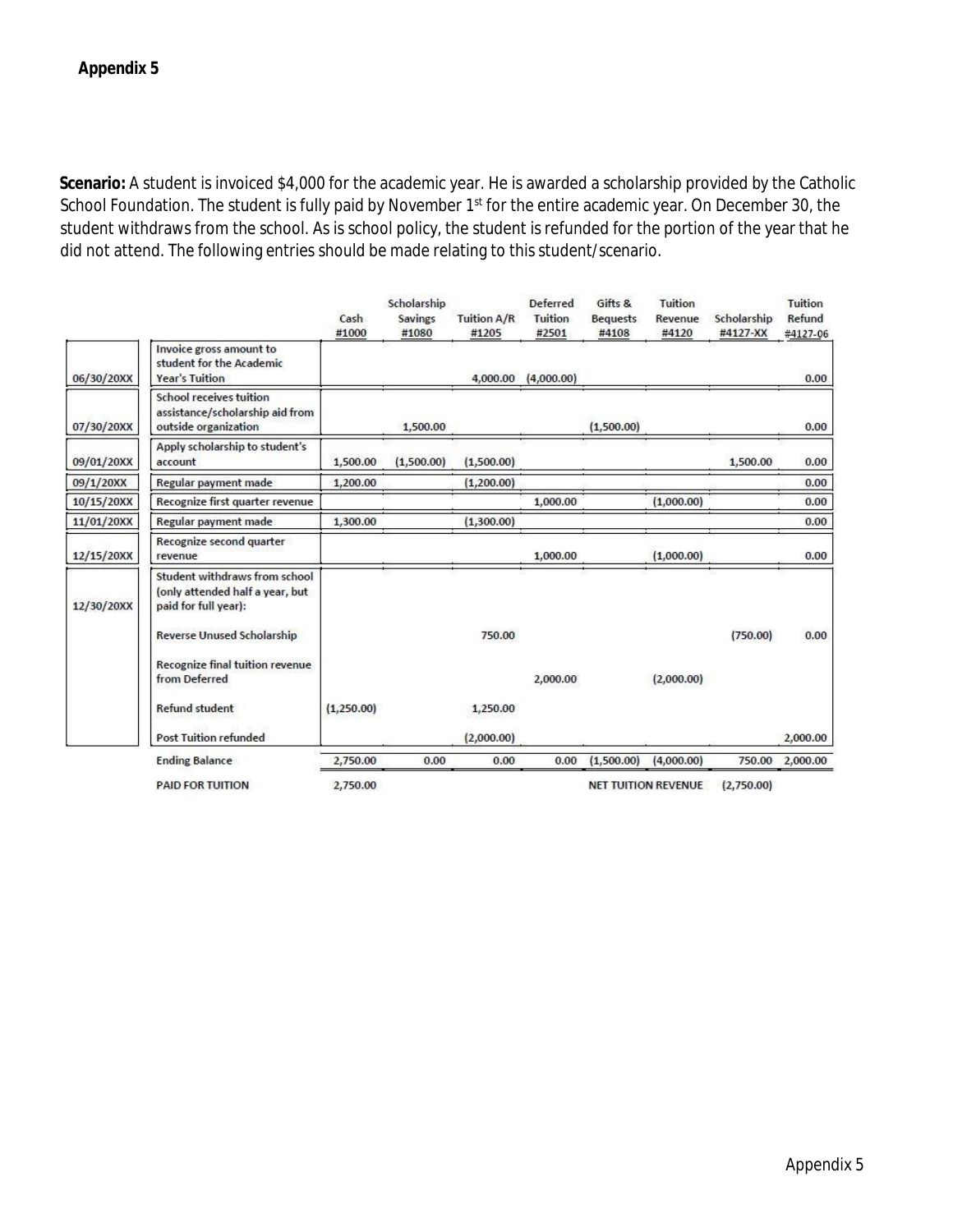**Appendix 5**

**Scenario:** A student is invoiced $4,000 for the academic year. He is awarded a scholarship provided by the Catholic School Foundation. The student is fully paid by November 1st for the entire academic year. On December 30, the student withdraws from the school. As is school policy, the student is refunded for the portion of the year that he did not attend. The following entries should be made relating to this student/scenario.

| | | Cash #1000 | Scholarship Savings #1080 | Tuition A/R #1205 | Deferred Tuition #2501 | Gifts & Bequests #4108 | Tuition Revenue #4120 | Scholarship #4127-XX | Tuition Refund #4127-06 |
|---|---|---|---|---|---|---|---|---|---|
| 06/30/20XX | Invoice gross amount to student for the Academic Year's Tuition | | | 4,000.00 | (4,000.00) | | | | 0.00 |
| 07/30/20XX | School receives tuition assistance/scholarship aid from outside organization | | 1,500.00 | | | (1,500.00) | | | 0.00 |
| 09/01/20XX | Apply scholarship to student's account | 1,500.00 | (1,500.00) | (1,500.00) | | | | 1,500.00 | 0.00 |
| 09/1/20XX | Regular payment made | 1,200.00 | | (1,200.00) | | | | | 0.00 |
| 10/15/20XX | Recognize first quarter revenue | | | | 1,000.00 | | (1,000.00) | | 0.00 |
| 11/01/20XX | Regular payment made | 1,300.00 | | (1,300.00) | | | | | 0.00 |
| 12/15/20XX | Recognize second quarter revenue | | | | 1,000.00 | | (1,000.00) | | 0.00 |
| 12/30/20XX | Student withdraws from school (only attended half a year, but paid for full year): | | | | | | | | |
| | Reverse Unused Scholarship | | | 750.00 | | | | (750.00) | 0.00 |
| | Recognize final tuition revenue from Deferred | | | | 2,000.00 | | (2,000.00) | | |
| | Refund student | (1,250.00) | | 1,250.00 | | | | | |
| | Post Tuition refunded | | | (2,000.00) | | | | | 2,000.00 |
| | Ending Balance | 2,750.00 | 0.00 | 0.00 | 0.00 | (1,500.00) | (4,000.00) | 750.00 | 2,000.00 |
| | PAID FOR TUITION | 2,750.00 | | | | NET TUITION REVENUE | | (2,750.00) | |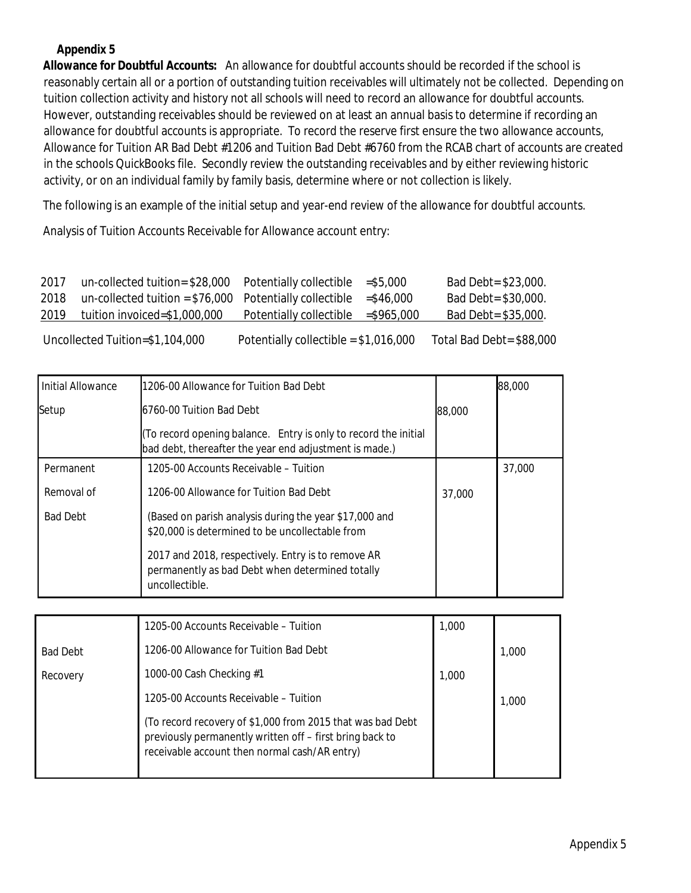**Appendix 5**

**Allowance for Doubtful Accounts:** An allowance for doubtful accounts should be recorded if the school is reasonably certain all or a portion of outstanding tuition receivables will ultimately not be collected. Depending on tuition collection activity and history not all schools will need to record an allowance for doubtful accounts. However, outstanding receivables should be reviewed on at least an annual basis to determine if recording an allowance for doubtful accounts is appropriate. To record the reserve first ensure the two allowance accounts, Allowance for Tuition AR Bad Debt #1206 and Tuition Bad Debt #6760 from the RCAB chart of accounts are created in the schools QuickBooks file. Secondly review the outstanding receivables and by either reviewing historic activity, or on an individual family by family basis, determine where or not collection is likely.

The following is an example of the initial setup and year-end review of the allowance for doubtful accounts.

Analysis of Tuition Accounts Receivable for Allowance account entry:

| | | | |
|---|---|---|---|
| 2017 | un-collected tuition=$28,000 | Potentially collectible =$5,000 | Bad Debt=$23,000. |
| 2018 | un-collected tuition =$76,000 | Potentially collectible =$46,000 | Bad Debt=$30,000. |
| 2019 | tuition invoiced=$1,000,000 | Potentially collectible =$965,000 | Bad Debt=$35,000. |
| | Uncollected Tuition=$1,104,000 | Potentially collectible =$1,016,000 | Total Bad Debt=$88,000 |

| | | | |
|---|---|---|---|
| Initial Allowance | 1206-00 Allowance for Tuition Bad Debt | | 88,000 |
| Setup | 6760-00 Tuition Bad Debt | 88,000 | |
| | (To record opening balance. Entry is only to record the initial bad debt, thereafter the year end adjustment is made.) | | |
| Permanent | 1205-00 Accounts Receivable – Tuition | | 37,000 |
| Removal of | 1206-00 Allowance for Tuition Bad Debt | 37,000 | |
| Bad Debt | (Based on parish analysis during the year $17,000 and $20,000 is determined to be uncollectable from 2017 and 2018, respectively. Entry is to remove AR permanently as bad Debt when determined totally uncollectible. | | |

| | | | |
|---|---|---|---|
| | 1205-00 Accounts Receivable – Tuition | 1,000 | |
| Bad Debt | 1206-00 Allowance for Tuition Bad Debt | | 1,000 |
| Recovery | 1000-00 Cash Checking #1 | 1,000 | |
| | 1205-00 Accounts Receivable – Tuition | | 1,000 |
| | (To record recovery of $1,000 from 2015 that was bad Debt previously permanently written off – first bring back to receivable account then normal cash/AR entry) | | |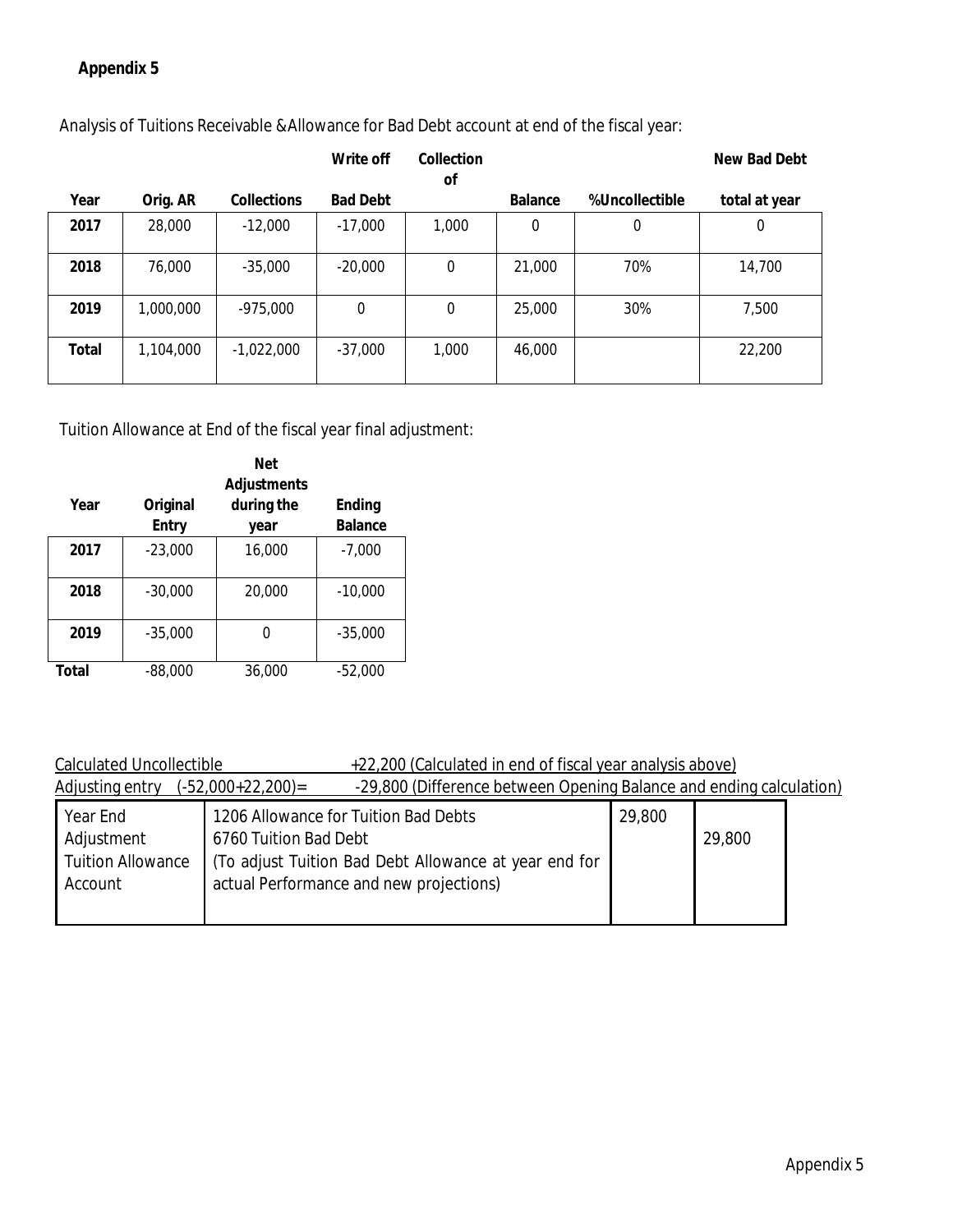**Appendix 5**

Analysis of Tuitions Receivable &Allowance for Bad Debt account at end of the fiscal year:

| Year | Orig. AR | Collections | Write off Bad Debt | Collection of | Balance | %Uncollectible | New Bad Debt total at year |
|---|---|---|---|---|---|---|---|
| 2017 | 28,000 | -12,000 | -17,000 | 1,000 | 0 | 0 | 0 |
| 2018 | 76,000 | -35,000 | -20,000 | 0 | 21,000 | 70% | 14,700 |
| 2019 | 1,000,000 | -975,000 | 0 | 0 | 25,000 | 30% | 7,500 |
| Total | 1,104,000 | -1,022,000 | -37,000 | 1,000 | 46,000 | | 22,200 |

Tuition Allowance at End of the fiscal year final adjustment:

| Year | Original Entry | Net Adjustments during the year | Ending Balance |
|---|---|---|---|
| 2017 | -23,000 | 16,000 | -7,000 |
| 2018 | -30,000 | 20,000 | -10,000 |
| 2019 | -35,000 | 0 | -35,000 |
| Total | -88,000 | 36,000 | -52,000 |

Calculated Uncollectible +22,200 (Calculated in end of fiscal year analysis above)

Adjusting entry (-52,000+22,200)= -29,800 (Difference between Opening Balance and ending calculation)

| | | | |
|---|---|---|---|
| Year End Adjustment Tuition Allowance Account | 1206 Allowance for Tuition Bad Debts<br>6760 Tuition Bad Debt<br>(To adjust Tuition Bad Debt Allowance at year end for actual Performance and new projections) | 29,800 | 29,800 |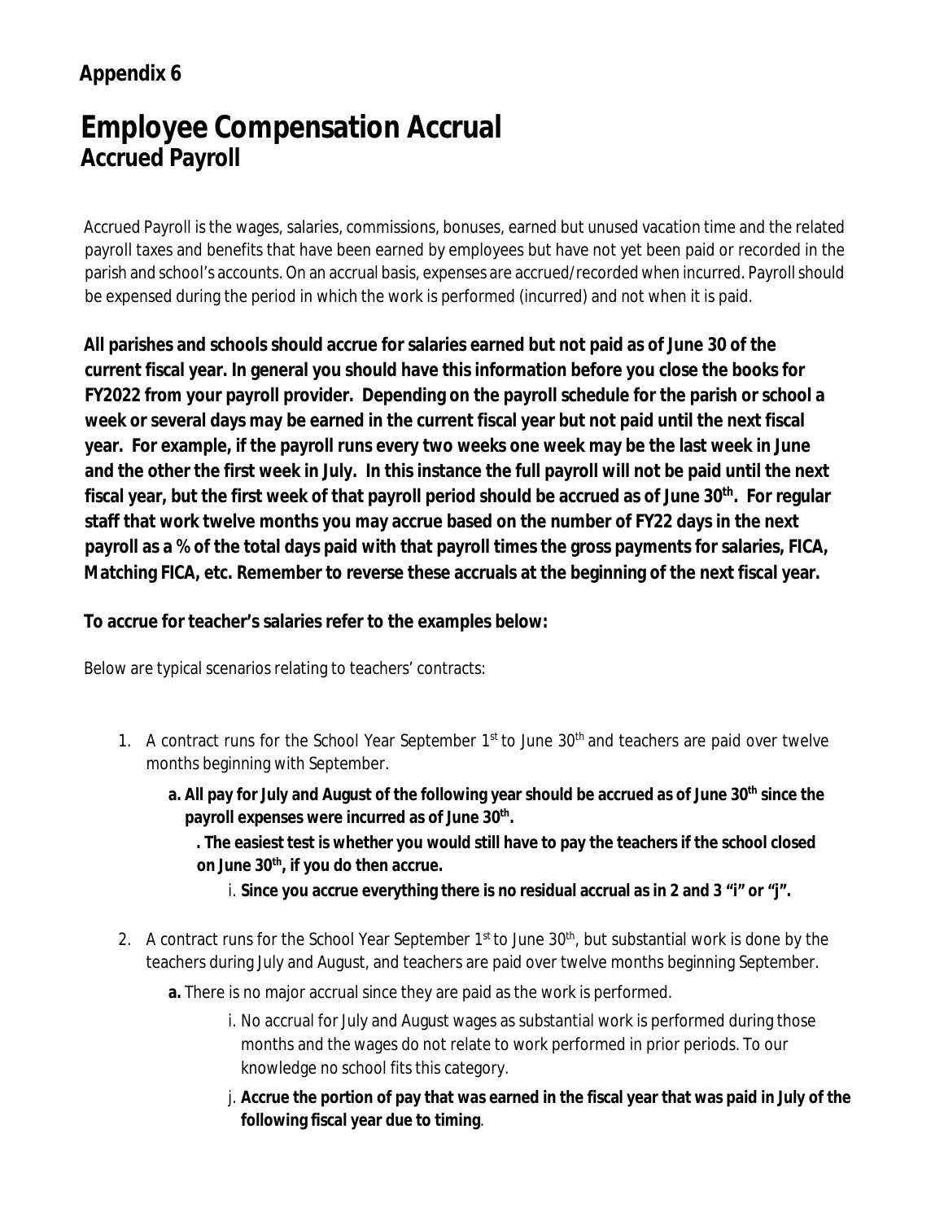## Appendix 6

# Employee Compensation Accrual

## Accrued Payroll

Accrued Payroll is the wages, salaries, commissions, bonuses, earned but unused vacation time and the related payroll taxes and benefits that have been earned by employees but have not yet been paid or recorded in the parish and school's accounts. On an accrual basis, expenses are accrued/recorded when incurred. Payroll should be expensed during the period in which the work is performed (incurred) and not when it is paid.

**All parishes and schools should accrue for salaries earned but not paid as of June 30 of the current fiscal year. In general you should have this information before you close the books for FY2022 from your payroll provider. Depending on the payroll schedule for the parish or school a week or several days may be earned in the current fiscal year but not paid until the next fiscal year. For example, if the payroll runs every two weeks one week may be the last week in June and the other the first week in July. In this instance the full payroll will not be paid until the next fiscal year, but the first week of that payroll period should be accrued as of June 30th. For regular staff that work twelve months you may accrue based on the number of FY22 days in the next payroll as a % of the total days paid with that payroll times the gross payments for salaries, FICA, Matching FICA, etc. Remember to reverse these accruals at the beginning of the next fiscal year.**

**To accrue for teacher's salaries refer to the examples below:**

Below are typical scenarios relating to teachers' contracts:

1. A contract runs for the School Year September 1st to June 30th and teachers are paid over twelve months beginning with September.
   - **a. All pay for July and August of the following year should be accrued as of June 30th since the payroll expenses were incurred as of June 30th.**
     - **. The easiest test is whether you would still have to pay the teachers if the school closed on June 30th, if you do then accrue.**
       - i. **Since you accrue everything there is no residual accrual as in 2 and 3 "i" or "j".**

2. A contract runs for the School Year September 1st to June 30th, but substantial work is done by the teachers during July and August, and teachers are paid over twelve months beginning September.
   - **a.** There is no major accrual since they are paid as the work is performed.
     - i. No accrual for July and August wages as substantial work is performed during those months and the wages do not relate to work performed in prior periods. To our knowledge no school fits this category.
     - j. **Accrue the portion of pay that was earned in the fiscal year that was paid in July of the following fiscal year due to timing**.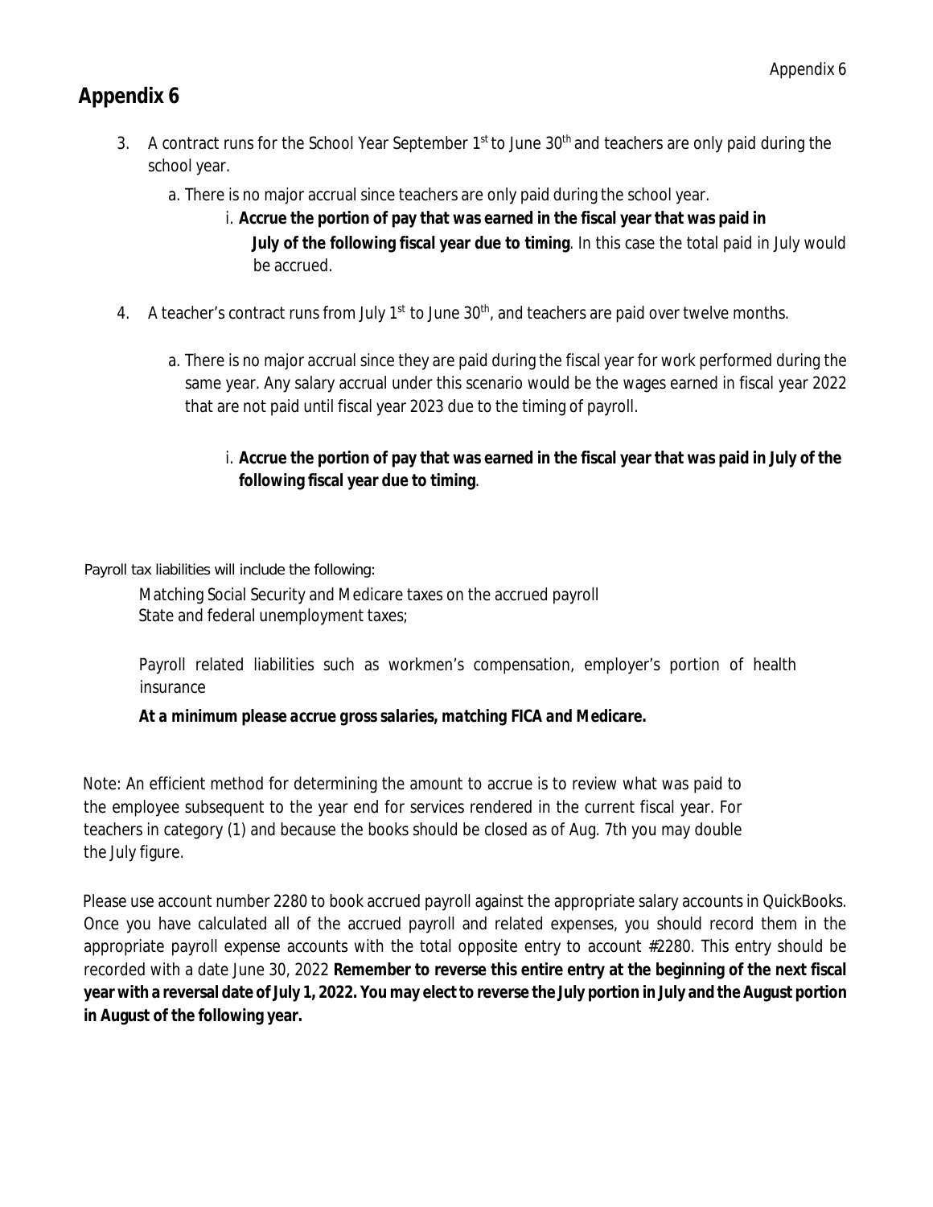# Appendix 6

3. A contract runs for the School Year September 1st to June 30th and teachers are only paid during the school year.

    a. There is no major accrual since teachers are only paid during the school year.

        i. **Accrue the portion of pay that was earned in the fiscal year that was paid in July of the following fiscal year due to timing**. In this case the total paid in July would be accrued.

4. A teacher's contract runs from July 1st to June 30th, and teachers are paid over twelve months.

    a. There is no major accrual since they are paid during the fiscal year for work performed during the same year. Any salary accrual under this scenario would be the wages earned in fiscal year 2022 that are not paid until fiscal year 2023 due to the timing of payroll.

        i. **Accrue the portion of pay that was earned in the fiscal year that was paid in July of the following fiscal year due to timing**.

Payroll tax liabilities will include the following:

Matching Social Security and Medicare taxes on the accrued payroll
State and federal unemployment taxes;

Payroll related liabilities such as workmen's compensation, employer's portion of health insurance

***At a minimum please accrue gross salaries, matching FICA and Medicare.***

Note: An efficient method for determining the amount to accrue is to review what was paid to the employee subsequent to the year end for services rendered in the current fiscal year. For teachers in category (1) and because the books should be closed as of Aug. 7th you may double the July figure.

Please use account number 2280 to book accrued payroll against the appropriate salary accounts in QuickBooks. Once you have calculated all of the accrued payroll and related expenses, you should record them in the appropriate payroll expense accounts with the total opposite entry to account #2280. This entry should be recorded with a date June 30, 2022 **Remember to reverse this entire entry at the beginning of the next fiscal year with a reversal date of July 1, 2022. You may elect to reverse the July portion in July and the August portion in August of the following year.**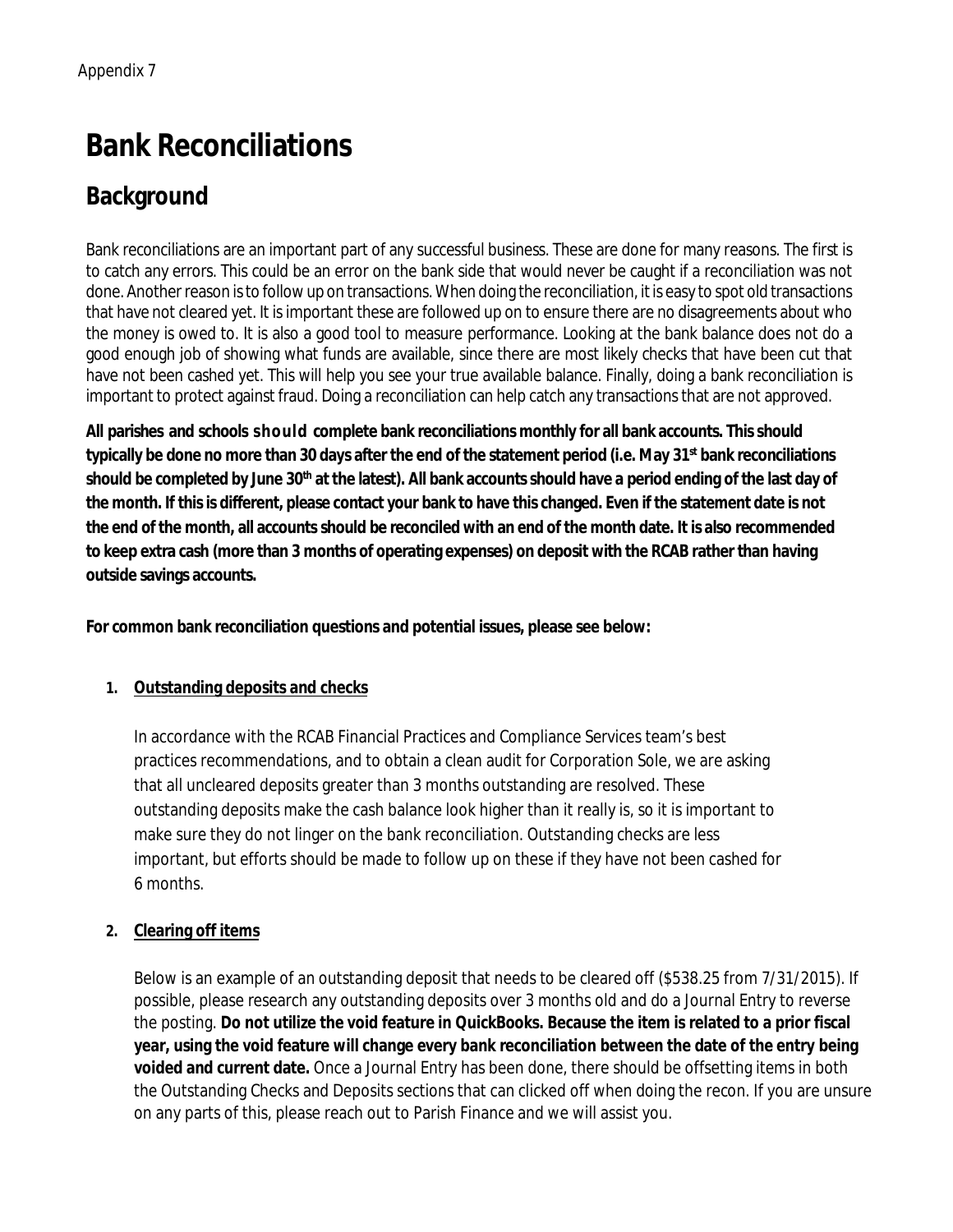Appendix 7

# Bank Reconciliations

## Background

Bank reconciliations are an important part of any successful business. These are done for many reasons. The first is to catch any errors. This could be an error on the bank side that would never be caught if a reconciliation was not done. Another reason is to follow up on transactions. When doing the reconciliation, it is easy to spot old transactions that have not cleared yet. It is important these are followed up on to ensure there are no disagreements about who the money is owed to. It is also a good tool to measure performance. Looking at the bank balance does not do a good enough job of showing what funds are available, since there are most likely checks that have been cut that have not been cashed yet. This will help you see your true available balance. Finally, doing a bank reconciliation is important to protect against fraud. Doing a reconciliation can help catch any transactions that are not approved.

**All parishes and schools should complete bank reconciliations monthly for all bank accounts. This should typically be done no more than 30 days after the end of the statement period (i.e. May 31st bank reconciliations should be completed by June 30th at the latest). All bank accounts should have a period ending of the last day of the month. If this is different, please contact your bank to have this changed. Even if the statement date is not the end of the month, all accounts should be reconciled with an end of the month date. It is also recommended to keep extra cash (more than 3 months of operating expenses) on deposit with the RCAB rather than having outside savings accounts.**

**For common bank reconciliation questions and potential issues, please see below:**

1. **Outstanding deposits and checks**

   In accordance with the RCAB Financial Practices and Compliance Services team's best practices recommendations, and to obtain a clean audit for Corporation Sole, we are asking that all uncleared deposits greater than 3 months outstanding are resolved. These outstanding deposits make the cash balance look higher than it really is, so it is important to make sure they do not linger on the bank reconciliation. Outstanding checks are less important, but efforts should be made to follow up on these if they have not been cashed for 6 months.

2. **Clearing off items**

   Below is an example of an outstanding deposit that needs to be cleared off ($538.25 from 7/31/2015). If possible, please research any outstanding deposits over 3 months old and do a Journal Entry to reverse the posting. **Do not utilize the void feature in QuickBooks. Because the item is related to a prior fiscal year, using the void feature will change every bank reconciliation between the date of the entry being voided and current date.** Once a Journal Entry has been done, there should be offsetting items in both the Outstanding Checks and Deposits sections that can clicked off when doing the recon. If you are unsure on any parts of this, please reach out to Parish Finance and we will assist you.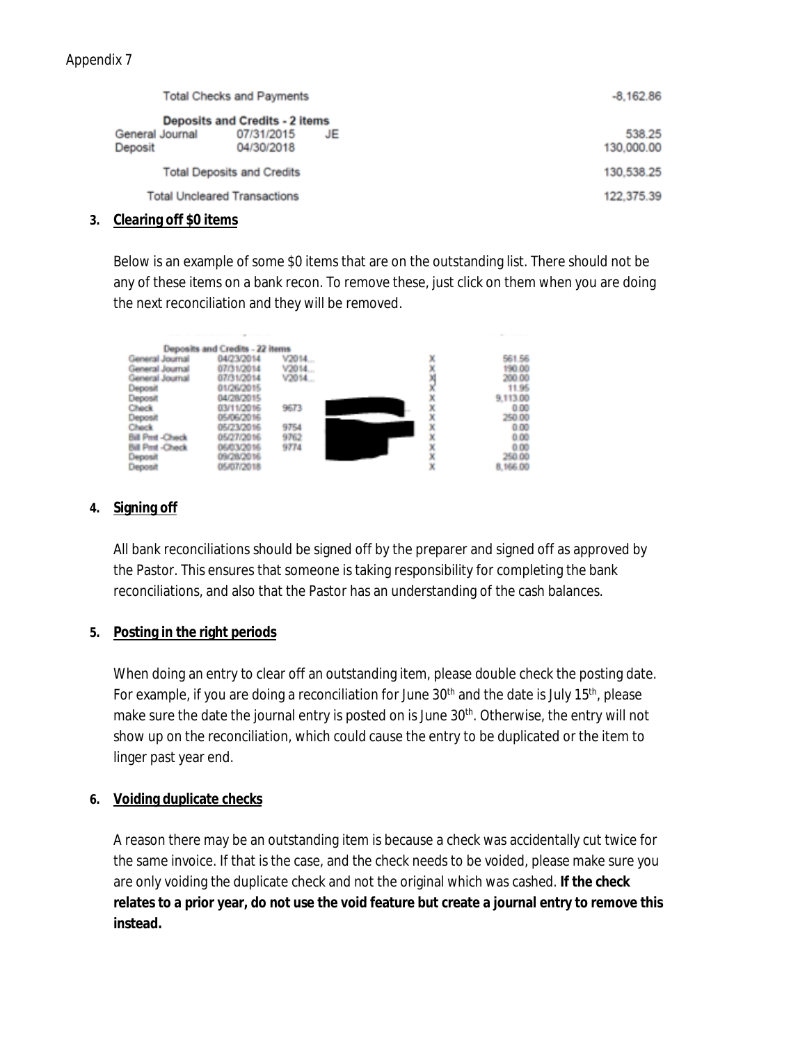Appendix 7

| | | | |
|---|---|---|---|
| Total Checks and Payments | | | -8,162.86 |
| **Deposits and Credits - 2 items** | | | |
| General Journal | 07/31/2015 | JE | 538.25 |
| Deposit | 04/30/2018 | | 130,000.00 |
| Total Deposits and Credits | | | 130,538.25 |
| Total Uncleared Transactions | | | 122,375.39 |

3. **Clearing off $0 items**

Below is an example of some $0 items that are on the outstanding list. There should not be any of these items on a bank recon. To remove these, just click on them when you are doing the next reconciliation and they will be removed.

| | | | | |
|---|---|---|---|---|
| **Deposits and Credits - 22 items** | | | | |
| General Journal | 04/23/2014 | V2014... | X | 561.56 |
| General Journal | 07/31/2014 | V2014... | X | 190.00 |
| General Journal | 07/31/2014 | V2014... | X | 200.00 |
| Deposit | 01/26/2015 | | X | 11.95 |
| Deposit | 04/28/2015 | | X | 9,113.00 |
| Check | 03/11/2016 | 9673 | X | 0.00 |
| Deposit | 05/06/2016 | | X | 250.00 |
| Check | 05/23/2016 | 9754 | X | 0.00 |
| Bill Pmt -Check | 05/27/2016 | 9762 | X | 0.00 |
| Bill Pmt -Check | 06/03/2016 | 9774 | X | 0.00 |
| Deposit | 09/28/2016 | | X | 250.00 |
| Deposit | 05/07/2018 | | X | 8,166.00 |

4. **Signing off**

All bank reconciliations should be signed off by the preparer and signed off as approved by the Pastor. This ensures that someone is taking responsibility for completing the bank reconciliations, and also that the Pastor has an understanding of the cash balances.

5. **Posting in the right periods**

When doing an entry to clear off an outstanding item, please double check the posting date. For example, if you are doing a reconciliation for June 30th and the date is July 15th, please make sure the date the journal entry is posted on is June 30th. Otherwise, the entry will not show up on the reconciliation, which could cause the entry to be duplicated or the item to linger past year end.

6. **Voiding duplicate checks**

A reason there may be an outstanding item is because a check was accidentally cut twice for the same invoice. If that is the case, and the check needs to be voided, please make sure you are only voiding the duplicate check and not the original which was cashed. **If the check relates to a prior year, do not use the void feature but create a journal entry to remove this instead.**